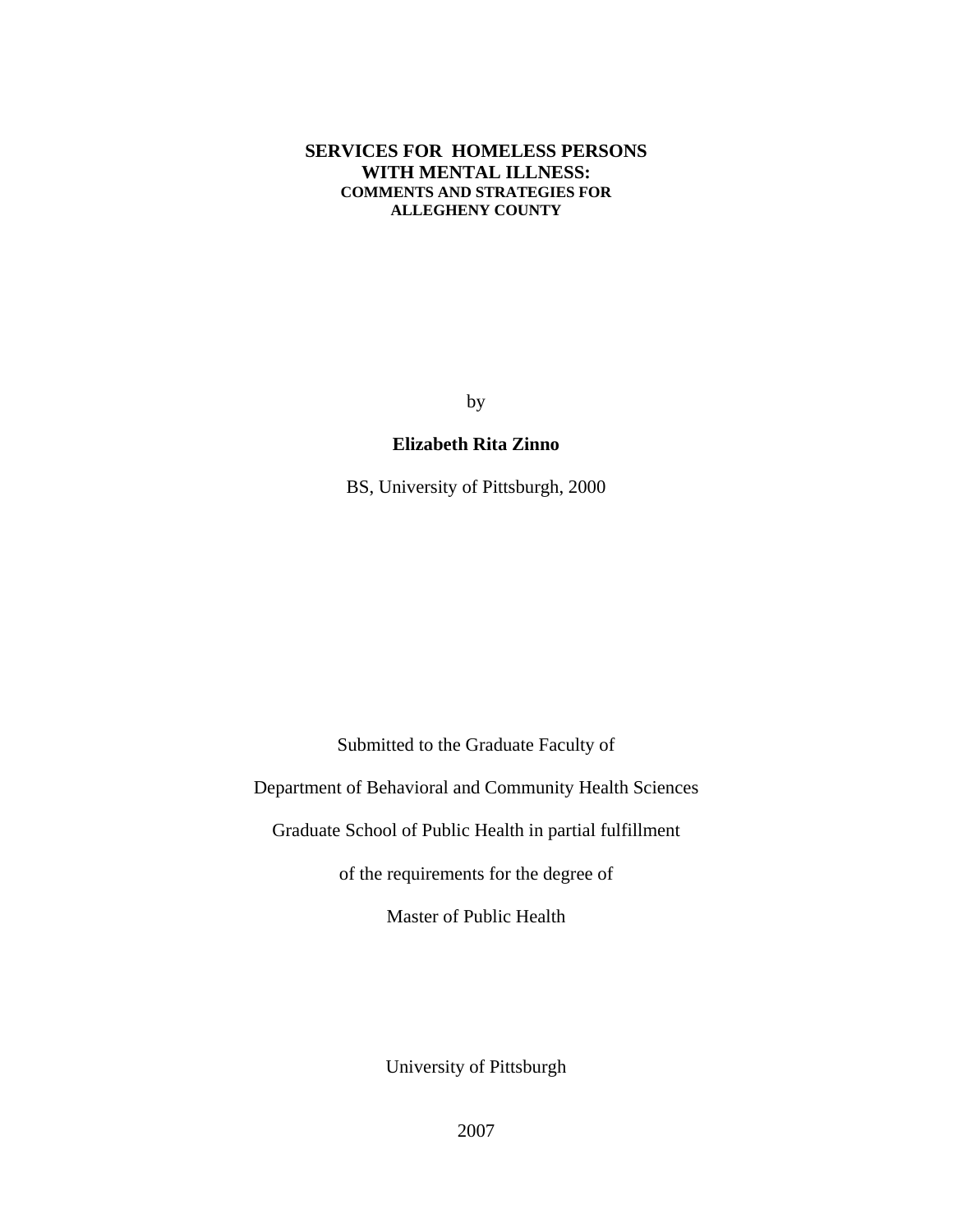# SERVICES FOR HOMELESS PERSONS WITH MENTAL ILLNESS:

## COMMENTS AND STRATEGIES FOR ALLEGHENY COUNTY

by

**Elizabeth Rita Zinno**

BS, University of Pittsburgh, 2000

Submitted to the Graduate Faculty of

Department of Behavioral and Community Health Sciences

Graduate School of Public Health in partial fulfillment

of the requirements for the degree of

Master of Public Health

University of Pittsburgh

2007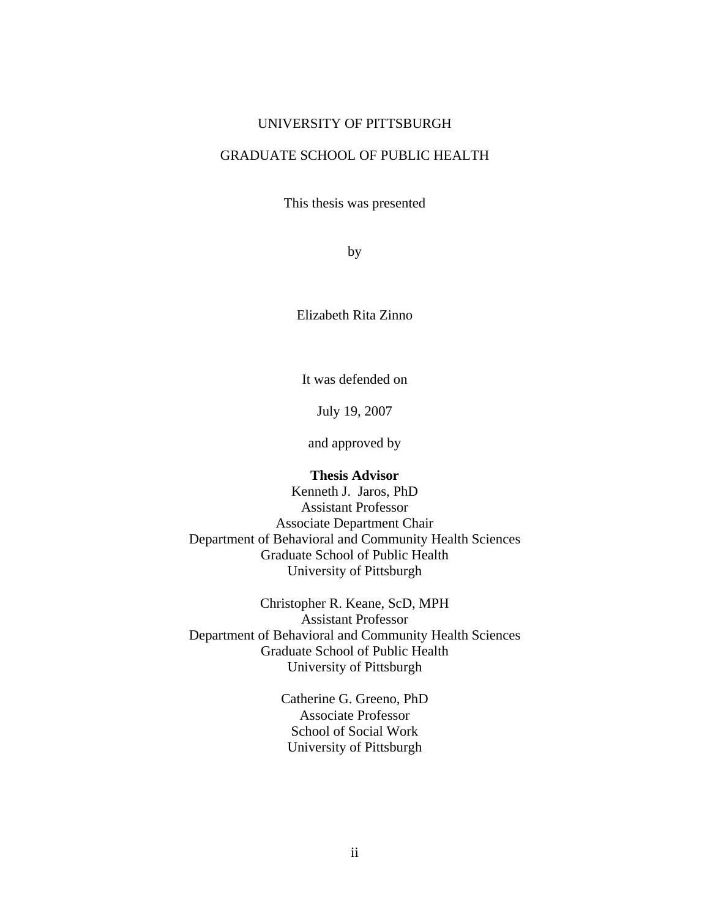UNIVERSITY OF PITTSBURGH

GRADUATE SCHOOL OF PUBLIC HEALTH

This thesis was presented

by

Elizabeth Rita Zinno

It was defended on

July 19, 2007

and approved by

**Thesis Advisor**
Kenneth J. Jaros, PhD
Assistant Professor
Associate Department Chair
Department of Behavioral and Community Health Sciences
Graduate School of Public Health
University of Pittsburgh

Christopher R. Keane, ScD, MPH
Assistant Professor
Department of Behavioral and Community Health Sciences
Graduate School of Public Health
University of Pittsburgh

Catherine G. Greeno, PhD
Associate Professor
School of Social Work
University of Pittsburgh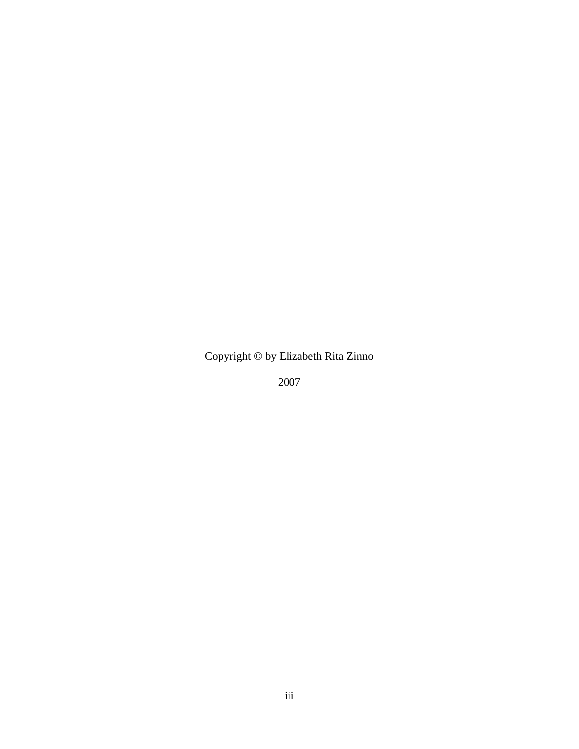Copyright © by Elizabeth Rita Zinno

2007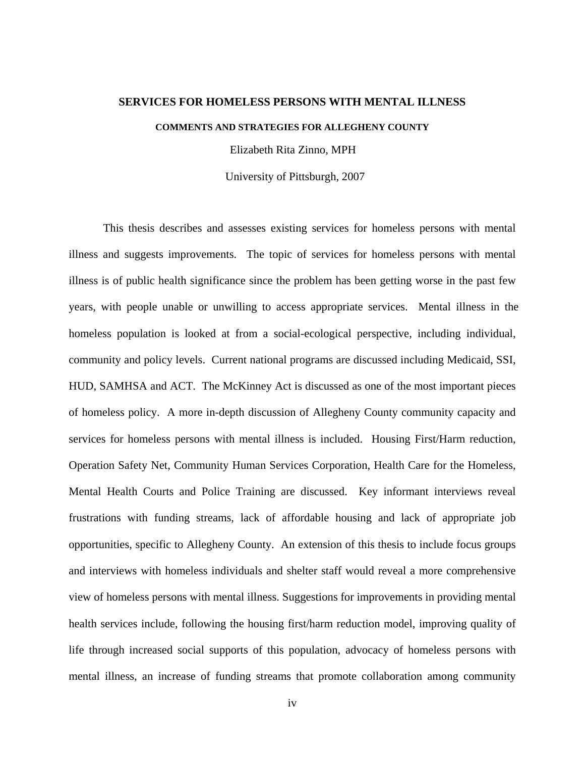**SERVICES FOR HOMELESS PERSONS WITH MENTAL ILLNESS**

**COMMENTS AND STRATEGIES FOR ALLEGHENY COUNTY**

Elizabeth Rita Zinno, MPH

University of Pittsburgh, 2007

This thesis describes and assesses existing services for homeless persons with mental illness and suggests improvements. The topic of services for homeless persons with mental illness is of public health significance since the problem has been getting worse in the past few years, with people unable or unwilling to access appropriate services. Mental illness in the homeless population is looked at from a social-ecological perspective, including individual, community and policy levels. Current national programs are discussed including Medicaid, SSI, HUD, SAMHSA and ACT. The McKinney Act is discussed as one of the most important pieces of homeless policy. A more in-depth discussion of Allegheny County community capacity and services for homeless persons with mental illness is included. Housing First/Harm reduction, Operation Safety Net, Community Human Services Corporation, Health Care for the Homeless, Mental Health Courts and Police Training are discussed. Key informant interviews reveal frustrations with funding streams, lack of affordable housing and lack of appropriate job opportunities, specific to Allegheny County. An extension of this thesis to include focus groups and interviews with homeless individuals and shelter staff would reveal a more comprehensive view of homeless persons with mental illness. Suggestions for improvements in providing mental health services include, following the housing first/harm reduction model, improving quality of life through increased social supports of this population, advocacy of homeless persons with mental illness, an increase of funding streams that promote collaboration among community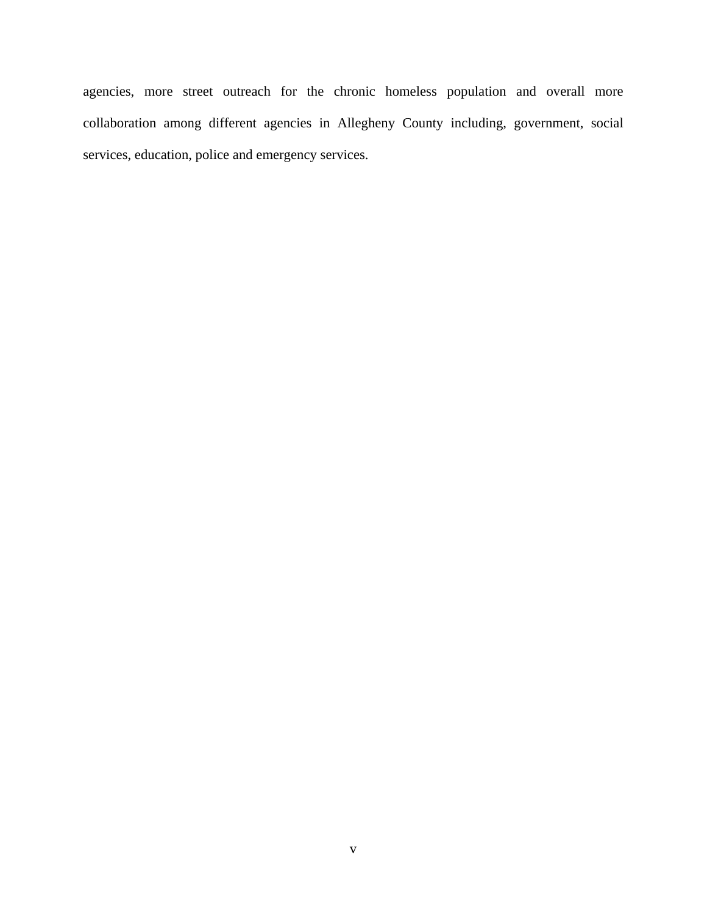agencies, more street outreach for the chronic homeless population and overall more collaboration among different agencies in Allegheny County including, government, social services, education, police and emergency services.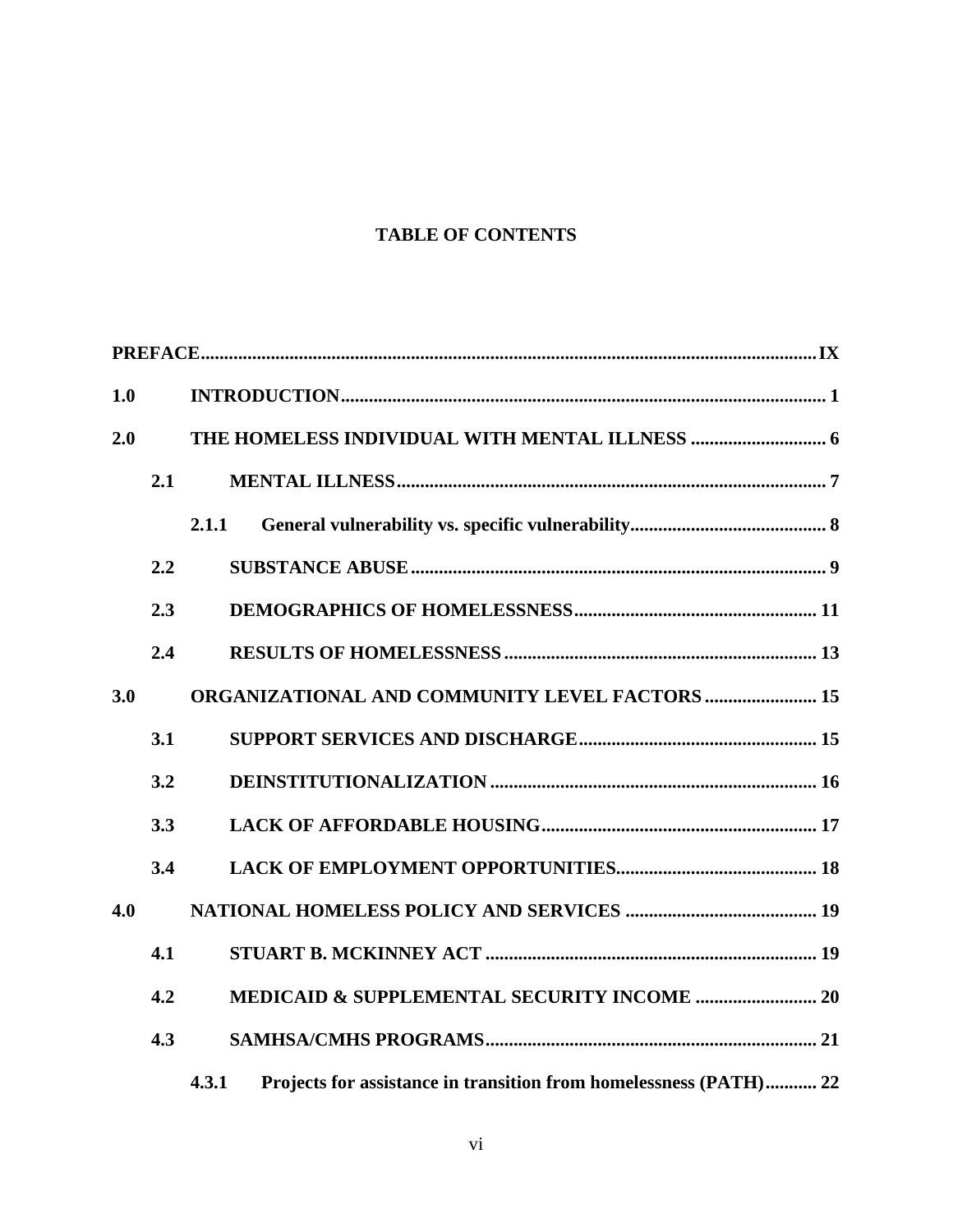# TABLE OF CONTENTS

**PREFACE** .................................................................................................................................. **IX**

**1.0 INTRODUCTION** ........................................................................................................ **1**

**2.0 THE HOMELESS INDIVIDUAL WITH MENTAL ILLNESS** ............................. **6**

- **2.1 MENTAL ILLNESS** ............................................................................................ **7**
  - **2.1.1 General vulnerability vs. specific vulnerability** .......................................... **8**
- **2.2 SUBSTANCE ABUSE** ......................................................................................... **9**
- **2.3 DEMOGRAPHICS OF HOMELESSNESS** .................................................... **11**
- **2.4 RESULTS OF HOMELESSNESS** .................................................................. **13**

**3.0 ORGANIZATIONAL AND COMMUNITY LEVEL FACTORS** ........................ **15**

- **3.1 SUPPORT SERVICES AND DISCHARGE** .................................................. **15**
- **3.2 DEINSTITUTIONALIZATION** ..................................................................... **16**
- **3.3 LACK OF AFFORDABLE HOUSING** ........................................................... **17**
- **3.4 LACK OF EMPLOYMENT OPPORTUNITIES** ........................................... **18**

**4.0 NATIONAL HOMELESS POLICY AND SERVICES** ......................................... **19**

- **4.1 STUART B. MCKINNEY ACT** ...................................................................... **19**
- **4.2 MEDICAID & SUPPLEMENTAL SECURITY INCOME** .......................... **20**
- **4.3 SAMHSA/CMHS PROGRAMS** ....................................................................... **21**
  - **4.3.1 Projects for assistance in transition from homelessness (PATH)** ........... **22**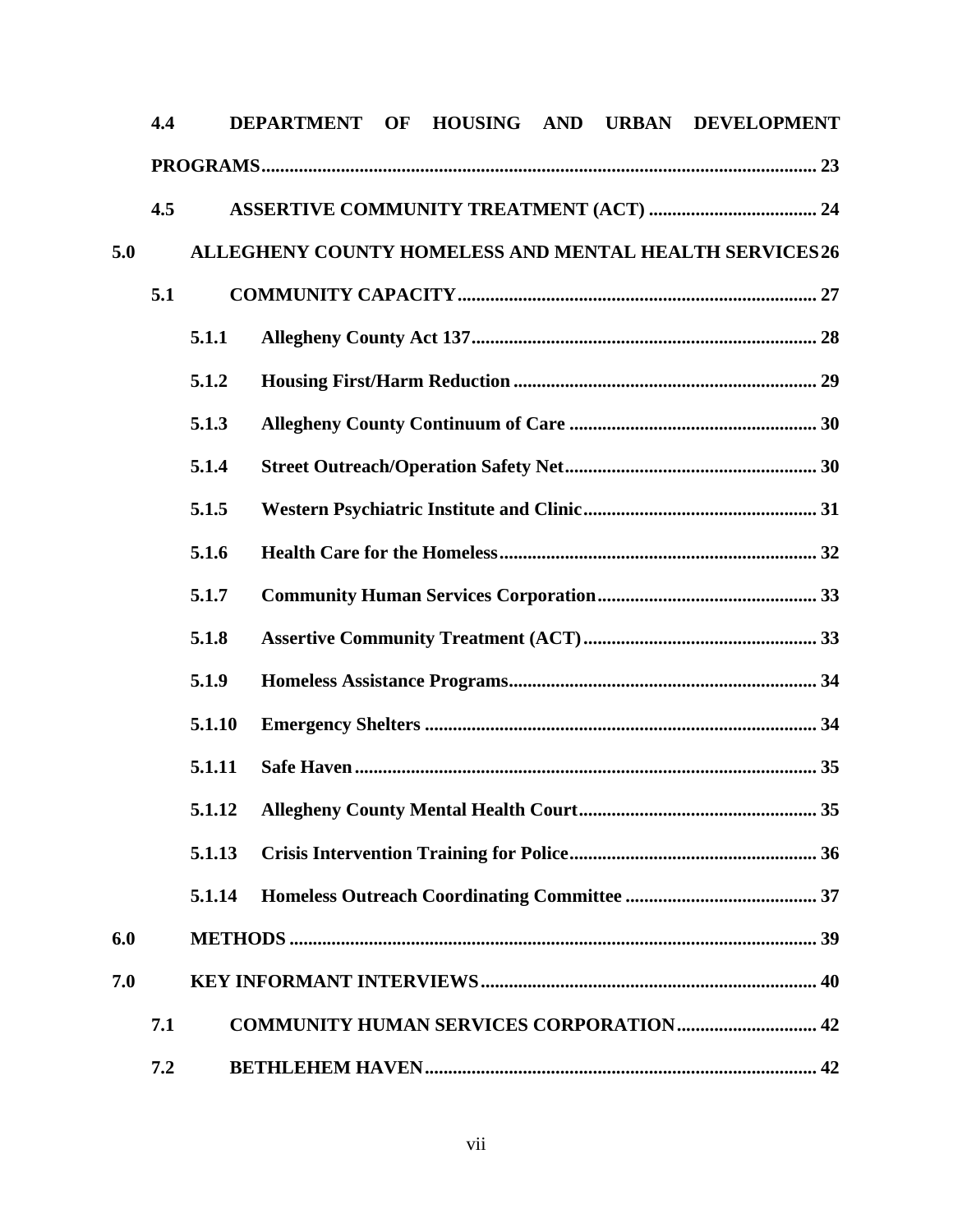4.4 DEPARTMENT OF HOUSING AND URBAN DEVELOPMENT PROGRAMS ........ 23

4.5 ASSERTIVE COMMUNITY TREATMENT (ACT) ........ 24

5.0 ALLEGHENY COUNTY HOMELESS AND MENTAL HEALTH SERVICES 26

5.1 COMMUNITY CAPACITY ........ 27

5.1.1 Allegheny County Act 137 ........ 28

5.1.2 Housing First/Harm Reduction ........ 29

5.1.3 Allegheny County Continuum of Care ........ 30

5.1.4 Street Outreach/Operation Safety Net ........ 30

5.1.5 Western Psychiatric Institute and Clinic ........ 31

5.1.6 Health Care for the Homeless ........ 32

5.1.7 Community Human Services Corporation ........ 33

5.1.8 Assertive Community Treatment (ACT) ........ 33

5.1.9 Homeless Assistance Programs ........ 34

5.1.10 Emergency Shelters ........ 34

5.1.11 Safe Haven ........ 35

5.1.12 Allegheny County Mental Health Court ........ 35

5.1.13 Crisis Intervention Training for Police ........ 36

5.1.14 Homeless Outreach Coordinating Committee ........ 37

6.0 METHODS ........ 39

7.0 KEY INFORMANT INTERVIEWS ........ 40

7.1 COMMUNITY HUMAN SERVICES CORPORATION ........ 42

7.2 BETHLEHEM HAVEN ........ 42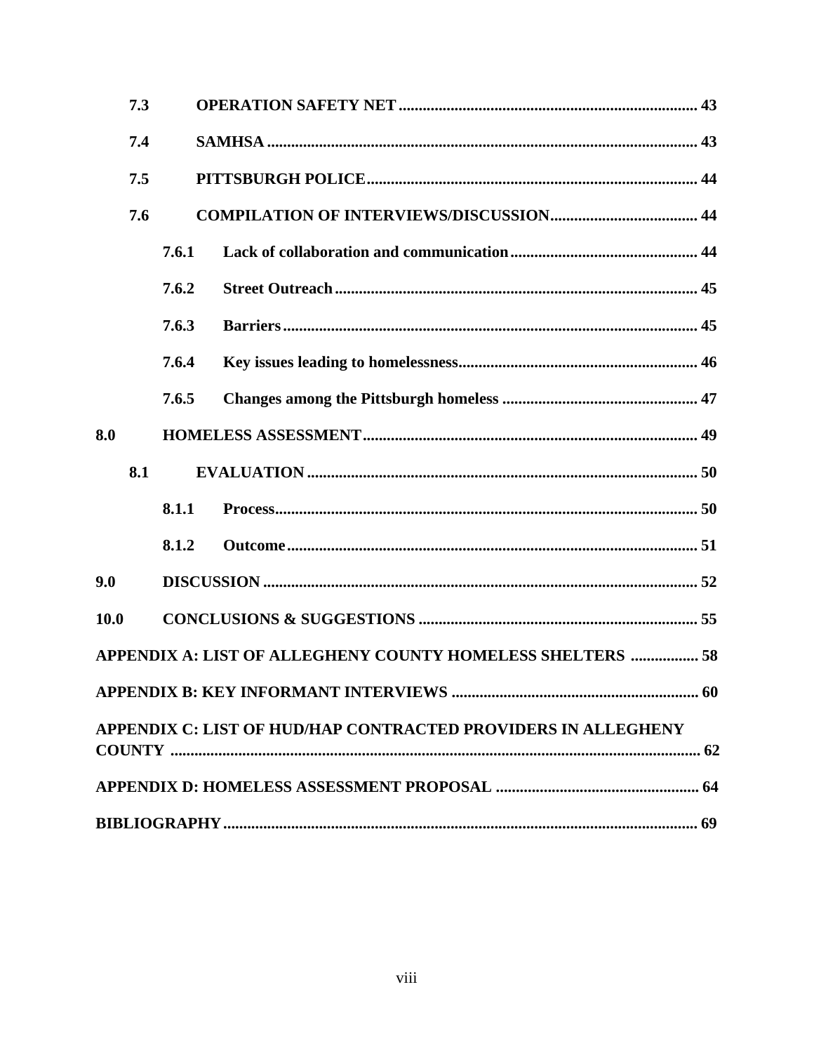7.3 OPERATION SAFETY NET ........................................................................ 43

7.4 SAMHSA ........................................................................................................ 43

7.5 PITTSBURGH POLICE.................................................................................. 44

7.6 COMPILATION OF INTERVIEWS/DISCUSSION..................................... 44

7.6.1 Lack of collaboration and communication............................................... 44

7.6.2 Street Outreach.......................................................................................... 45

7.6.3 Barriers....................................................................................................... 45

7.6.4 Key issues leading to homelessness.......................................................... 46

7.6.5 Changes among the Pittsburgh homeless ................................................ 47

8.0 HOMELESS ASSESSMENT.............................................................................. 49

8.1 EVALUATION ................................................................................................ 50

8.1.1 Process......................................................................................................... 50

8.1.2 Outcome...................................................................................................... 51

9.0 DISCUSSION ..................................................................................................... 52

10.0 CONCLUSIONS & SUGGESTIONS ................................................................ 55

APPENDIX A: LIST OF ALLEGHENY COUNTY HOMELESS SHELTERS ................. 58

APPENDIX B: KEY INFORMANT INTERVIEWS ............................................................. 60

APPENDIX C: LIST OF HUD/HAP CONTRACTED PROVIDERS IN ALLEGHENY COUNTY ................................................................................................................................ 62

APPENDIX D: HOMELESS ASSESSMENT PROPOSAL .................................................. 64

BIBLIOGRAPHY...................................................................................................................... 69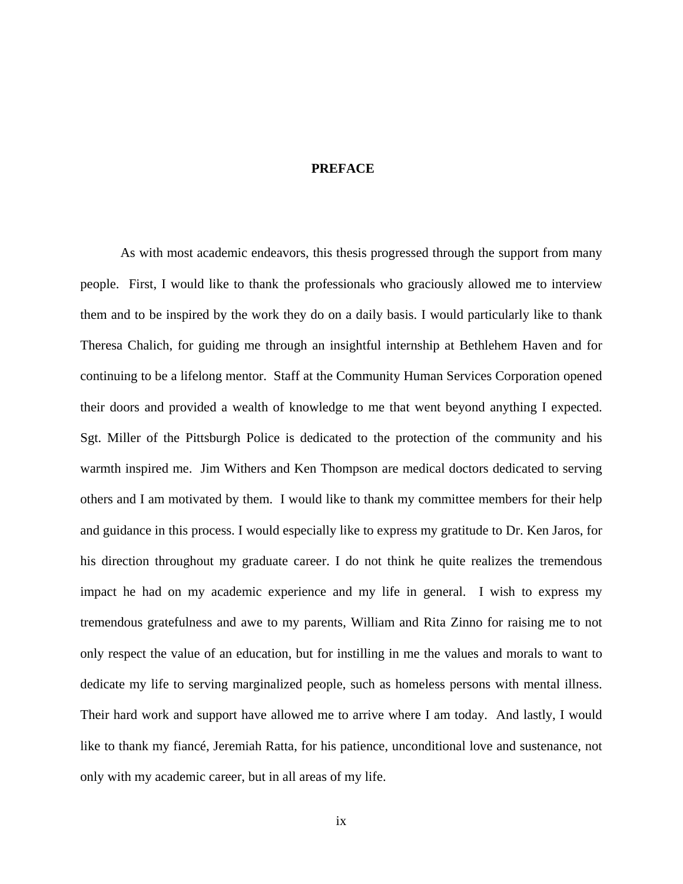## PREFACE

As with most academic endeavors, this thesis progressed through the support from many people. First, I would like to thank the professionals who graciously allowed me to interview them and to be inspired by the work they do on a daily basis. I would particularly like to thank Theresa Chalich, for guiding me through an insightful internship at Bethlehem Haven and for continuing to be a lifelong mentor. Staff at the Community Human Services Corporation opened their doors and provided a wealth of knowledge to me that went beyond anything I expected. Sgt. Miller of the Pittsburgh Police is dedicated to the protection of the community and his warmth inspired me. Jim Withers and Ken Thompson are medical doctors dedicated to serving others and I am motivated by them. I would like to thank my committee members for their help and guidance in this process. I would especially like to express my gratitude to Dr. Ken Jaros, for his direction throughout my graduate career. I do not think he quite realizes the tremendous impact he had on my academic experience and my life in general. I wish to express my tremendous gratefulness and awe to my parents, William and Rita Zinno for raising me to not only respect the value of an education, but for instilling in me the values and morals to want to dedicate my life to serving marginalized people, such as homeless persons with mental illness. Their hard work and support have allowed me to arrive where I am today. And lastly, I would like to thank my fiancé, Jeremiah Ratta, for his patience, unconditional love and sustenance, not only with my academic career, but in all areas of my life.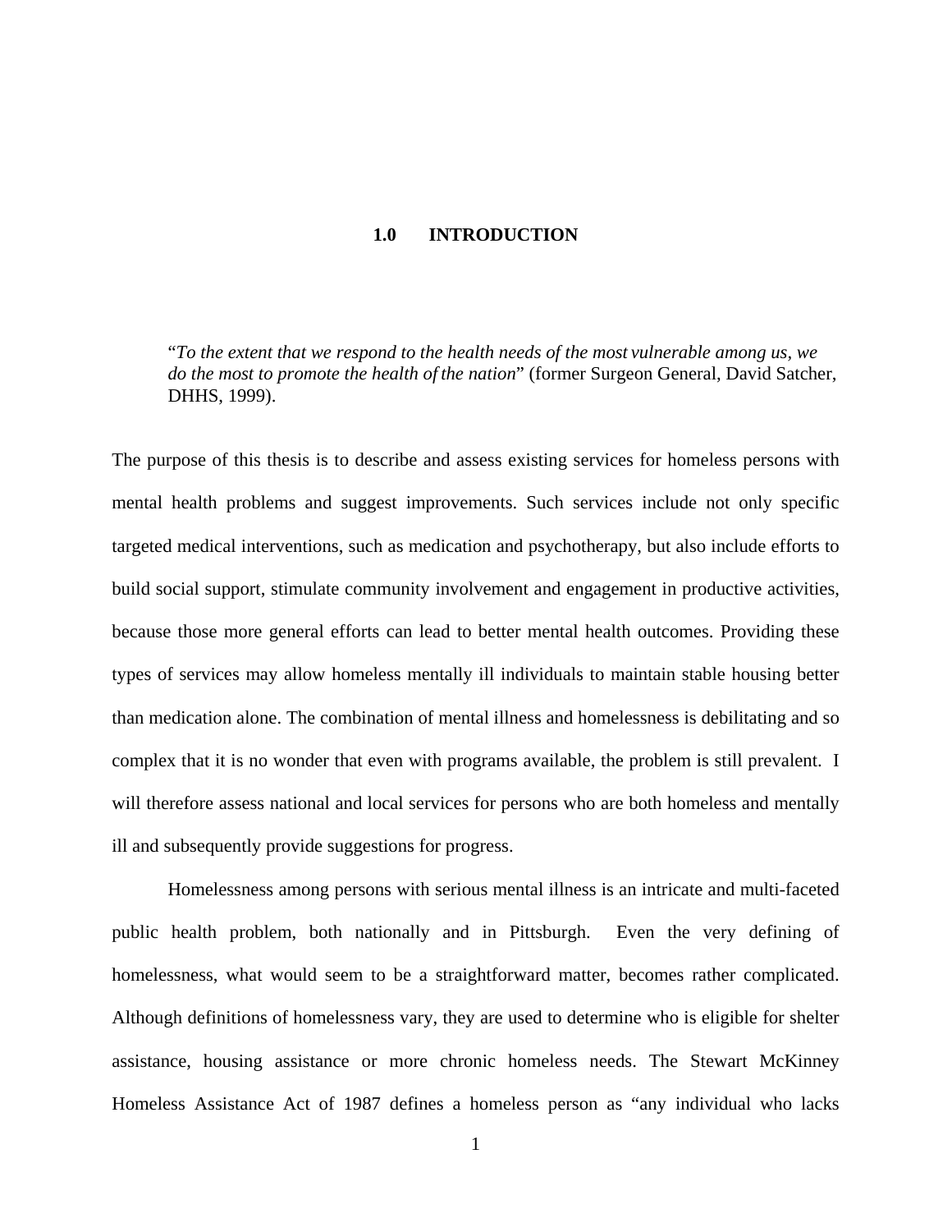# 1.0 INTRODUCTION

> "*To the extent that we respond to the health needs of the most vulnerable among us, we do the most to promote the health of the nation*" (former Surgeon General, David Satcher, DHHS, 1999).

The purpose of this thesis is to describe and assess existing services for homeless persons with mental health problems and suggest improvements. Such services include not only specific targeted medical interventions, such as medication and psychotherapy, but also include efforts to build social support, stimulate community involvement and engagement in productive activities, because those more general efforts can lead to better mental health outcomes. Providing these types of services may allow homeless mentally ill individuals to maintain stable housing better than medication alone. The combination of mental illness and homelessness is debilitating and so complex that it is no wonder that even with programs available, the problem is still prevalent. I will therefore assess national and local services for persons who are both homeless and mentally ill and subsequently provide suggestions for progress.

Homelessness among persons with serious mental illness is an intricate and multi-faceted public health problem, both nationally and in Pittsburgh. Even the very defining of homelessness, what would seem to be a straightforward matter, becomes rather complicated. Although definitions of homelessness vary, they are used to determine who is eligible for shelter assistance, housing assistance or more chronic homeless needs. The Stewart McKinney Homeless Assistance Act of 1987 defines a homeless person as "any individual who lacks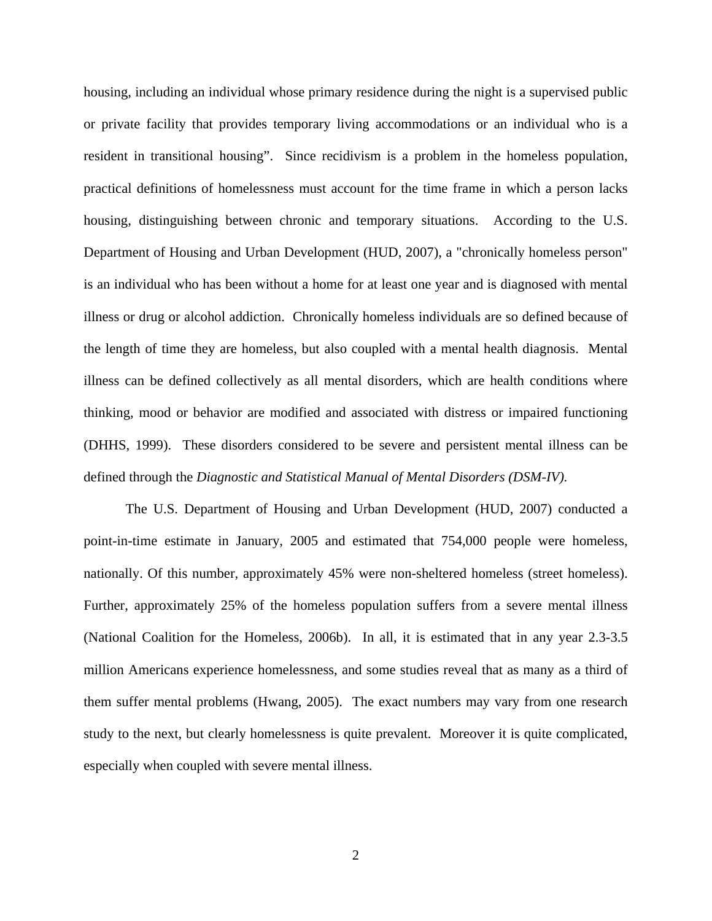housing, including an individual whose primary residence during the night is a supervised public or private facility that provides temporary living accommodations or an individual who is a resident in transitional housing". Since recidivism is a problem in the homeless population, practical definitions of homelessness must account for the time frame in which a person lacks housing, distinguishing between chronic and temporary situations. According to the U.S. Department of Housing and Urban Development (HUD, 2007), a "chronically homeless person" is an individual who has been without a home for at least one year and is diagnosed with mental illness or drug or alcohol addiction. Chronically homeless individuals are so defined because of the length of time they are homeless, but also coupled with a mental health diagnosis. Mental illness can be defined collectively as all mental disorders, which are health conditions where thinking, mood or behavior are modified and associated with distress or impaired functioning (DHHS, 1999). These disorders considered to be severe and persistent mental illness can be defined through the *Diagnostic and Statistical Manual of Mental Disorders (DSM-IV).*

The U.S. Department of Housing and Urban Development (HUD, 2007) conducted a point-in-time estimate in January, 2005 and estimated that 754,000 people were homeless, nationally. Of this number, approximately 45% were non-sheltered homeless (street homeless). Further, approximately 25% of the homeless population suffers from a severe mental illness (National Coalition for the Homeless, 2006b). In all, it is estimated that in any year 2.3-3.5 million Americans experience homelessness, and some studies reveal that as many as a third of them suffer mental problems (Hwang, 2005). The exact numbers may vary from one research study to the next, but clearly homelessness is quite prevalent. Moreover it is quite complicated, especially when coupled with severe mental illness.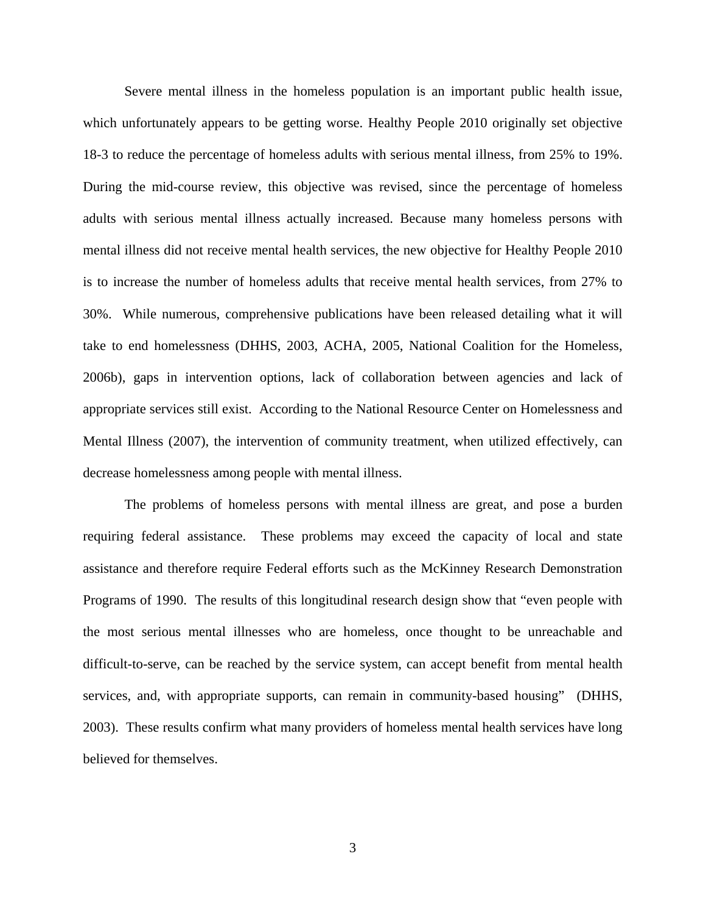Severe mental illness in the homeless population is an important public health issue, which unfortunately appears to be getting worse. Healthy People 2010 originally set objective 18-3 to reduce the percentage of homeless adults with serious mental illness, from 25% to 19%. During the mid-course review, this objective was revised, since the percentage of homeless adults with serious mental illness actually increased. Because many homeless persons with mental illness did not receive mental health services, the new objective for Healthy People 2010 is to increase the number of homeless adults that receive mental health services, from 27% to 30%. While numerous, comprehensive publications have been released detailing what it will take to end homelessness (DHHS, 2003, ACHA, 2005, National Coalition for the Homeless, 2006b), gaps in intervention options, lack of collaboration between agencies and lack of appropriate services still exist. According to the National Resource Center on Homelessness and Mental Illness (2007), the intervention of community treatment, when utilized effectively, can decrease homelessness among people with mental illness.

The problems of homeless persons with mental illness are great, and pose a burden requiring federal assistance. These problems may exceed the capacity of local and state assistance and therefore require Federal efforts such as the McKinney Research Demonstration Programs of 1990. The results of this longitudinal research design show that "even people with the most serious mental illnesses who are homeless, once thought to be unreachable and difficult-to-serve, can be reached by the service system, can accept benefit from mental health services, and, with appropriate supports, can remain in community-based housing" (DHHS, 2003). These results confirm what many providers of homeless mental health services have long believed for themselves.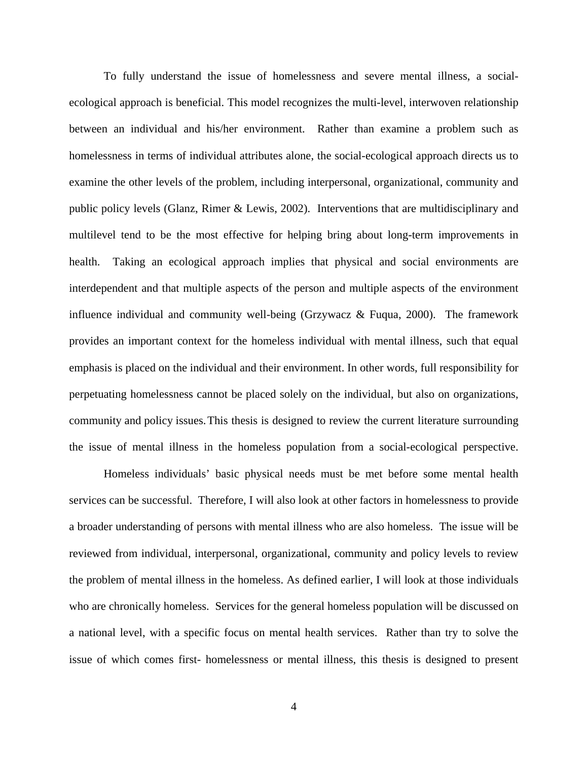To fully understand the issue of homelessness and severe mental illness, a social-ecological approach is beneficial. This model recognizes the multi-level, interwoven relationship between an individual and his/her environment. Rather than examine a problem such as homelessness in terms of individual attributes alone, the social-ecological approach directs us to examine the other levels of the problem, including interpersonal, organizational, community and public policy levels (Glanz, Rimer & Lewis, 2002). Interventions that are multidisciplinary and multilevel tend to be the most effective for helping bring about long-term improvements in health. Taking an ecological approach implies that physical and social environments are interdependent and that multiple aspects of the person and multiple aspects of the environment influence individual and community well-being (Grzywacz & Fuqua, 2000). The framework provides an important context for the homeless individual with mental illness, such that equal emphasis is placed on the individual and their environment. In other words, full responsibility for perpetuating homelessness cannot be placed solely on the individual, but also on organizations, community and policy issues. This thesis is designed to review the current literature surrounding the issue of mental illness in the homeless population from a social-ecological perspective.

Homeless individuals' basic physical needs must be met before some mental health services can be successful. Therefore, I will also look at other factors in homelessness to provide a broader understanding of persons with mental illness who are also homeless. The issue will be reviewed from individual, interpersonal, organizational, community and policy levels to review the problem of mental illness in the homeless. As defined earlier, I will look at those individuals who are chronically homeless. Services for the general homeless population will be discussed on a national level, with a specific focus on mental health services. Rather than try to solve the issue of which comes first- homelessness or mental illness, this thesis is designed to present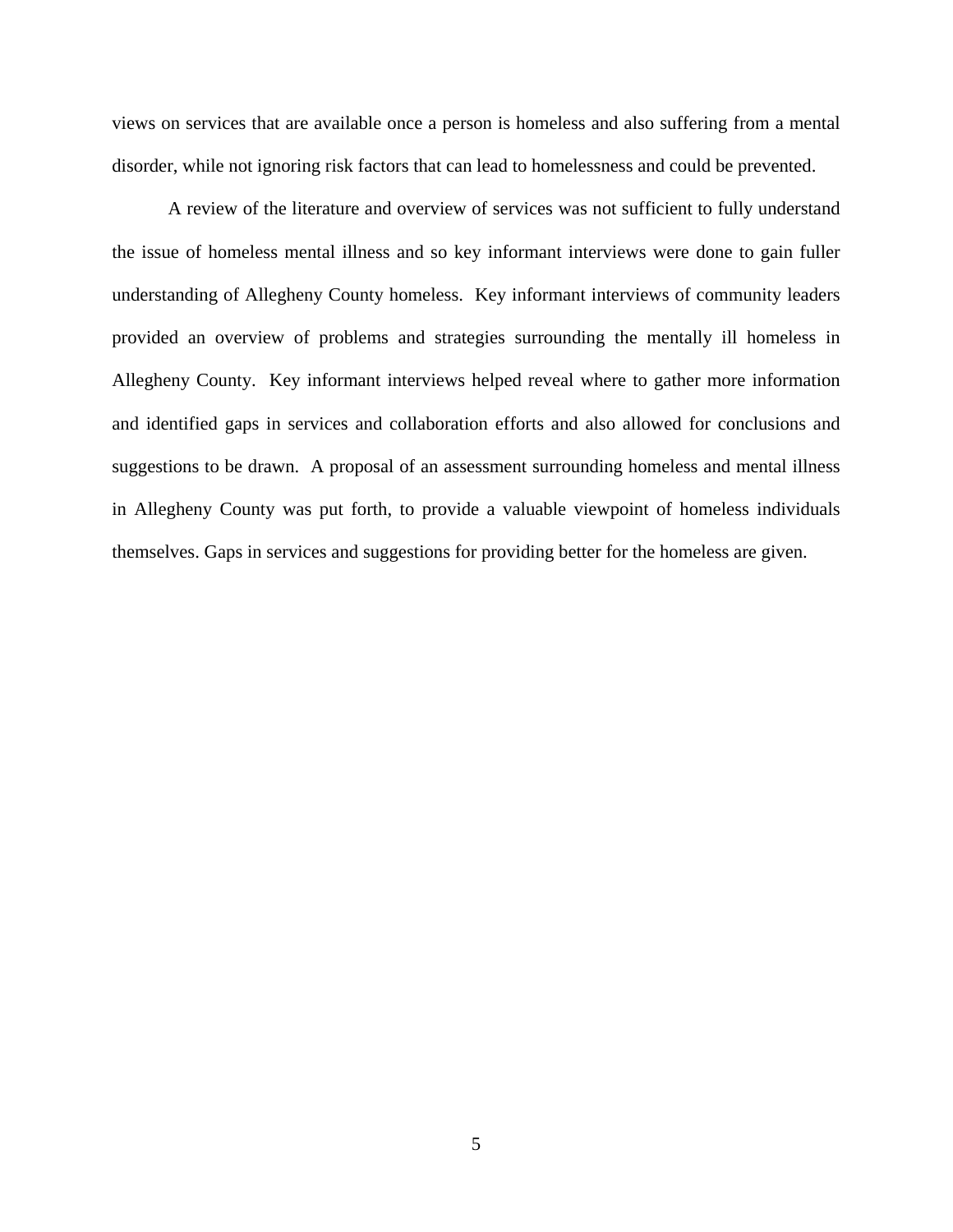views on services that are available once a person is homeless and also suffering from a mental disorder, while not ignoring risk factors that can lead to homelessness and could be prevented.

A review of the literature and overview of services was not sufficient to fully understand the issue of homeless mental illness and so key informant interviews were done to gain fuller understanding of Allegheny County homeless. Key informant interviews of community leaders provided an overview of problems and strategies surrounding the mentally ill homeless in Allegheny County. Key informant interviews helped reveal where to gather more information and identified gaps in services and collaboration efforts and also allowed for conclusions and suggestions to be drawn. A proposal of an assessment surrounding homeless and mental illness in Allegheny County was put forth, to provide a valuable viewpoint of homeless individuals themselves. Gaps in services and suggestions for providing better for the homeless are given.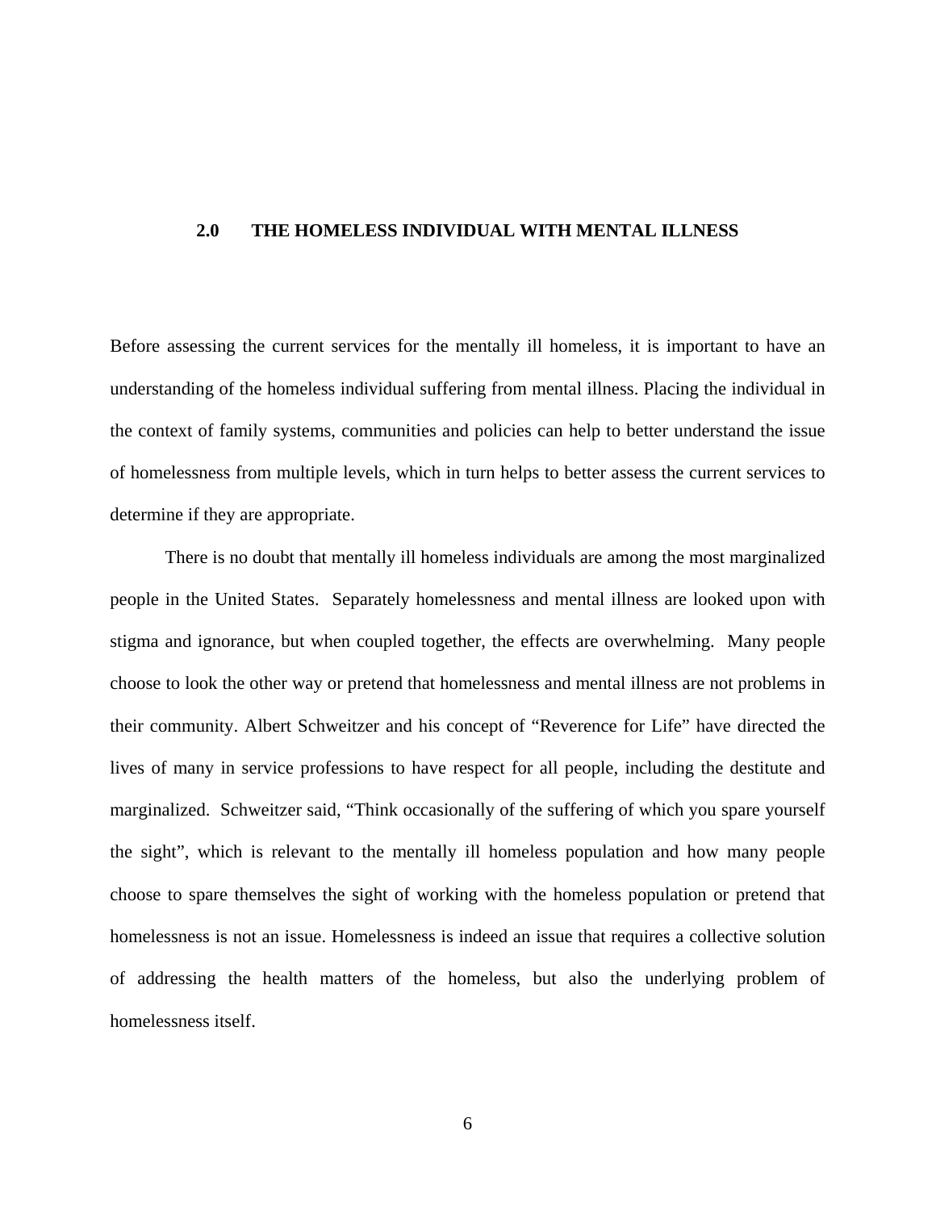# 2.0 THE HOMELESS INDIVIDUAL WITH MENTAL ILLNESS

Before assessing the current services for the mentally ill homeless, it is important to have an understanding of the homeless individual suffering from mental illness. Placing the individual in the context of family systems, communities and policies can help to better understand the issue of homelessness from multiple levels, which in turn helps to better assess the current services to determine if they are appropriate.

There is no doubt that mentally ill homeless individuals are among the most marginalized people in the United States. Separately homelessness and mental illness are looked upon with stigma and ignorance, but when coupled together, the effects are overwhelming. Many people choose to look the other way or pretend that homelessness and mental illness are not problems in their community. Albert Schweitzer and his concept of "Reverence for Life" have directed the lives of many in service professions to have respect for all people, including the destitute and marginalized. Schweitzer said, "Think occasionally of the suffering of which you spare yourself the sight", which is relevant to the mentally ill homeless population and how many people choose to spare themselves the sight of working with the homeless population or pretend that homelessness is not an issue. Homelessness is indeed an issue that requires a collective solution of addressing the health matters of the homeless, but also the underlying problem of homelessness itself.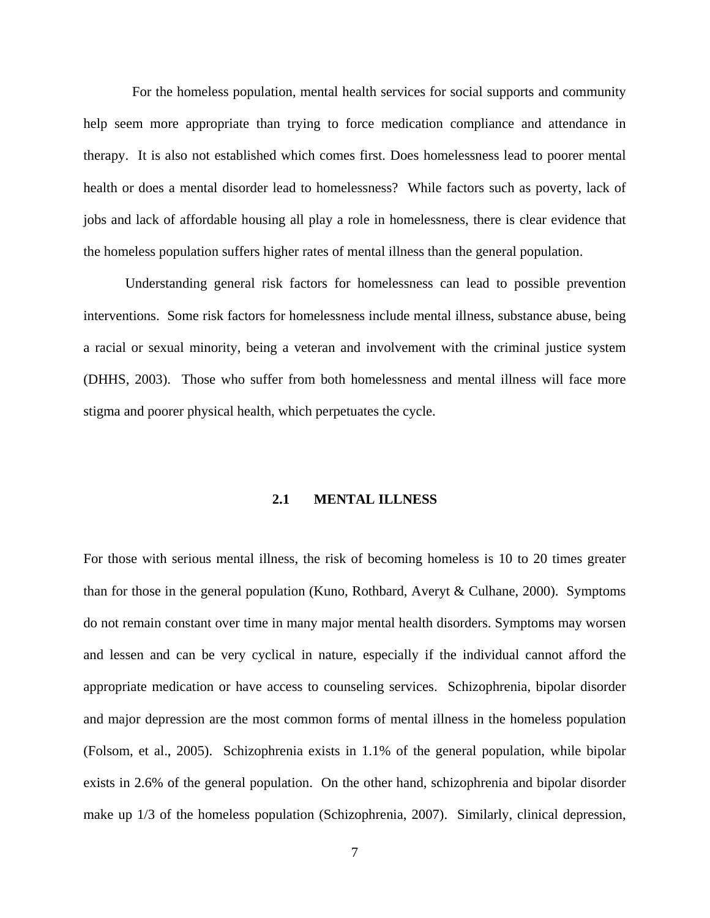For the homeless population, mental health services for social supports and community help seem more appropriate than trying to force medication compliance and attendance in therapy. It is also not established which comes first. Does homelessness lead to poorer mental health or does a mental disorder lead to homelessness? While factors such as poverty, lack of jobs and lack of affordable housing all play a role in homelessness, there is clear evidence that the homeless population suffers higher rates of mental illness than the general population.

Understanding general risk factors for homelessness can lead to possible prevention interventions. Some risk factors for homelessness include mental illness, substance abuse, being a racial or sexual minority, being a veteran and involvement with the criminal justice system (DHHS, 2003). Those who suffer from both homelessness and mental illness will face more stigma and poorer physical health, which perpetuates the cycle.

## 2.1 MENTAL ILLNESS

For those with serious mental illness, the risk of becoming homeless is 10 to 20 times greater than for those in the general population (Kuno, Rothbard, Averyt & Culhane, 2000). Symptoms do not remain constant over time in many major mental health disorders. Symptoms may worsen and lessen and can be very cyclical in nature, especially if the individual cannot afford the appropriate medication or have access to counseling services. Schizophrenia, bipolar disorder and major depression are the most common forms of mental illness in the homeless population (Folsom, et al., 2005). Schizophrenia exists in 1.1% of the general population, while bipolar exists in 2.6% of the general population. On the other hand, schizophrenia and bipolar disorder make up 1/3 of the homeless population (Schizophrenia, 2007). Similarly, clinical depression,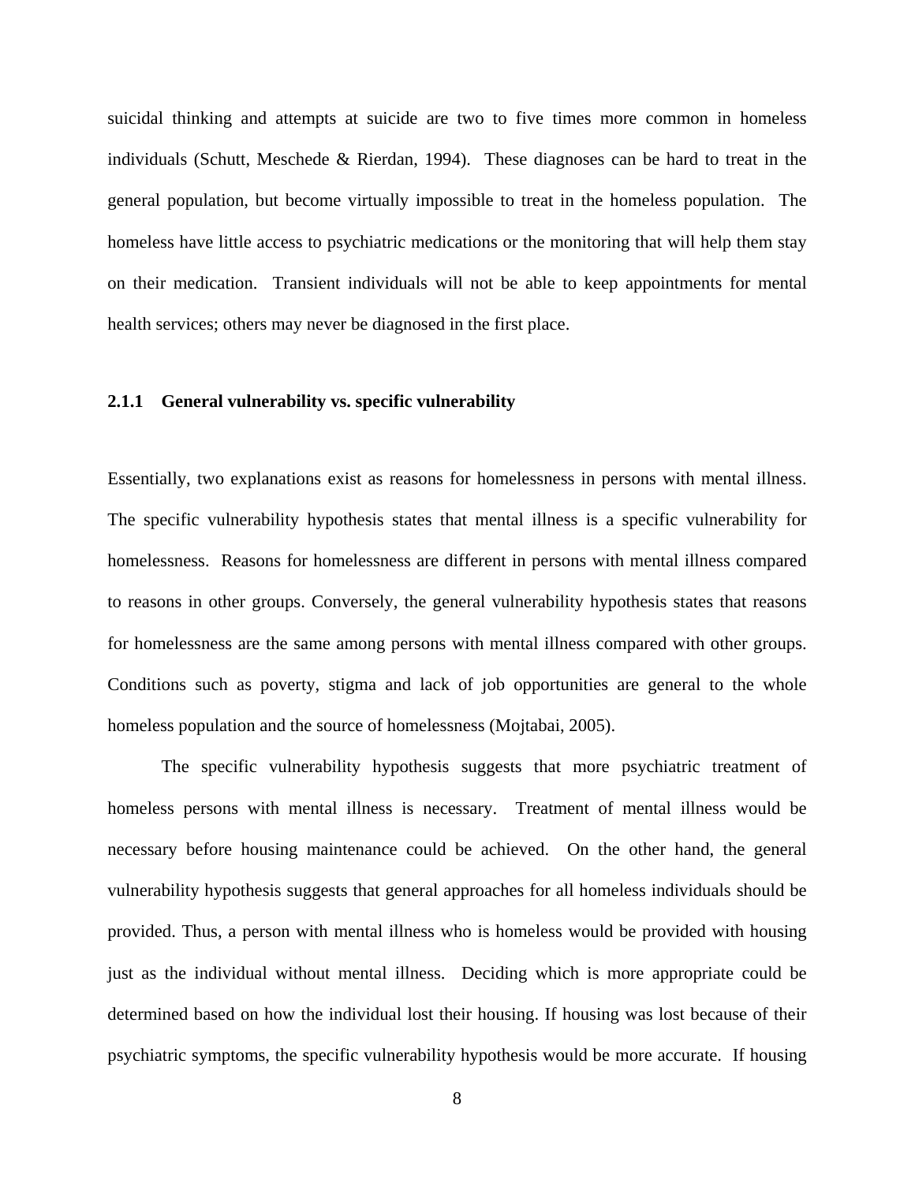suicidal thinking and attempts at suicide are two to five times more common in homeless individuals (Schutt, Meschede & Rierdan, 1994). These diagnoses can be hard to treat in the general population, but become virtually impossible to treat in the homeless population. The homeless have little access to psychiatric medications or the monitoring that will help them stay on their medication. Transient individuals will not be able to keep appointments for mental health services; others may never be diagnosed in the first place.

### 2.1.1 General vulnerability vs. specific vulnerability

Essentially, two explanations exist as reasons for homelessness in persons with mental illness. The specific vulnerability hypothesis states that mental illness is a specific vulnerability for homelessness. Reasons for homelessness are different in persons with mental illness compared to reasons in other groups. Conversely, the general vulnerability hypothesis states that reasons for homelessness are the same among persons with mental illness compared with other groups. Conditions such as poverty, stigma and lack of job opportunities are general to the whole homeless population and the source of homelessness (Mojtabai, 2005).

The specific vulnerability hypothesis suggests that more psychiatric treatment of homeless persons with mental illness is necessary. Treatment of mental illness would be necessary before housing maintenance could be achieved. On the other hand, the general vulnerability hypothesis suggests that general approaches for all homeless individuals should be provided. Thus, a person with mental illness who is homeless would be provided with housing just as the individual without mental illness. Deciding which is more appropriate could be determined based on how the individual lost their housing. If housing was lost because of their psychiatric symptoms, the specific vulnerability hypothesis would be more accurate. If housing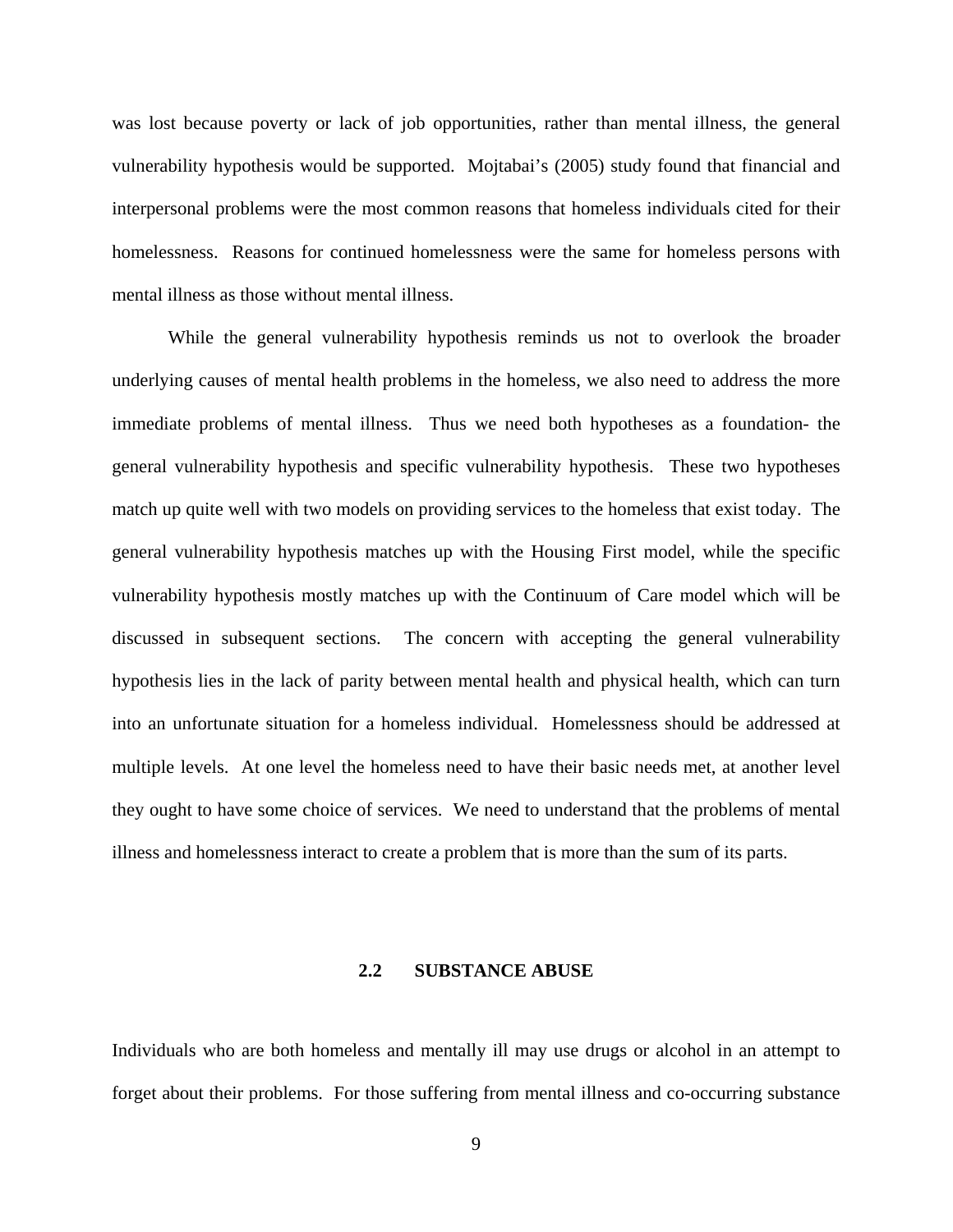was lost because poverty or lack of job opportunities, rather than mental illness, the general vulnerability hypothesis would be supported. Mojtabai's (2005) study found that financial and interpersonal problems were the most common reasons that homeless individuals cited for their homelessness. Reasons for continued homelessness were the same for homeless persons with mental illness as those without mental illness.

While the general vulnerability hypothesis reminds us not to overlook the broader underlying causes of mental health problems in the homeless, we also need to address the more immediate problems of mental illness. Thus we need both hypotheses as a foundation- the general vulnerability hypothesis and specific vulnerability hypothesis. These two hypotheses match up quite well with two models on providing services to the homeless that exist today. The general vulnerability hypothesis matches up with the Housing First model, while the specific vulnerability hypothesis mostly matches up with the Continuum of Care model which will be discussed in subsequent sections. The concern with accepting the general vulnerability hypothesis lies in the lack of parity between mental health and physical health, which can turn into an unfortunate situation for a homeless individual. Homelessness should be addressed at multiple levels. At one level the homeless need to have their basic needs met, at another level they ought to have some choice of services. We need to understand that the problems of mental illness and homelessness interact to create a problem that is more than the sum of its parts.

## 2.2 SUBSTANCE ABUSE

Individuals who are both homeless and mentally ill may use drugs or alcohol in an attempt to forget about their problems. For those suffering from mental illness and co-occurring substance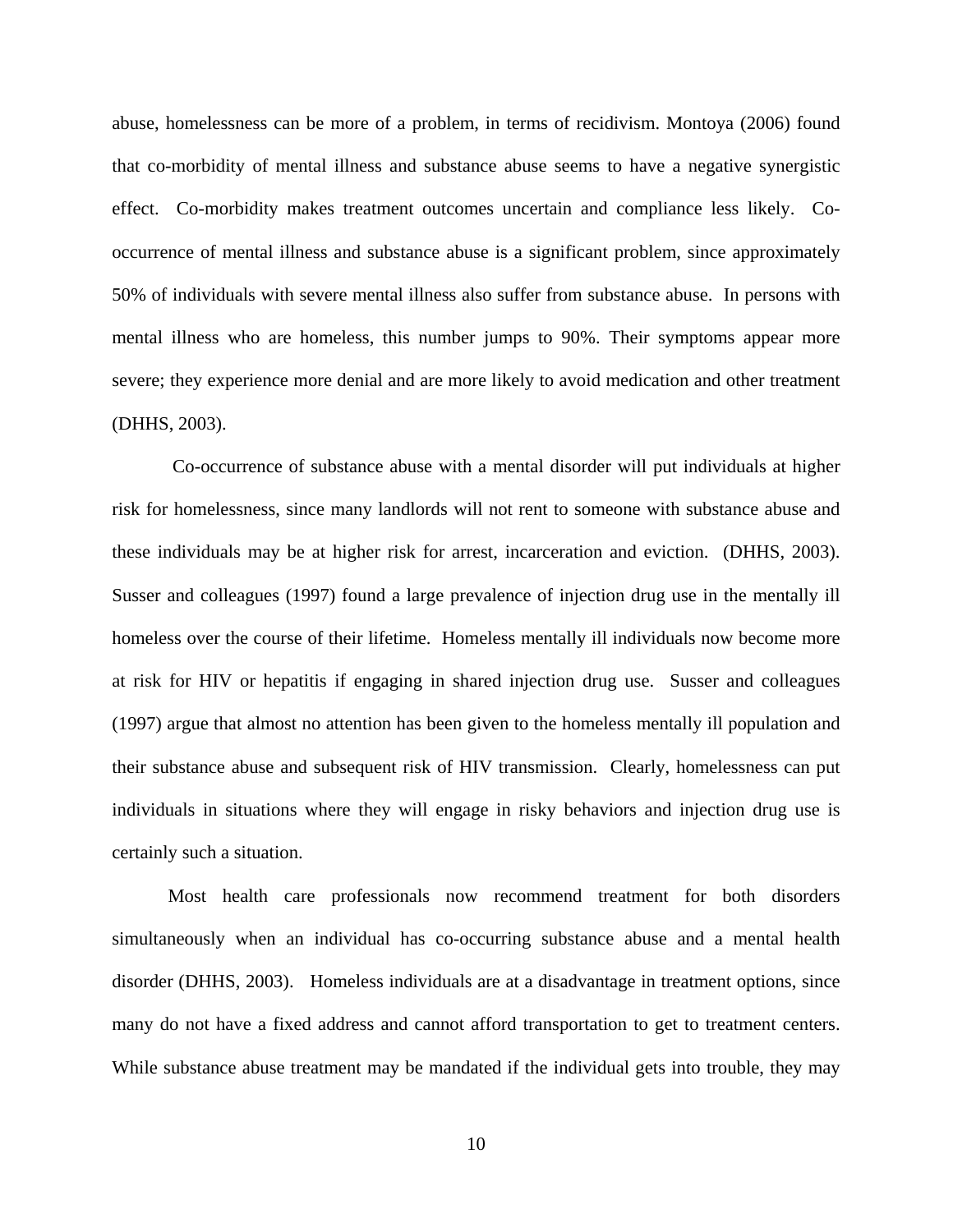abuse, homelessness can be more of a problem, in terms of recidivism. Montoya (2006) found that co-morbidity of mental illness and substance abuse seems to have a negative synergistic effect. Co-morbidity makes treatment outcomes uncertain and compliance less likely. Co-occurrence of mental illness and substance abuse is a significant problem, since approximately 50% of individuals with severe mental illness also suffer from substance abuse. In persons with mental illness who are homeless, this number jumps to 90%. Their symptoms appear more severe; they experience more denial and are more likely to avoid medication and other treatment (DHHS, 2003).

Co-occurrence of substance abuse with a mental disorder will put individuals at higher risk for homelessness, since many landlords will not rent to someone with substance abuse and these individuals may be at higher risk for arrest, incarceration and eviction. (DHHS, 2003). Susser and colleagues (1997) found a large prevalence of injection drug use in the mentally ill homeless over the course of their lifetime. Homeless mentally ill individuals now become more at risk for HIV or hepatitis if engaging in shared injection drug use. Susser and colleagues (1997) argue that almost no attention has been given to the homeless mentally ill population and their substance abuse and subsequent risk of HIV transmission. Clearly, homelessness can put individuals in situations where they will engage in risky behaviors and injection drug use is certainly such a situation.

Most health care professionals now recommend treatment for both disorders simultaneously when an individual has co-occurring substance abuse and a mental health disorder (DHHS, 2003). Homeless individuals are at a disadvantage in treatment options, since many do not have a fixed address and cannot afford transportation to get to treatment centers. While substance abuse treatment may be mandated if the individual gets into trouble, they may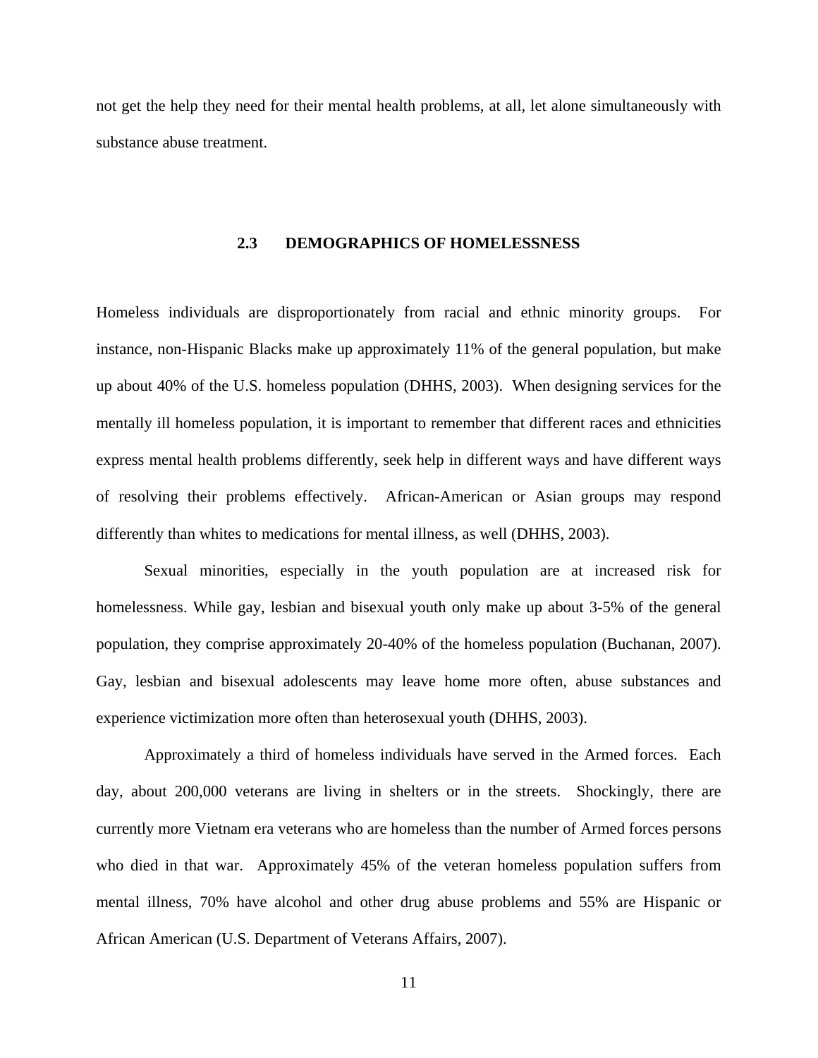not get the help they need for their mental health problems, at all, let alone simultaneously with substance abuse treatment.

## 2.3 DEMOGRAPHICS OF HOMELESSNESS

Homeless individuals are disproportionately from racial and ethnic minority groups. For instance, non-Hispanic Blacks make up approximately 11% of the general population, but make up about 40% of the U.S. homeless population (DHHS, 2003). When designing services for the mentally ill homeless population, it is important to remember that different races and ethnicities express mental health problems differently, seek help in different ways and have different ways of resolving their problems effectively. African-American or Asian groups may respond differently than whites to medications for mental illness, as well (DHHS, 2003).

Sexual minorities, especially in the youth population are at increased risk for homelessness. While gay, lesbian and bisexual youth only make up about 3-5% of the general population, they comprise approximately 20-40% of the homeless population (Buchanan, 2007). Gay, lesbian and bisexual adolescents may leave home more often, abuse substances and experience victimization more often than heterosexual youth (DHHS, 2003).

Approximately a third of homeless individuals have served in the Armed forces. Each day, about 200,000 veterans are living in shelters or in the streets. Shockingly, there are currently more Vietnam era veterans who are homeless than the number of Armed forces persons who died in that war. Approximately 45% of the veteran homeless population suffers from mental illness, 70% have alcohol and other drug abuse problems and 55% are Hispanic or African American (U.S. Department of Veterans Affairs, 2007).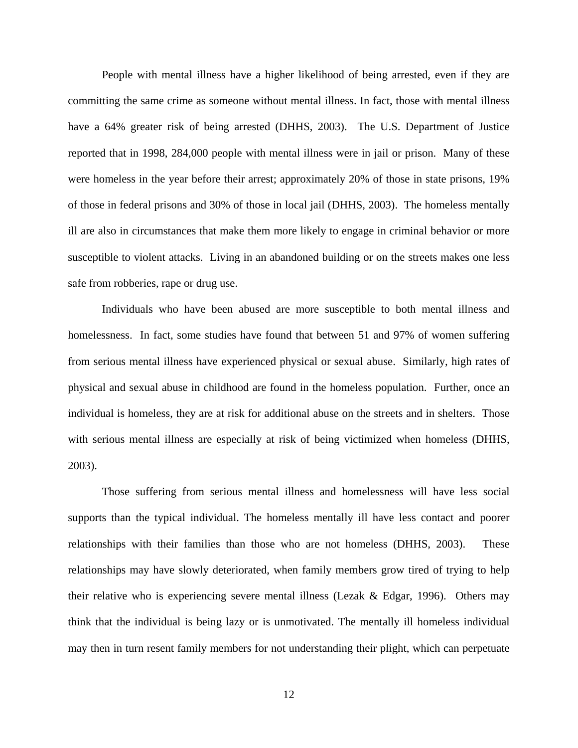People with mental illness have a higher likelihood of being arrested, even if they are committing the same crime as someone without mental illness. In fact, those with mental illness have a 64% greater risk of being arrested (DHHS, 2003). The U.S. Department of Justice reported that in 1998, 284,000 people with mental illness were in jail or prison. Many of these were homeless in the year before their arrest; approximately 20% of those in state prisons, 19% of those in federal prisons and 30% of those in local jail (DHHS, 2003). The homeless mentally ill are also in circumstances that make them more likely to engage in criminal behavior or more susceptible to violent attacks. Living in an abandoned building or on the streets makes one less safe from robberies, rape or drug use.

Individuals who have been abused are more susceptible to both mental illness and homelessness. In fact, some studies have found that between 51 and 97% of women suffering from serious mental illness have experienced physical or sexual abuse. Similarly, high rates of physical and sexual abuse in childhood are found in the homeless population. Further, once an individual is homeless, they are at risk for additional abuse on the streets and in shelters. Those with serious mental illness are especially at risk of being victimized when homeless (DHHS, 2003).

Those suffering from serious mental illness and homelessness will have less social supports than the typical individual. The homeless mentally ill have less contact and poorer relationships with their families than those who are not homeless (DHHS, 2003). These relationships may have slowly deteriorated, when family members grow tired of trying to help their relative who is experiencing severe mental illness (Lezak & Edgar, 1996). Others may think that the individual is being lazy or is unmotivated. The mentally ill homeless individual may then in turn resent family members for not understanding their plight, which can perpetuate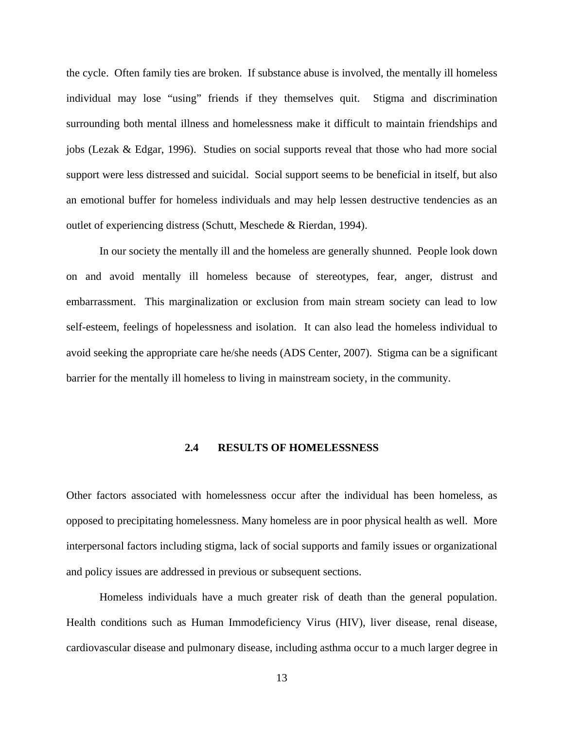the cycle. Often family ties are broken. If substance abuse is involved, the mentally ill homeless individual may lose "using" friends if they themselves quit. Stigma and discrimination surrounding both mental illness and homelessness make it difficult to maintain friendships and jobs (Lezak & Edgar, 1996). Studies on social supports reveal that those who had more social support were less distressed and suicidal. Social support seems to be beneficial in itself, but also an emotional buffer for homeless individuals and may help lessen destructive tendencies as an outlet of experiencing distress (Schutt, Meschede & Rierdan, 1994).

In our society the mentally ill and the homeless are generally shunned. People look down on and avoid mentally ill homeless because of stereotypes, fear, anger, distrust and embarrassment. This marginalization or exclusion from main stream society can lead to low self-esteem, feelings of hopelessness and isolation. It can also lead the homeless individual to avoid seeking the appropriate care he/she needs (ADS Center, 2007). Stigma can be a significant barrier for the mentally ill homeless to living in mainstream society, in the community.

## 2.4 RESULTS OF HOMELESSNESS

Other factors associated with homelessness occur after the individual has been homeless, as opposed to precipitating homelessness. Many homeless are in poor physical health as well. More interpersonal factors including stigma, lack of social supports and family issues or organizational and policy issues are addressed in previous or subsequent sections.

Homeless individuals have a much greater risk of death than the general population. Health conditions such as Human Immodeficiency Virus (HIV), liver disease, renal disease, cardiovascular disease and pulmonary disease, including asthma occur to a much larger degree in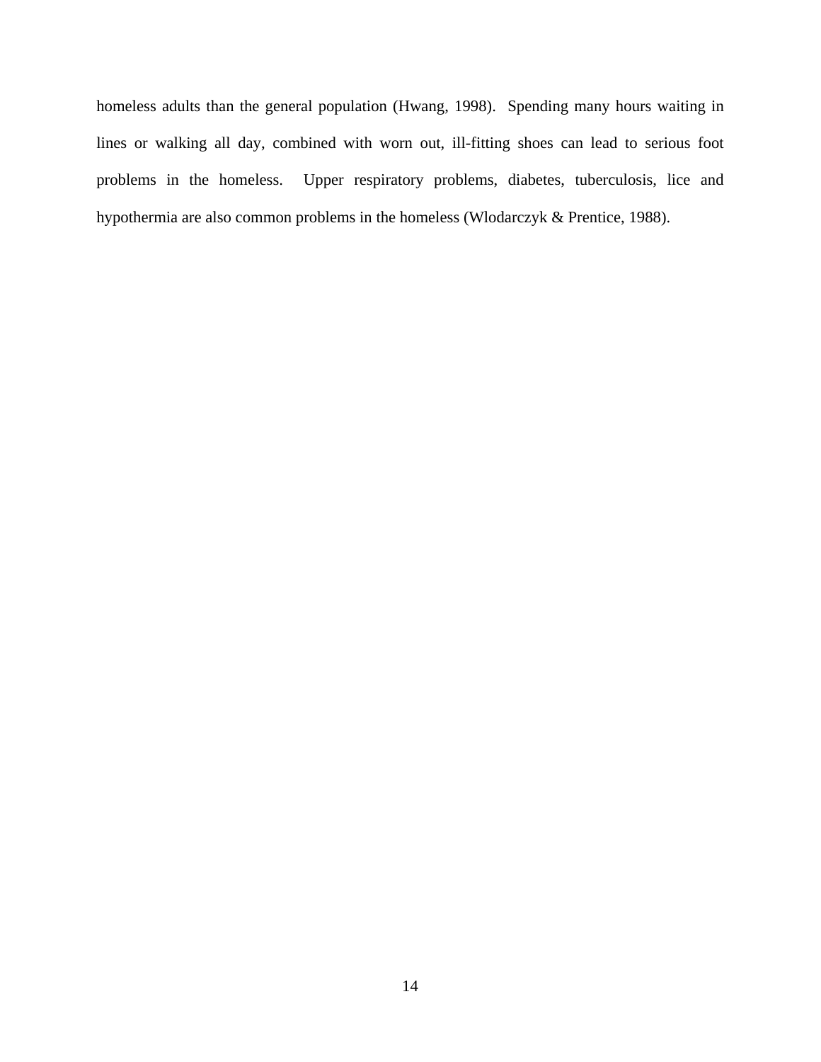homeless adults than the general population (Hwang, 1998). Spending many hours waiting in lines or walking all day, combined with worn out, ill-fitting shoes can lead to serious foot problems in the homeless. Upper respiratory problems, diabetes, tuberculosis, lice and hypothermia are also common problems in the homeless (Wlodarczyk & Prentice, 1988).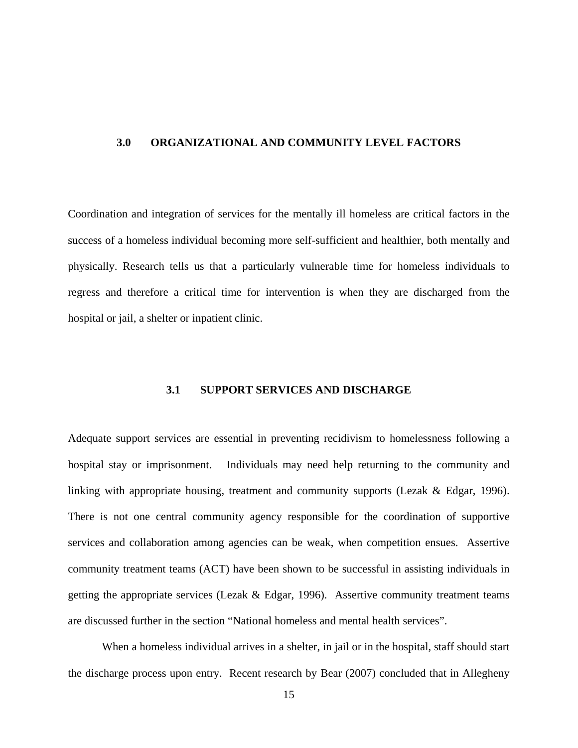# 3.0 ORGANIZATIONAL AND COMMUNITY LEVEL FACTORS

Coordination and integration of services for the mentally ill homeless are critical factors in the success of a homeless individual becoming more self-sufficient and healthier, both mentally and physically. Research tells us that a particularly vulnerable time for homeless individuals to regress and therefore a critical time for intervention is when they are discharged from the hospital or jail, a shelter or inpatient clinic.

## 3.1 SUPPORT SERVICES AND DISCHARGE

Adequate support services are essential in preventing recidivism to homelessness following a hospital stay or imprisonment. Individuals may need help returning to the community and linking with appropriate housing, treatment and community supports (Lezak & Edgar, 1996). There is not one central community agency responsible for the coordination of supportive services and collaboration among agencies can be weak, when competition ensues. Assertive community treatment teams (ACT) have been shown to be successful in assisting individuals in getting the appropriate services (Lezak & Edgar, 1996). Assertive community treatment teams are discussed further in the section "National homeless and mental health services".

When a homeless individual arrives in a shelter, in jail or in the hospital, staff should start the discharge process upon entry. Recent research by Bear (2007) concluded that in Allegheny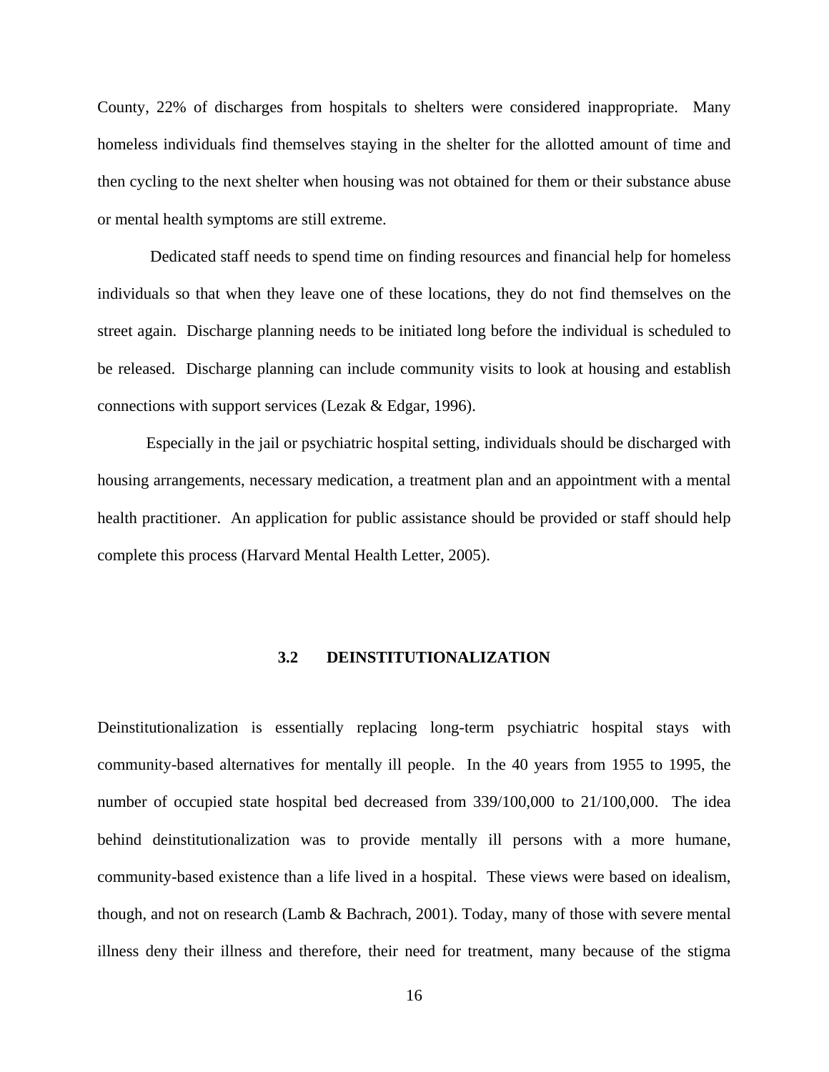County, 22% of discharges from hospitals to shelters were considered inappropriate. Many homeless individuals find themselves staying in the shelter for the allotted amount of time and then cycling to the next shelter when housing was not obtained for them or their substance abuse or mental health symptoms are still extreme.

Dedicated staff needs to spend time on finding resources and financial help for homeless individuals so that when they leave one of these locations, they do not find themselves on the street again. Discharge planning needs to be initiated long before the individual is scheduled to be released. Discharge planning can include community visits to look at housing and establish connections with support services (Lezak & Edgar, 1996).

Especially in the jail or psychiatric hospital setting, individuals should be discharged with housing arrangements, necessary medication, a treatment plan and an appointment with a mental health practitioner. An application for public assistance should be provided or staff should help complete this process (Harvard Mental Health Letter, 2005).

### 3.2 DEINSTITUTIONALIZATION

Deinstitutionalization is essentially replacing long-term psychiatric hospital stays with community-based alternatives for mentally ill people. In the 40 years from 1955 to 1995, the number of occupied state hospital bed decreased from 339/100,000 to 21/100,000. The idea behind deinstitutionalization was to provide mentally ill persons with a more humane, community-based existence than a life lived in a hospital. These views were based on idealism, though, and not on research (Lamb & Bachrach, 2001). Today, many of those with severe mental illness deny their illness and therefore, their need for treatment, many because of the stigma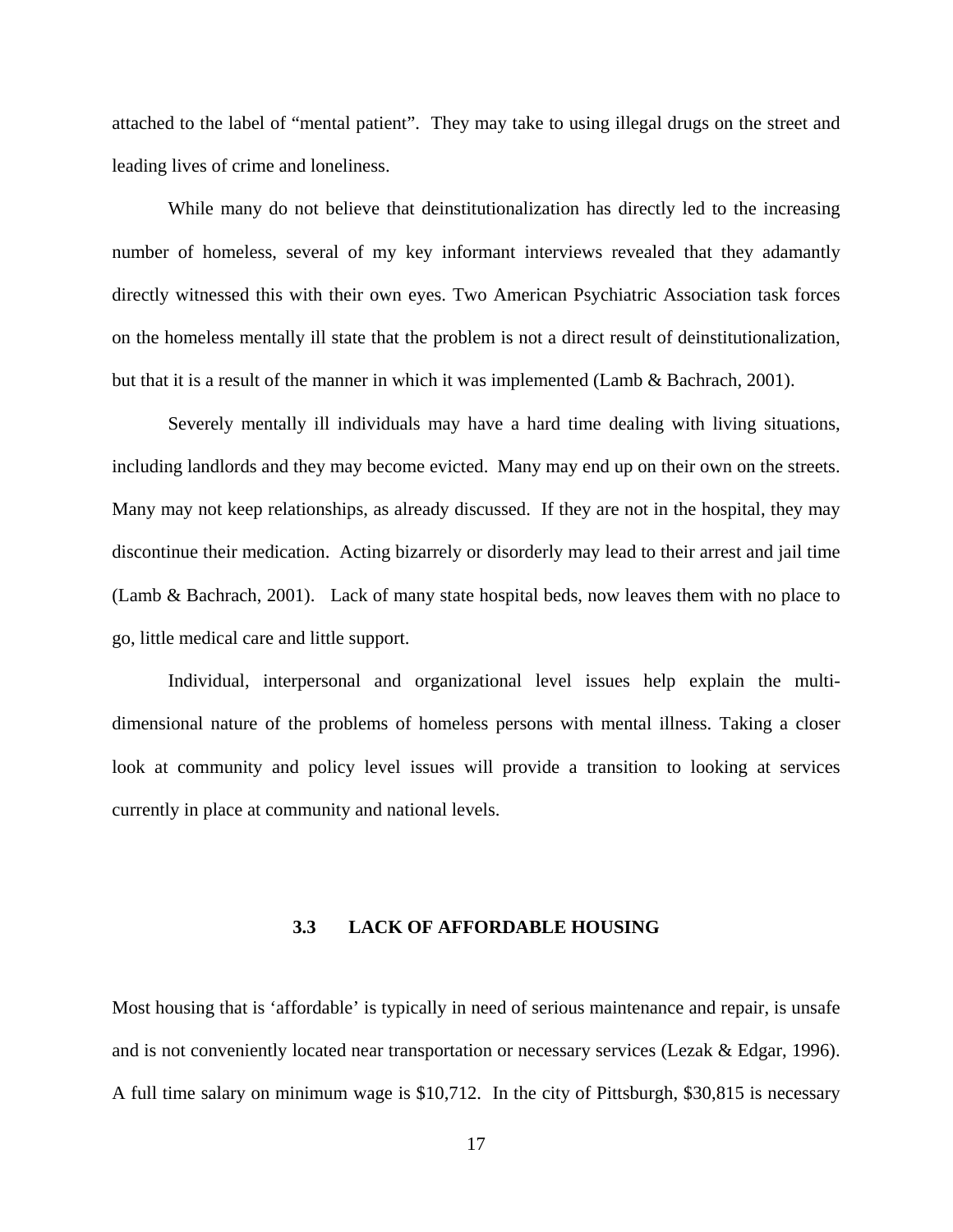attached to the label of "mental patient". They may take to using illegal drugs on the street and leading lives of crime and loneliness.

While many do not believe that deinstitutionalization has directly led to the increasing number of homeless, several of my key informant interviews revealed that they adamantly directly witnessed this with their own eyes. Two American Psychiatric Association task forces on the homeless mentally ill state that the problem is not a direct result of deinstitutionalization, but that it is a result of the manner in which it was implemented (Lamb & Bachrach, 2001).

Severely mentally ill individuals may have a hard time dealing with living situations, including landlords and they may become evicted. Many may end up on their own on the streets. Many may not keep relationships, as already discussed. If they are not in the hospital, they may discontinue their medication. Acting bizarrely or disorderly may lead to their arrest and jail time (Lamb & Bachrach, 2001). Lack of many state hospital beds, now leaves them with no place to go, little medical care and little support.

Individual, interpersonal and organizational level issues help explain the multi-dimensional nature of the problems of homeless persons with mental illness. Taking a closer look at community and policy level issues will provide a transition to looking at services currently in place at community and national levels.

### 3.3 LACK OF AFFORDABLE HOUSING

Most housing that is 'affordable' is typically in need of serious maintenance and repair, is unsafe and is not conveniently located near transportation or necessary services (Lezak & Edgar, 1996). A full time salary on minimum wage is $10,712. In the city of Pittsburgh, $30,815 is necessary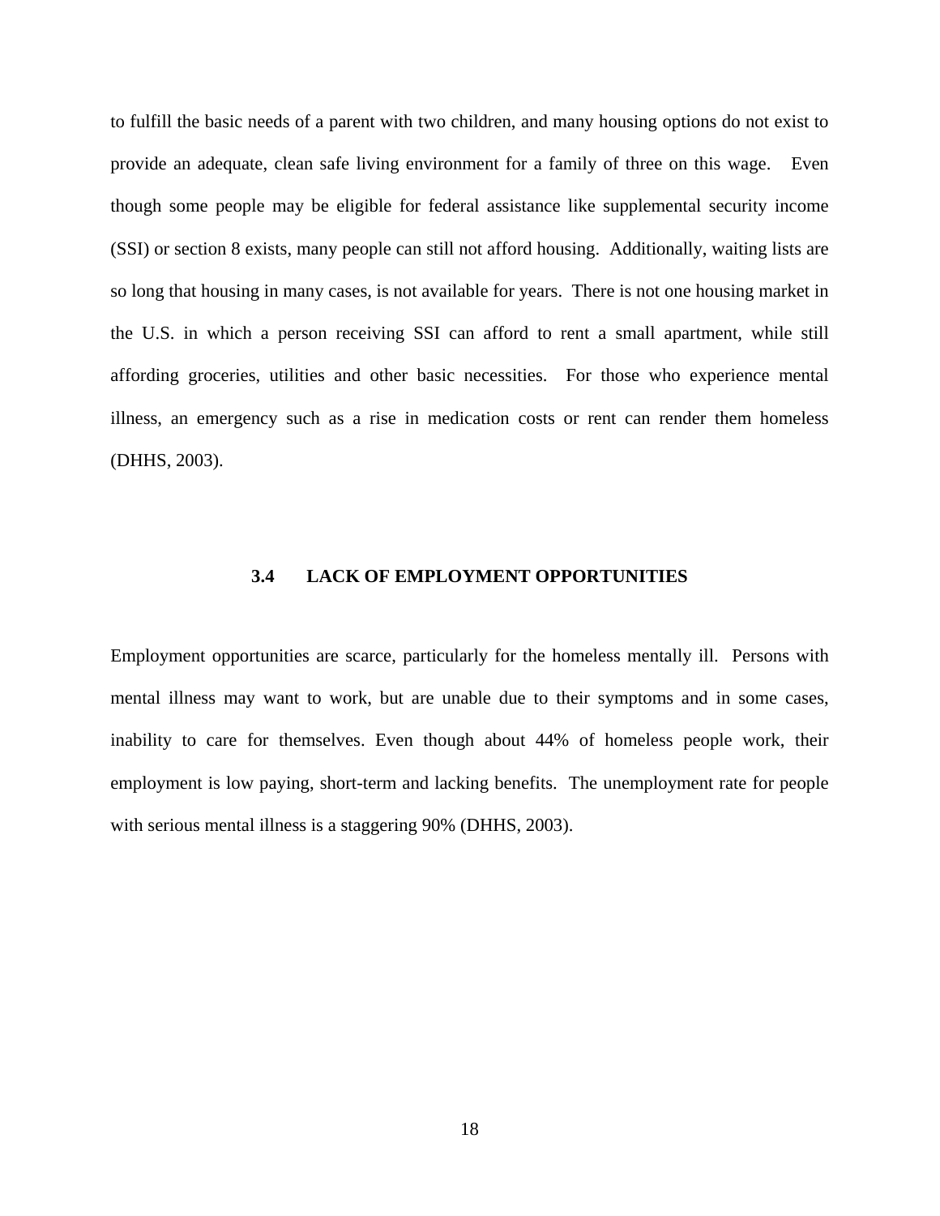to fulfill the basic needs of a parent with two children, and many housing options do not exist to provide an adequate, clean safe living environment for a family of three on this wage. Even though some people may be eligible for federal assistance like supplemental security income (SSI) or section 8 exists, many people can still not afford housing. Additionally, waiting lists are so long that housing in many cases, is not available for years. There is not one housing market in the U.S. in which a person receiving SSI can afford to rent a small apartment, while still affording groceries, utilities and other basic necessities. For those who experience mental illness, an emergency such as a rise in medication costs or rent can render them homeless (DHHS, 2003).

### 3.4 LACK OF EMPLOYMENT OPPORTUNITIES

Employment opportunities are scarce, particularly for the homeless mentally ill. Persons with mental illness may want to work, but are unable due to their symptoms and in some cases, inability to care for themselves. Even though about 44% of homeless people work, their employment is low paying, short-term and lacking benefits. The unemployment rate for people with serious mental illness is a staggering 90% (DHHS, 2003).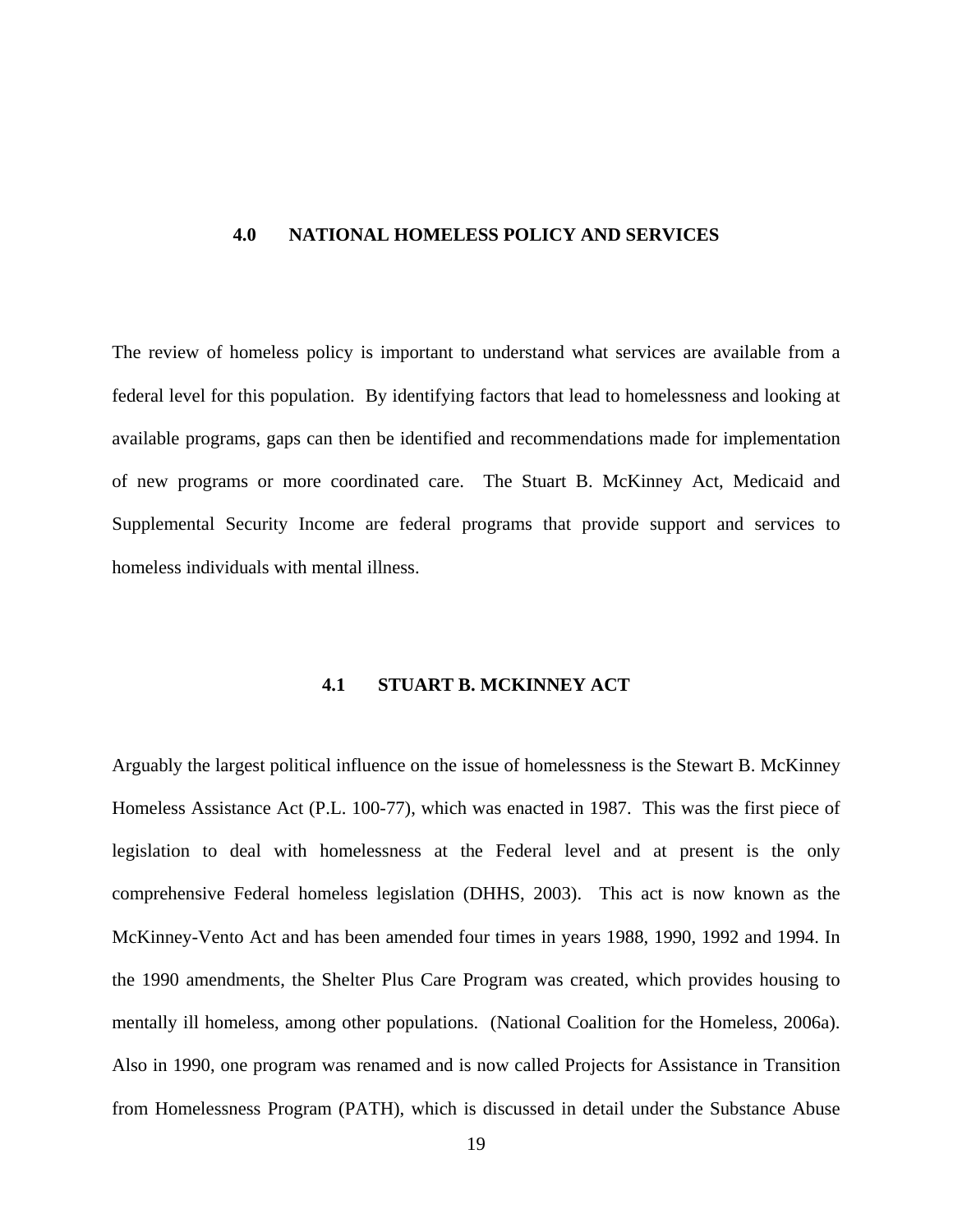# 4.0 NATIONAL HOMELESS POLICY AND SERVICES

The review of homeless policy is important to understand what services are available from a federal level for this population. By identifying factors that lead to homelessness and looking at available programs, gaps can then be identified and recommendations made for implementation of new programs or more coordinated care. The Stuart B. McKinney Act, Medicaid and Supplemental Security Income are federal programs that provide support and services to homeless individuals with mental illness.

## 4.1 STUART B. MCKINNEY ACT

Arguably the largest political influence on the issue of homelessness is the Stewart B. McKinney Homeless Assistance Act (P.L. 100-77), which was enacted in 1987. This was the first piece of legislation to deal with homelessness at the Federal level and at present is the only comprehensive Federal homeless legislation (DHHS, 2003). This act is now known as the McKinney-Vento Act and has been amended four times in years 1988, 1990, 1992 and 1994. In the 1990 amendments, the Shelter Plus Care Program was created, which provides housing to mentally ill homeless, among other populations. (National Coalition for the Homeless, 2006a). Also in 1990, one program was renamed and is now called Projects for Assistance in Transition from Homelessness Program (PATH), which is discussed in detail under the Substance Abuse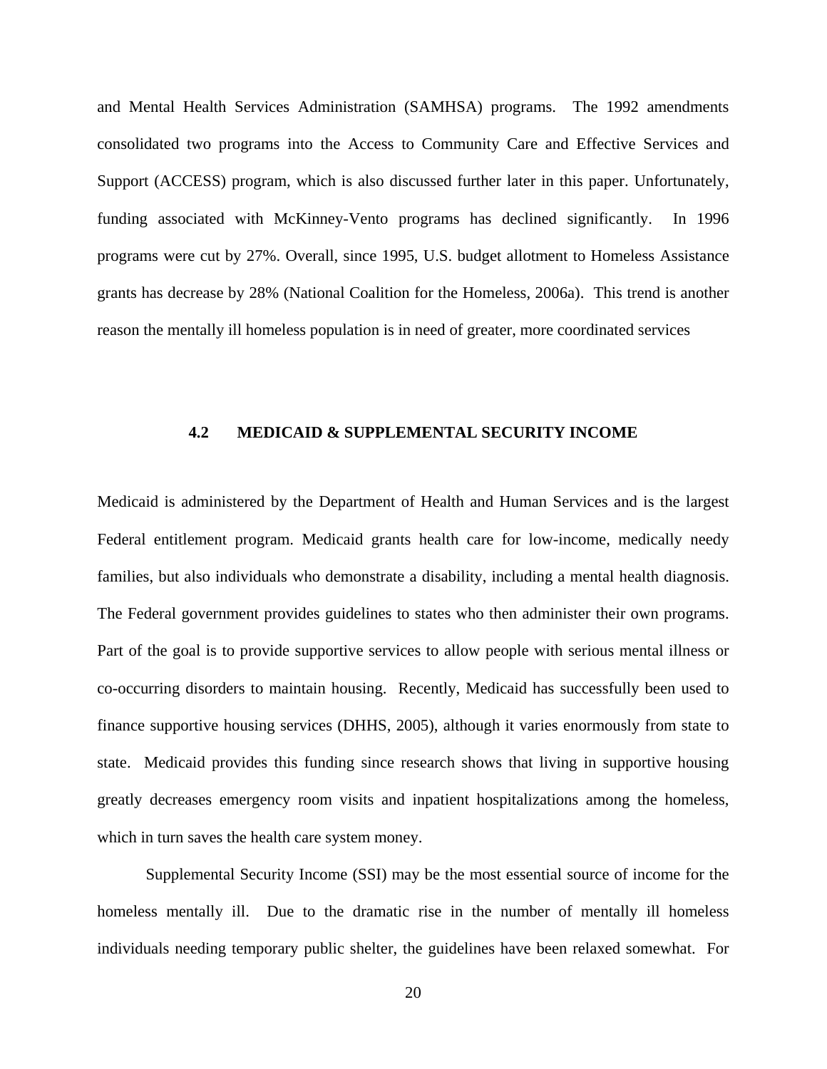and Mental Health Services Administration (SAMHSA) programs. The 1992 amendments consolidated two programs into the Access to Community Care and Effective Services and Support (ACCESS) program, which is also discussed further later in this paper. Unfortunately, funding associated with McKinney-Vento programs has declined significantly. In 1996 programs were cut by 27%. Overall, since 1995, U.S. budget allotment to Homeless Assistance grants has decrease by 28% (National Coalition for the Homeless, 2006a). This trend is another reason the mentally ill homeless population is in need of greater, more coordinated services

### 4.2 MEDICAID & SUPPLEMENTAL SECURITY INCOME

Medicaid is administered by the Department of Health and Human Services and is the largest Federal entitlement program. Medicaid grants health care for low-income, medically needy families, but also individuals who demonstrate a disability, including a mental health diagnosis. The Federal government provides guidelines to states who then administer their own programs. Part of the goal is to provide supportive services to allow people with serious mental illness or co-occurring disorders to maintain housing. Recently, Medicaid has successfully been used to finance supportive housing services (DHHS, 2005), although it varies enormously from state to state. Medicaid provides this funding since research shows that living in supportive housing greatly decreases emergency room visits and inpatient hospitalizations among the homeless, which in turn saves the health care system money.

Supplemental Security Income (SSI) may be the most essential source of income for the homeless mentally ill. Due to the dramatic rise in the number of mentally ill homeless individuals needing temporary public shelter, the guidelines have been relaxed somewhat. For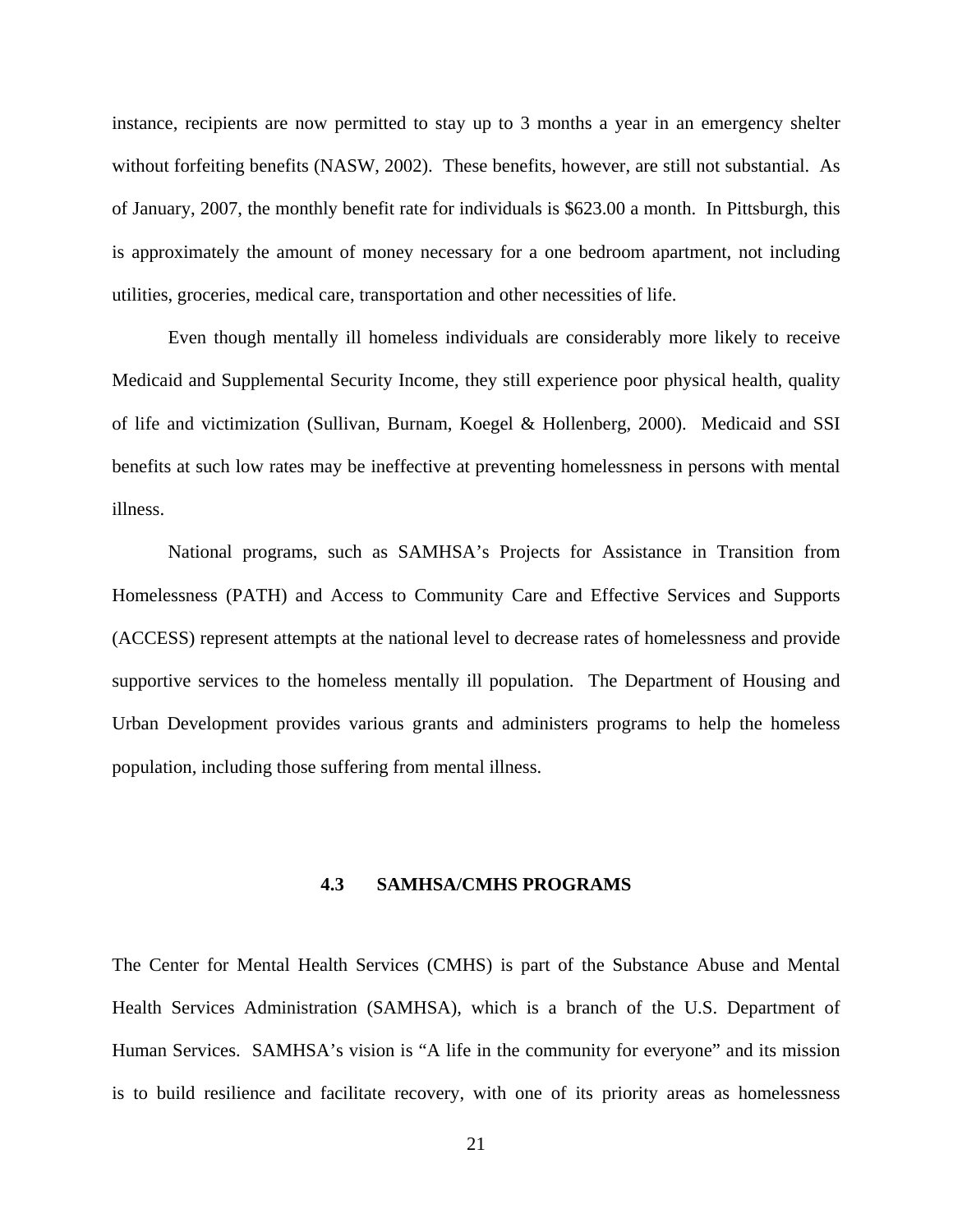instance, recipients are now permitted to stay up to 3 months a year in an emergency shelter without forfeiting benefits (NASW, 2002). These benefits, however, are still not substantial. As of January, 2007, the monthly benefit rate for individuals is $623.00 a month. In Pittsburgh, this is approximately the amount of money necessary for a one bedroom apartment, not including utilities, groceries, medical care, transportation and other necessities of life.

Even though mentally ill homeless individuals are considerably more likely to receive Medicaid and Supplemental Security Income, they still experience poor physical health, quality of life and victimization (Sullivan, Burnam, Koegel & Hollenberg, 2000). Medicaid and SSI benefits at such low rates may be ineffective at preventing homelessness in persons with mental illness.

National programs, such as SAMHSA's Projects for Assistance in Transition from Homelessness (PATH) and Access to Community Care and Effective Services and Supports (ACCESS) represent attempts at the national level to decrease rates of homelessness and provide supportive services to the homeless mentally ill population. The Department of Housing and Urban Development provides various grants and administers programs to help the homeless population, including those suffering from mental illness.

## 4.3 SAMHSA/CMHS PROGRAMS

The Center for Mental Health Services (CMHS) is part of the Substance Abuse and Mental Health Services Administration (SAMHSA), which is a branch of the U.S. Department of Human Services. SAMHSA's vision is "A life in the community for everyone" and its mission is to build resilience and facilitate recovery, with one of its priority areas as homelessness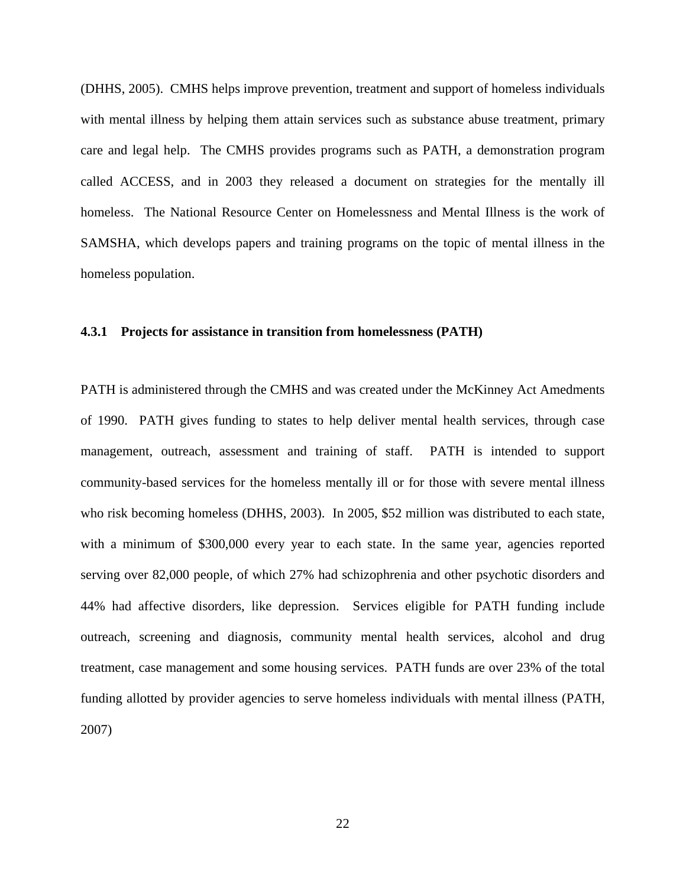(DHHS, 2005). CMHS helps improve prevention, treatment and support of homeless individuals with mental illness by helping them attain services such as substance abuse treatment, primary care and legal help. The CMHS provides programs such as PATH, a demonstration program called ACCESS, and in 2003 they released a document on strategies for the mentally ill homeless. The National Resource Center on Homelessness and Mental Illness is the work of SAMSHA, which develops papers and training programs on the topic of mental illness in the homeless population.

### 4.3.1 Projects for assistance in transition from homelessness (PATH)

PATH is administered through the CMHS and was created under the McKinney Act Amedments of 1990. PATH gives funding to states to help deliver mental health services, through case management, outreach, assessment and training of staff. PATH is intended to support community-based services for the homeless mentally ill or for those with severe mental illness who risk becoming homeless (DHHS, 2003). In 2005, $52 million was distributed to each state, with a minimum of $300,000 every year to each state. In the same year, agencies reported serving over 82,000 people, of which 27% had schizophrenia and other psychotic disorders and 44% had affective disorders, like depression. Services eligible for PATH funding include outreach, screening and diagnosis, community mental health services, alcohol and drug treatment, case management and some housing services. PATH funds are over 23% of the total funding allotted by provider agencies to serve homeless individuals with mental illness (PATH, 2007)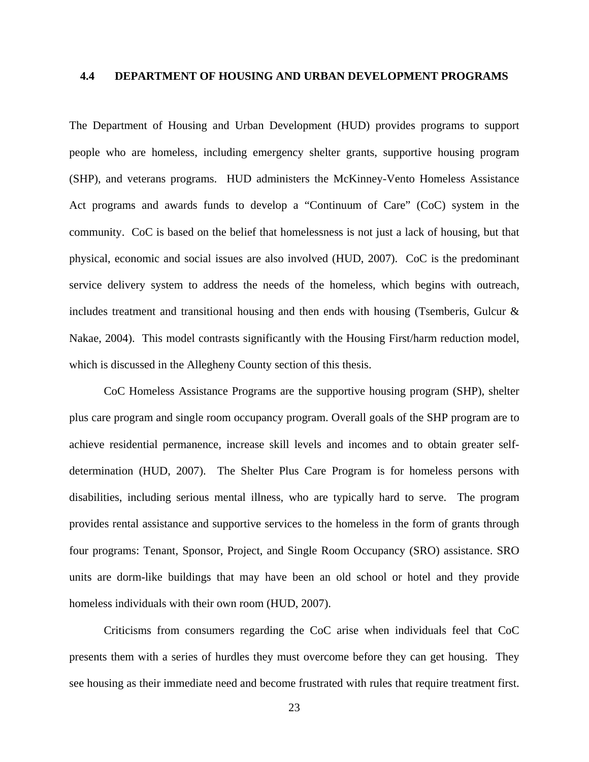## 4.4 DEPARTMENT OF HOUSING AND URBAN DEVELOPMENT PROGRAMS

The Department of Housing and Urban Development (HUD) provides programs to support people who are homeless, including emergency shelter grants, supportive housing program (SHP), and veterans programs. HUD administers the McKinney-Vento Homeless Assistance Act programs and awards funds to develop a "Continuum of Care" (CoC) system in the community. CoC is based on the belief that homelessness is not just a lack of housing, but that physical, economic and social issues are also involved (HUD, 2007). CoC is the predominant service delivery system to address the needs of the homeless, which begins with outreach, includes treatment and transitional housing and then ends with housing (Tsemberis, Gulcur & Nakae, 2004). This model contrasts significantly with the Housing First/harm reduction model, which is discussed in the Allegheny County section of this thesis.

CoC Homeless Assistance Programs are the supportive housing program (SHP), shelter plus care program and single room occupancy program. Overall goals of the SHP program are to achieve residential permanence, increase skill levels and incomes and to obtain greater self-determination (HUD, 2007). The Shelter Plus Care Program is for homeless persons with disabilities, including serious mental illness, who are typically hard to serve. The program provides rental assistance and supportive services to the homeless in the form of grants through four programs: Tenant, Sponsor, Project, and Single Room Occupancy (SRO) assistance. SRO units are dorm-like buildings that may have been an old school or hotel and they provide homeless individuals with their own room (HUD, 2007).

Criticisms from consumers regarding the CoC arise when individuals feel that CoC presents them with a series of hurdles they must overcome before they can get housing. They see housing as their immediate need and become frustrated with rules that require treatment first.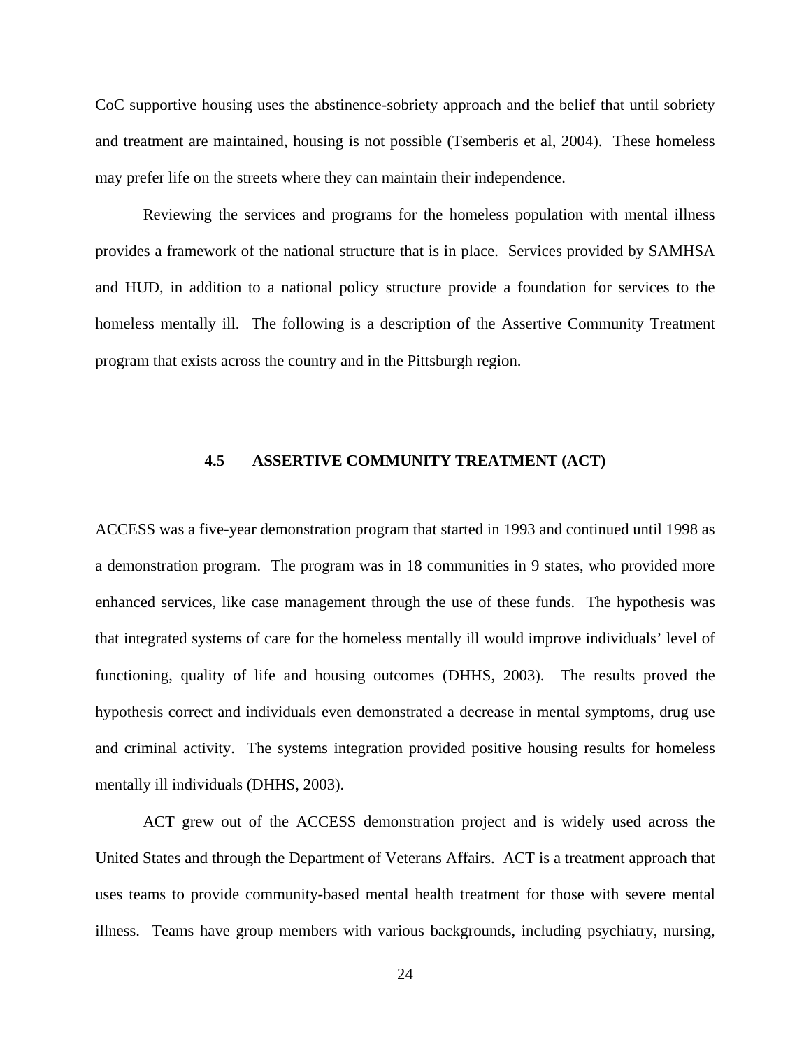CoC supportive housing uses the abstinence-sobriety approach and the belief that until sobriety and treatment are maintained, housing is not possible (Tsemberis et al, 2004). These homeless may prefer life on the streets where they can maintain their independence.

Reviewing the services and programs for the homeless population with mental illness provides a framework of the national structure that is in place. Services provided by SAMHSA and HUD, in addition to a national policy structure provide a foundation for services to the homeless mentally ill. The following is a description of the Assertive Community Treatment program that exists across the country and in the Pittsburgh region.

### 4.5 ASSERTIVE COMMUNITY TREATMENT (ACT)

ACCESS was a five-year demonstration program that started in 1993 and continued until 1998 as a demonstration program. The program was in 18 communities in 9 states, who provided more enhanced services, like case management through the use of these funds. The hypothesis was that integrated systems of care for the homeless mentally ill would improve individuals' level of functioning, quality of life and housing outcomes (DHHS, 2003). The results proved the hypothesis correct and individuals even demonstrated a decrease in mental symptoms, drug use and criminal activity. The systems integration provided positive housing results for homeless mentally ill individuals (DHHS, 2003).

ACT grew out of the ACCESS demonstration project and is widely used across the United States and through the Department of Veterans Affairs. ACT is a treatment approach that uses teams to provide community-based mental health treatment for those with severe mental illness. Teams have group members with various backgrounds, including psychiatry, nursing,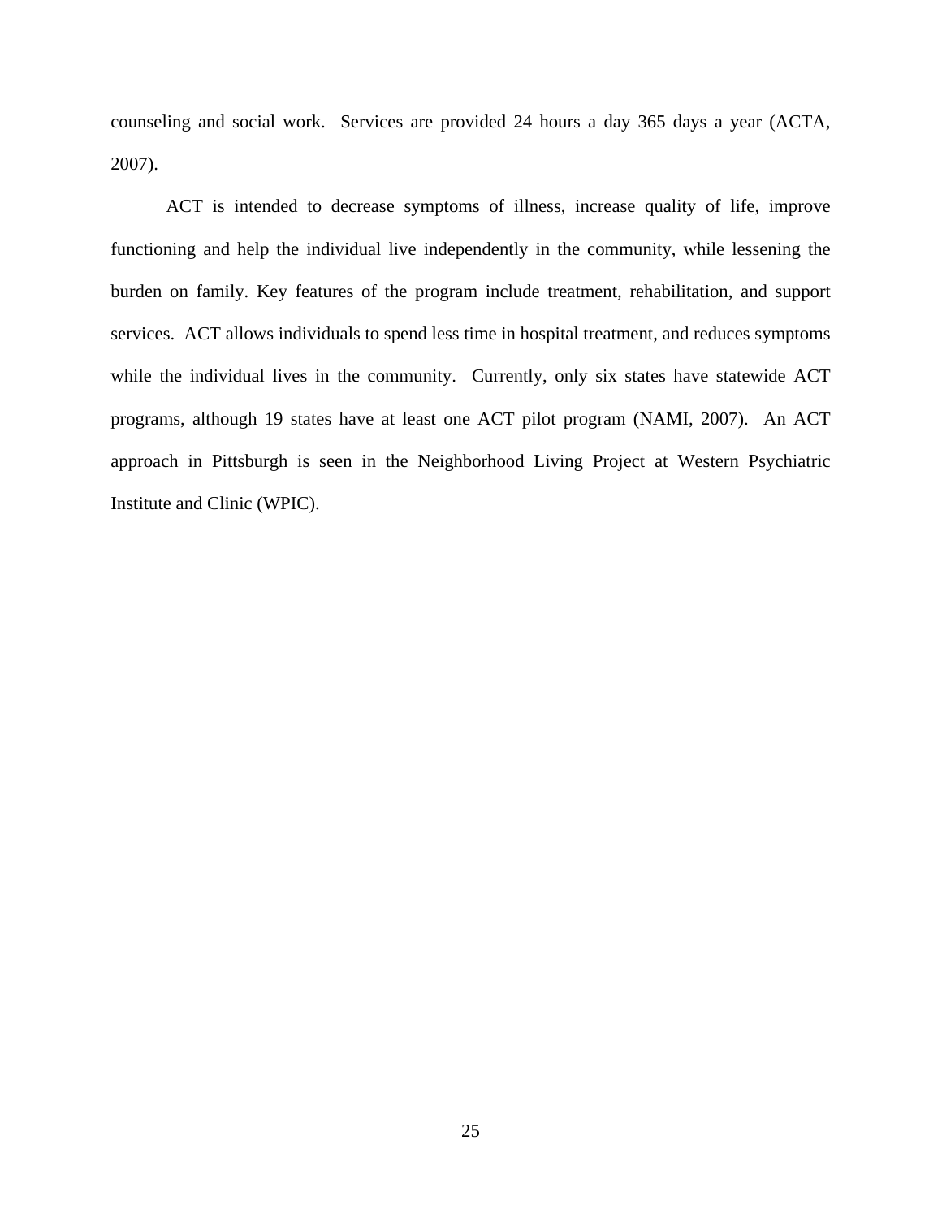counseling and social work.  Services are provided 24 hours a day 365 days a year (ACTA, 2007).

ACT is intended to decrease symptoms of illness, increase quality of life, improve functioning and help the individual live independently in the community, while lessening the burden on family. Key features of the program include treatment, rehabilitation, and support services.  ACT allows individuals to spend less time in hospital treatment, and reduces symptoms while the individual lives in the community.  Currently, only six states have statewide ACT programs, although 19 states have at least one ACT pilot program (NAMI, 2007).  An ACT approach in Pittsburgh is seen in the Neighborhood Living Project at Western Psychiatric Institute and Clinic (WPIC).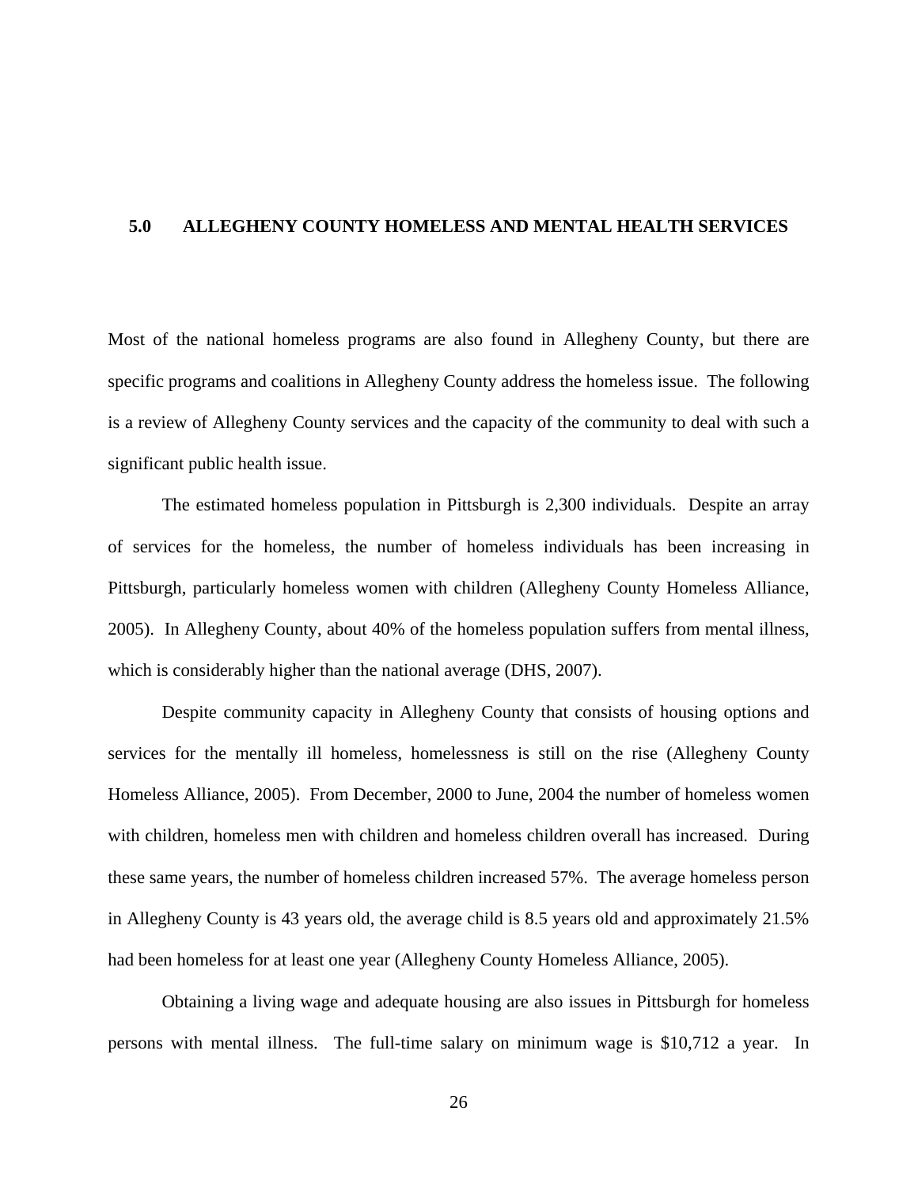# 5.0 ALLEGHENY COUNTY HOMELESS AND MENTAL HEALTH SERVICES

Most of the national homeless programs are also found in Allegheny County, but there are specific programs and coalitions in Allegheny County address the homeless issue. The following is a review of Allegheny County services and the capacity of the community to deal with such a significant public health issue.

The estimated homeless population in Pittsburgh is 2,300 individuals. Despite an array of services for the homeless, the number of homeless individuals has been increasing in Pittsburgh, particularly homeless women with children (Allegheny County Homeless Alliance, 2005). In Allegheny County, about 40% of the homeless population suffers from mental illness, which is considerably higher than the national average (DHS, 2007).

Despite community capacity in Allegheny County that consists of housing options and services for the mentally ill homeless, homelessness is still on the rise (Allegheny County Homeless Alliance, 2005). From December, 2000 to June, 2004 the number of homeless women with children, homeless men with children and homeless children overall has increased. During these same years, the number of homeless children increased 57%. The average homeless person in Allegheny County is 43 years old, the average child is 8.5 years old and approximately 21.5% had been homeless for at least one year (Allegheny County Homeless Alliance, 2005).

Obtaining a living wage and adequate housing are also issues in Pittsburgh for homeless persons with mental illness. The full-time salary on minimum wage is $10,712 a year. In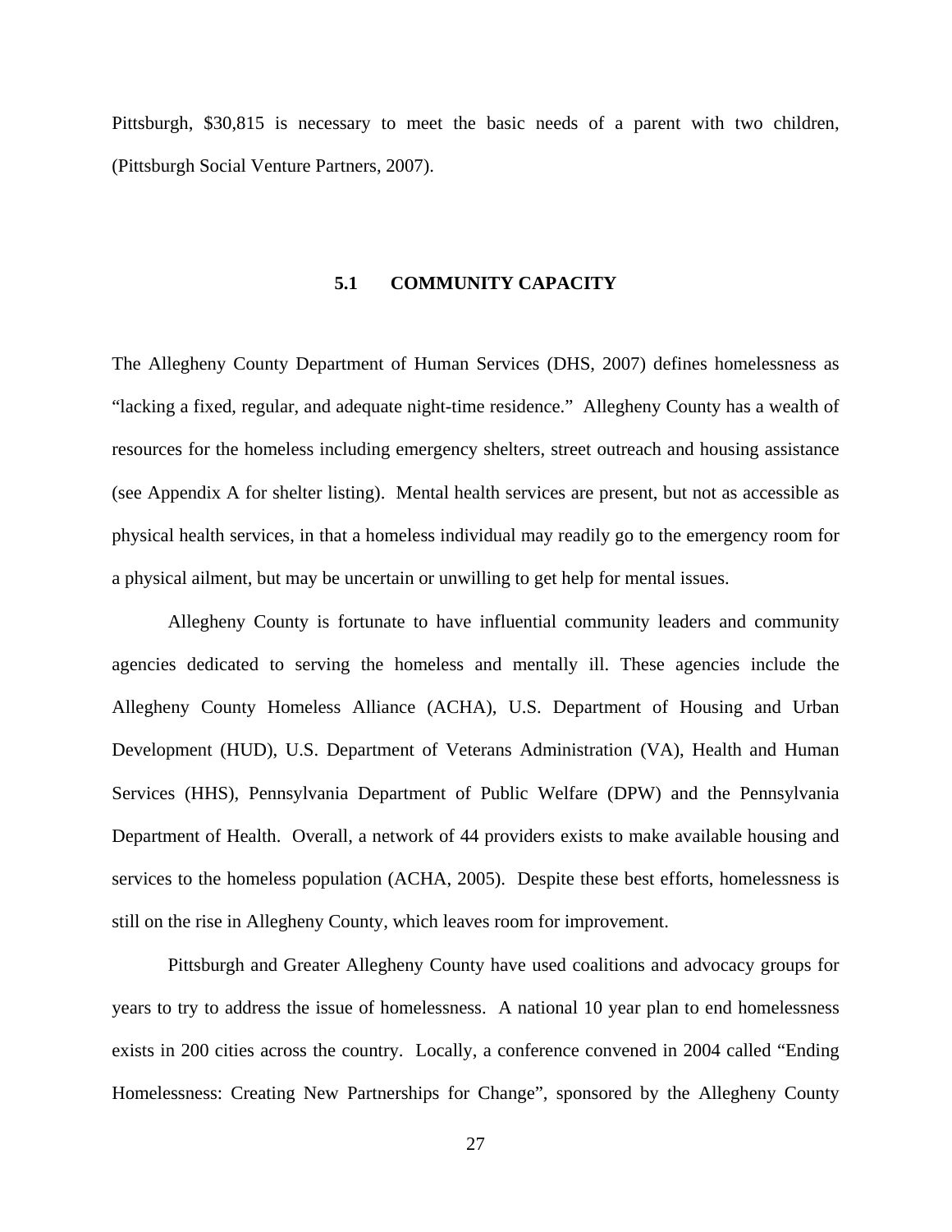Pittsburgh, $30,815 is necessary to meet the basic needs of a parent with two children, (Pittsburgh Social Venture Partners, 2007).

## 5.1 COMMUNITY CAPACITY

The Allegheny County Department of Human Services (DHS, 2007) defines homelessness as "lacking a fixed, regular, and adequate night-time residence." Allegheny County has a wealth of resources for the homeless including emergency shelters, street outreach and housing assistance (see Appendix A for shelter listing). Mental health services are present, but not as accessible as physical health services, in that a homeless individual may readily go to the emergency room for a physical ailment, but may be uncertain or unwilling to get help for mental issues.

Allegheny County is fortunate to have influential community leaders and community agencies dedicated to serving the homeless and mentally ill. These agencies include the Allegheny County Homeless Alliance (ACHA), U.S. Department of Housing and Urban Development (HUD), U.S. Department of Veterans Administration (VA), Health and Human Services (HHS), Pennsylvania Department of Public Welfare (DPW) and the Pennsylvania Department of Health. Overall, a network of 44 providers exists to make available housing and services to the homeless population (ACHA, 2005). Despite these best efforts, homelessness is still on the rise in Allegheny County, which leaves room for improvement.

Pittsburgh and Greater Allegheny County have used coalitions and advocacy groups for years to try to address the issue of homelessness. A national 10 year plan to end homelessness exists in 200 cities across the country. Locally, a conference convened in 2004 called "Ending Homelessness: Creating New Partnerships for Change", sponsored by the Allegheny County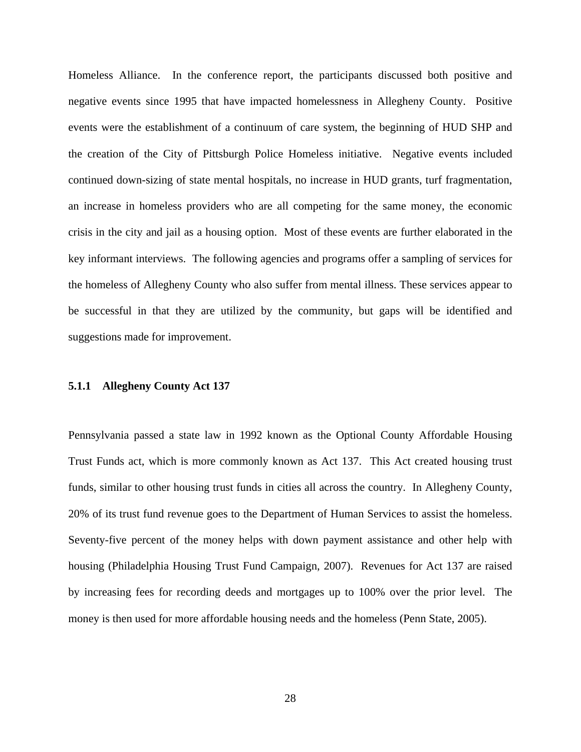Homeless Alliance. In the conference report, the participants discussed both positive and negative events since 1995 that have impacted homelessness in Allegheny County. Positive events were the establishment of a continuum of care system, the beginning of HUD SHP and the creation of the City of Pittsburgh Police Homeless initiative. Negative events included continued down-sizing of state mental hospitals, no increase in HUD grants, turf fragmentation, an increase in homeless providers who are all competing for the same money, the economic crisis in the city and jail as a housing option. Most of these events are further elaborated in the key informant interviews. The following agencies and programs offer a sampling of services for the homeless of Allegheny County who also suffer from mental illness. These services appear to be successful in that they are utilized by the community, but gaps will be identified and suggestions made for improvement.

### 5.1.1 Allegheny County Act 137

Pennsylvania passed a state law in 1992 known as the Optional County Affordable Housing Trust Funds act, which is more commonly known as Act 137. This Act created housing trust funds, similar to other housing trust funds in cities all across the country. In Allegheny County, 20% of its trust fund revenue goes to the Department of Human Services to assist the homeless. Seventy-five percent of the money helps with down payment assistance and other help with housing (Philadelphia Housing Trust Fund Campaign, 2007). Revenues for Act 137 are raised by increasing fees for recording deeds and mortgages up to 100% over the prior level. The money is then used for more affordable housing needs and the homeless (Penn State, 2005).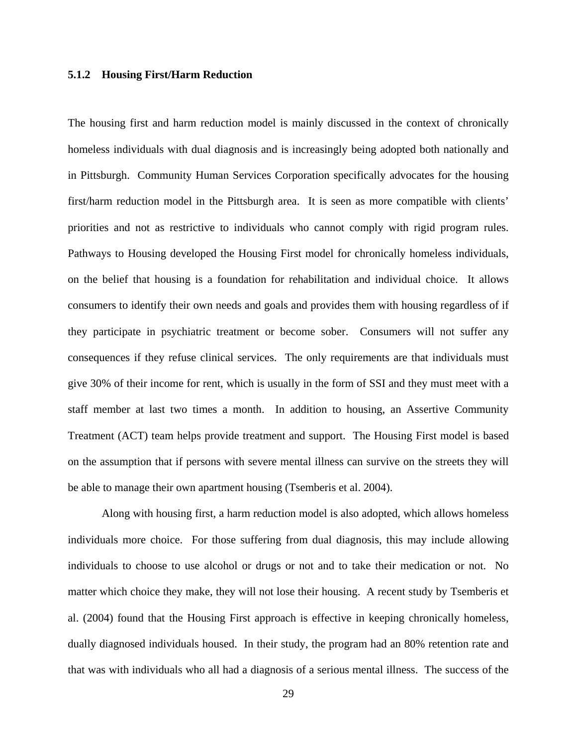### 5.1.2 Housing First/Harm Reduction

The housing first and harm reduction model is mainly discussed in the context of chronically homeless individuals with dual diagnosis and is increasingly being adopted both nationally and in Pittsburgh. Community Human Services Corporation specifically advocates for the housing first/harm reduction model in the Pittsburgh area. It is seen as more compatible with clients' priorities and not as restrictive to individuals who cannot comply with rigid program rules. Pathways to Housing developed the Housing First model for chronically homeless individuals, on the belief that housing is a foundation for rehabilitation and individual choice. It allows consumers to identify their own needs and goals and provides them with housing regardless of if they participate in psychiatric treatment or become sober. Consumers will not suffer any consequences if they refuse clinical services. The only requirements are that individuals must give 30% of their income for rent, which is usually in the form of SSI and they must meet with a staff member at last two times a month. In addition to housing, an Assertive Community Treatment (ACT) team helps provide treatment and support. The Housing First model is based on the assumption that if persons with severe mental illness can survive on the streets they will be able to manage their own apartment housing (Tsemberis et al. 2004).

Along with housing first, a harm reduction model is also adopted, which allows homeless individuals more choice. For those suffering from dual diagnosis, this may include allowing individuals to choose to use alcohol or drugs or not and to take their medication or not. No matter which choice they make, they will not lose their housing. A recent study by Tsemberis et al. (2004) found that the Housing First approach is effective in keeping chronically homeless, dually diagnosed individuals housed. In their study, the program had an 80% retention rate and that was with individuals who all had a diagnosis of a serious mental illness. The success of the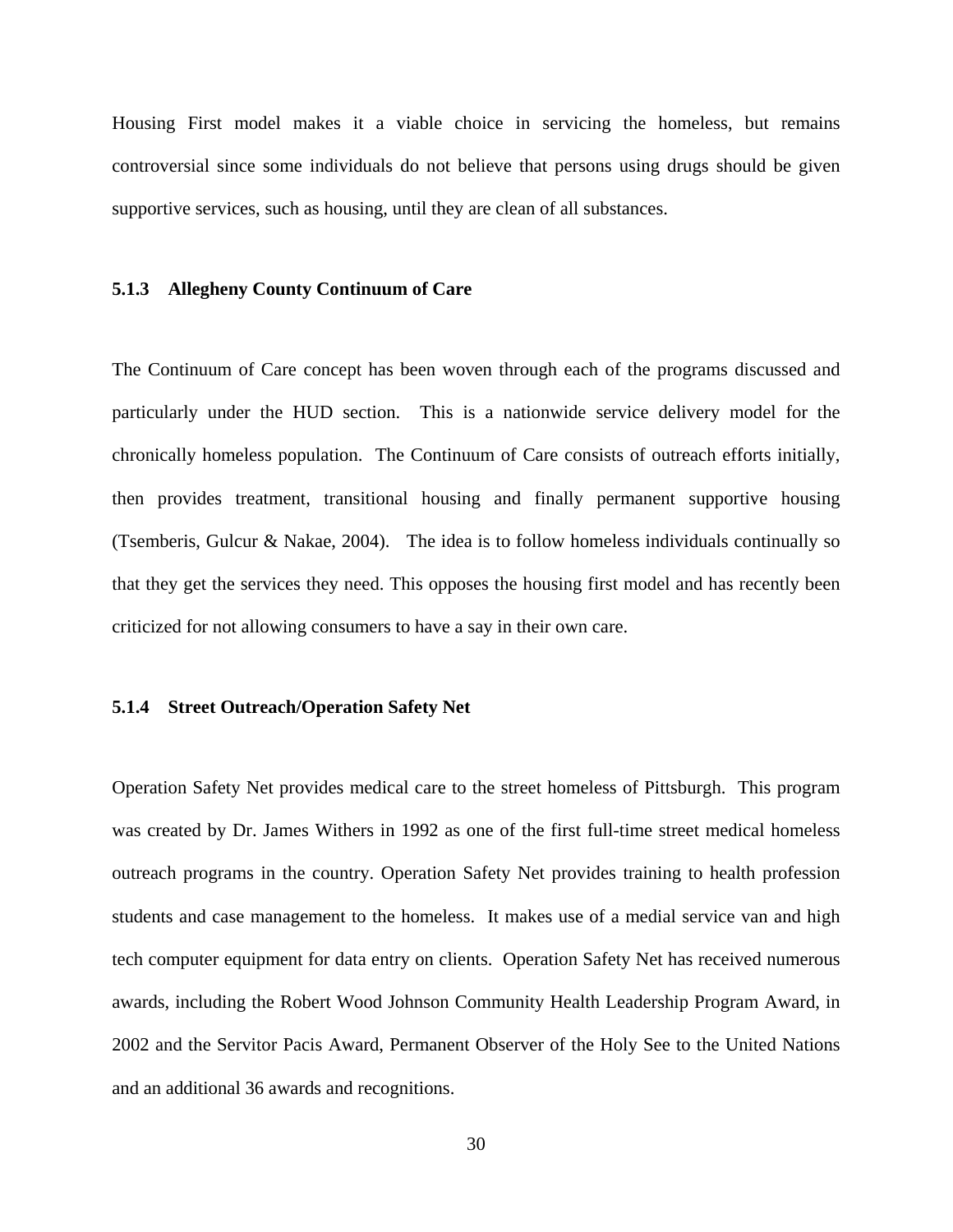Housing First model makes it a viable choice in servicing the homeless, but remains controversial since some individuals do not believe that persons using drugs should be given supportive services, such as housing, until they are clean of all substances.

### 5.1.3 Allegheny County Continuum of Care

The Continuum of Care concept has been woven through each of the programs discussed and particularly under the HUD section. This is a nationwide service delivery model for the chronically homeless population. The Continuum of Care consists of outreach efforts initially, then provides treatment, transitional housing and finally permanent supportive housing (Tsemberis, Gulcur & Nakae, 2004). The idea is to follow homeless individuals continually so that they get the services they need. This opposes the housing first model and has recently been criticized for not allowing consumers to have a say in their own care.

### 5.1.4 Street Outreach/Operation Safety Net

Operation Safety Net provides medical care to the street homeless of Pittsburgh. This program was created by Dr. James Withers in 1992 as one of the first full-time street medical homeless outreach programs in the country. Operation Safety Net provides training to health profession students and case management to the homeless. It makes use of a medial service van and high tech computer equipment for data entry on clients. Operation Safety Net has received numerous awards, including the Robert Wood Johnson Community Health Leadership Program Award, in 2002 and the Servitor Pacis Award, Permanent Observer of the Holy See to the United Nations and an additional 36 awards and recognitions.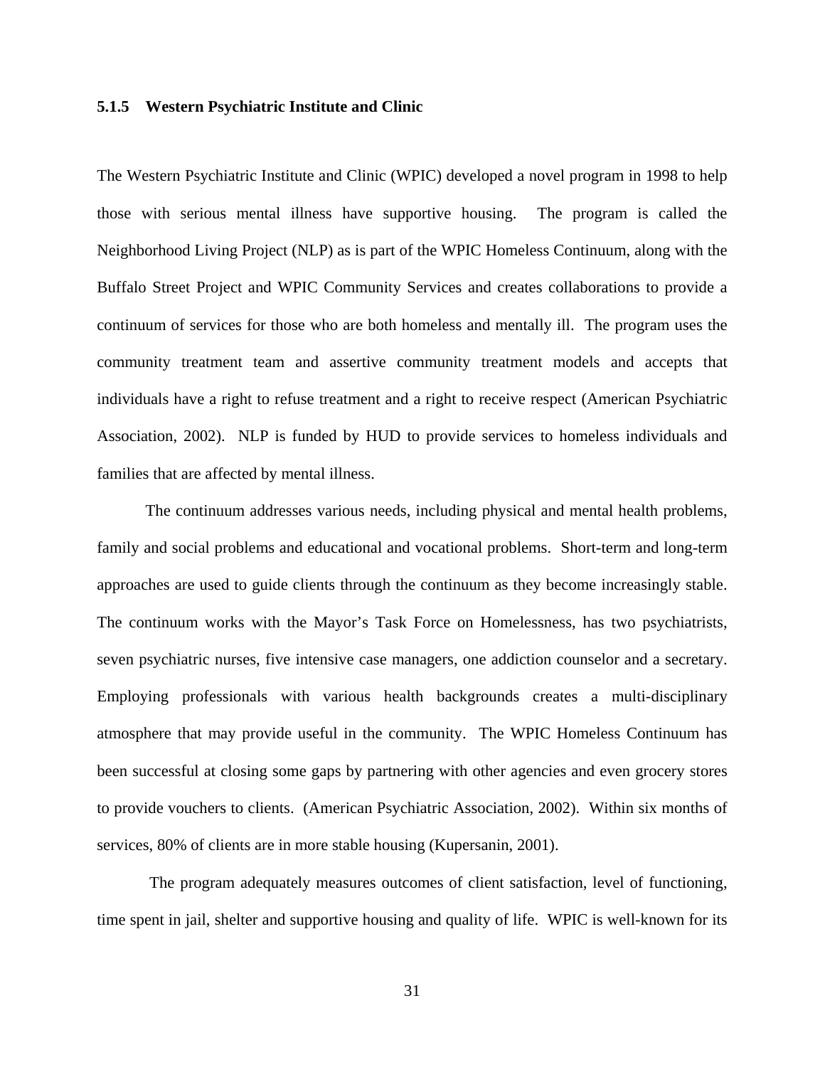### 5.1.5 Western Psychiatric Institute and Clinic

The Western Psychiatric Institute and Clinic (WPIC) developed a novel program in 1998 to help those with serious mental illness have supportive housing. The program is called the Neighborhood Living Project (NLP) as is part of the WPIC Homeless Continuum, along with the Buffalo Street Project and WPIC Community Services and creates collaborations to provide a continuum of services for those who are both homeless and mentally ill. The program uses the community treatment team and assertive community treatment models and accepts that individuals have a right to refuse treatment and a right to receive respect (American Psychiatric Association, 2002). NLP is funded by HUD to provide services to homeless individuals and families that are affected by mental illness.

The continuum addresses various needs, including physical and mental health problems, family and social problems and educational and vocational problems. Short-term and long-term approaches are used to guide clients through the continuum as they become increasingly stable. The continuum works with the Mayor's Task Force on Homelessness, has two psychiatrists, seven psychiatric nurses, five intensive case managers, one addiction counselor and a secretary. Employing professionals with various health backgrounds creates a multi-disciplinary atmosphere that may provide useful in the community. The WPIC Homeless Continuum has been successful at closing some gaps by partnering with other agencies and even grocery stores to provide vouchers to clients. (American Psychiatric Association, 2002). Within six months of services, 80% of clients are in more stable housing (Kupersanin, 2001).

The program adequately measures outcomes of client satisfaction, level of functioning, time spent in jail, shelter and supportive housing and quality of life. WPIC is well-known for its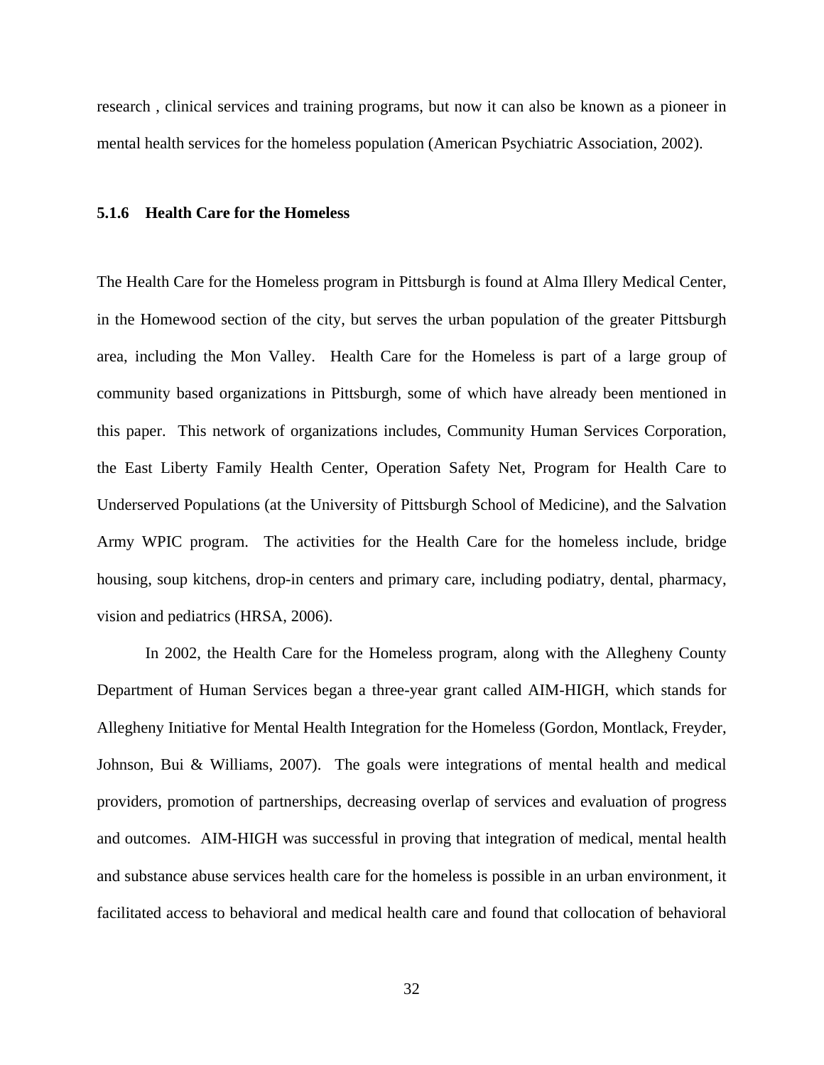research , clinical services and training programs, but now it can also be known as a pioneer in mental health services for the homeless population (American Psychiatric Association, 2002).

### 5.1.6 Health Care for the Homeless

The Health Care for the Homeless program in Pittsburgh is found at Alma Illery Medical Center, in the Homewood section of the city, but serves the urban population of the greater Pittsburgh area, including the Mon Valley. Health Care for the Homeless is part of a large group of community based organizations in Pittsburgh, some of which have already been mentioned in this paper. This network of organizations includes, Community Human Services Corporation, the East Liberty Family Health Center, Operation Safety Net, Program for Health Care to Underserved Populations (at the University of Pittsburgh School of Medicine), and the Salvation Army WPIC program. The activities for the Health Care for the homeless include, bridge housing, soup kitchens, drop-in centers and primary care, including podiatry, dental, pharmacy, vision and pediatrics (HRSA, 2006).

In 2002, the Health Care for the Homeless program, along with the Allegheny County Department of Human Services began a three-year grant called AIM-HIGH, which stands for Allegheny Initiative for Mental Health Integration for the Homeless (Gordon, Montlack, Freyder, Johnson, Bui & Williams, 2007). The goals were integrations of mental health and medical providers, promotion of partnerships, decreasing overlap of services and evaluation of progress and outcomes. AIM-HIGH was successful in proving that integration of medical, mental health and substance abuse services health care for the homeless is possible in an urban environment, it facilitated access to behavioral and medical health care and found that collocation of behavioral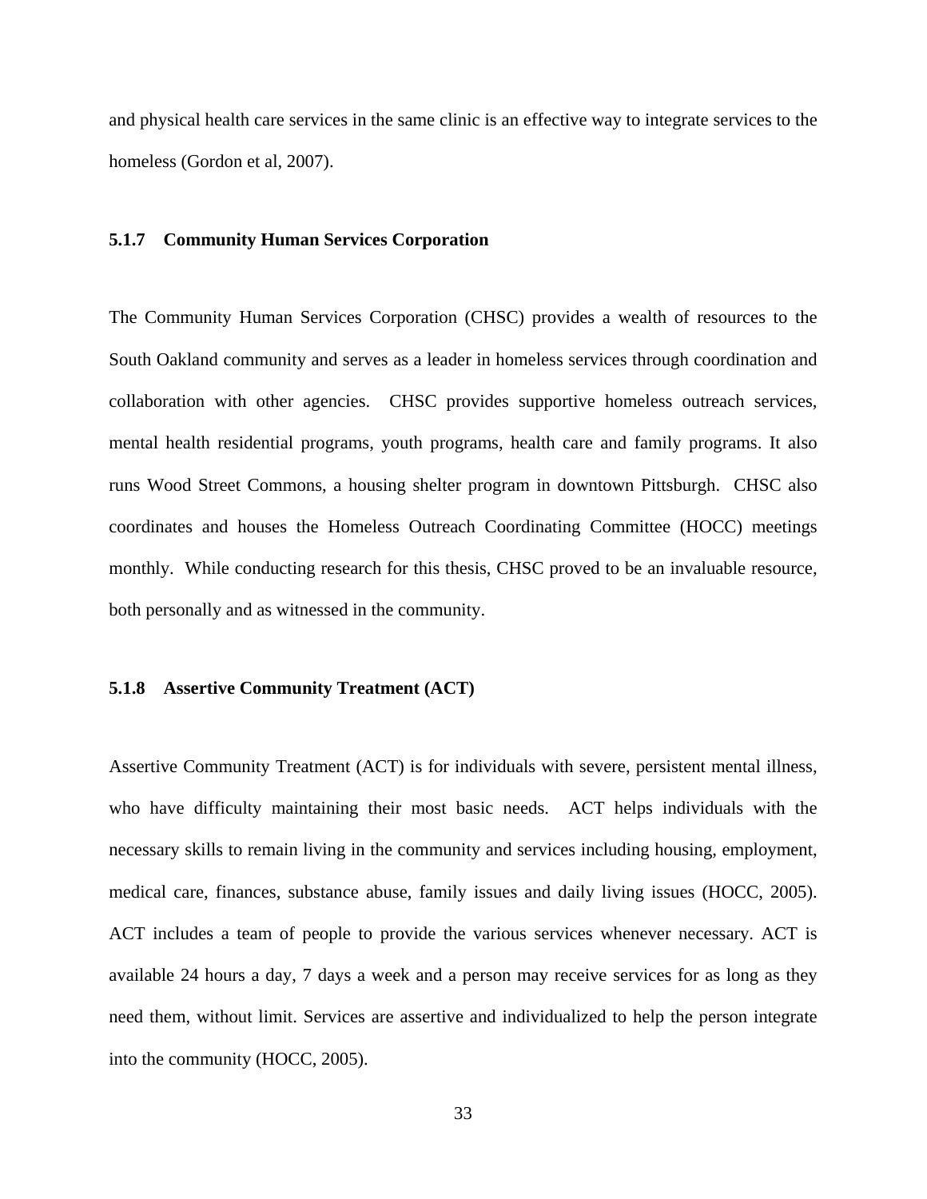and physical health care services in the same clinic is an effective way to integrate services to the homeless (Gordon et al, 2007).

### 5.1.7 Community Human Services Corporation

The Community Human Services Corporation (CHSC) provides a wealth of resources to the South Oakland community and serves as a leader in homeless services through coordination and collaboration with other agencies. CHSC provides supportive homeless outreach services, mental health residential programs, youth programs, health care and family programs. It also runs Wood Street Commons, a housing shelter program in downtown Pittsburgh. CHSC also coordinates and houses the Homeless Outreach Coordinating Committee (HOCC) meetings monthly. While conducting research for this thesis, CHSC proved to be an invaluable resource, both personally and as witnessed in the community.

### 5.1.8 Assertive Community Treatment (ACT)

Assertive Community Treatment (ACT) is for individuals with severe, persistent mental illness, who have difficulty maintaining their most basic needs. ACT helps individuals with the necessary skills to remain living in the community and services including housing, employment, medical care, finances, substance abuse, family issues and daily living issues (HOCC, 2005). ACT includes a team of people to provide the various services whenever necessary. ACT is available 24 hours a day, 7 days a week and a person may receive services for as long as they need them, without limit. Services are assertive and individualized to help the person integrate into the community (HOCC, 2005).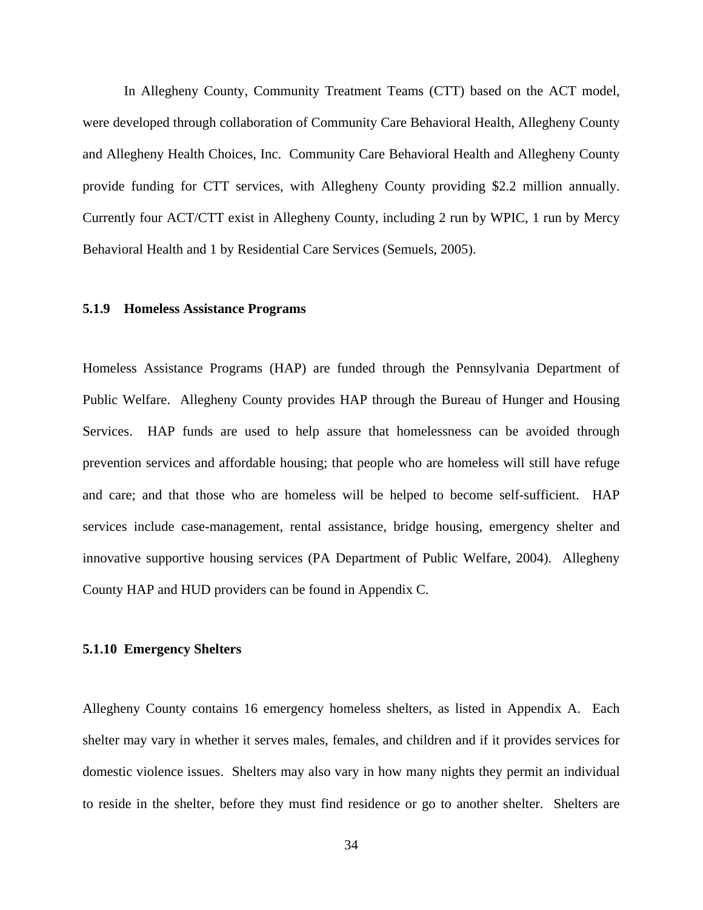In Allegheny County, Community Treatment Teams (CTT) based on the ACT model, were developed through collaboration of Community Care Behavioral Health, Allegheny County and Allegheny Health Choices, Inc. Community Care Behavioral Health and Allegheny County provide funding for CTT services, with Allegheny County providing $2.2 million annually. Currently four ACT/CTT exist in Allegheny County, including 2 run by WPIC, 1 run by Mercy Behavioral Health and 1 by Residential Care Services (Semuels, 2005).

### 5.1.9 Homeless Assistance Programs

Homeless Assistance Programs (HAP) are funded through the Pennsylvania Department of Public Welfare. Allegheny County provides HAP through the Bureau of Hunger and Housing Services. HAP funds are used to help assure that homelessness can be avoided through prevention services and affordable housing; that people who are homeless will still have refuge and care; and that those who are homeless will be helped to become self-sufficient. HAP services include case-management, rental assistance, bridge housing, emergency shelter and innovative supportive housing services (PA Department of Public Welfare, 2004). Allegheny County HAP and HUD providers can be found in Appendix C.

### 5.1.10 Emergency Shelters

Allegheny County contains 16 emergency homeless shelters, as listed in Appendix A. Each shelter may vary in whether it serves males, females, and children and if it provides services for domestic violence issues. Shelters may also vary in how many nights they permit an individual to reside in the shelter, before they must find residence or go to another shelter. Shelters are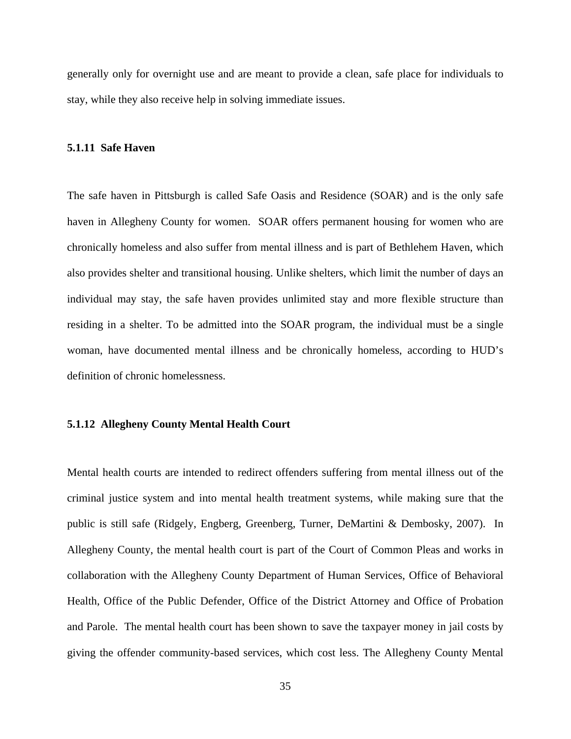generally only for overnight use and are meant to provide a clean, safe place for individuals to stay, while they also receive help in solving immediate issues.

### 5.1.11 Safe Haven

The safe haven in Pittsburgh is called Safe Oasis and Residence (SOAR) and is the only safe haven in Allegheny County for women. SOAR offers permanent housing for women who are chronically homeless and also suffer from mental illness and is part of Bethlehem Haven, which also provides shelter and transitional housing. Unlike shelters, which limit the number of days an individual may stay, the safe haven provides unlimited stay and more flexible structure than residing in a shelter. To be admitted into the SOAR program, the individual must be a single woman, have documented mental illness and be chronically homeless, according to HUD's definition of chronic homelessness.

### 5.1.12 Allegheny County Mental Health Court

Mental health courts are intended to redirect offenders suffering from mental illness out of the criminal justice system and into mental health treatment systems, while making sure that the public is still safe (Ridgely, Engberg, Greenberg, Turner, DeMartini & Dembosky, 2007). In Allegheny County, the mental health court is part of the Court of Common Pleas and works in collaboration with the Allegheny County Department of Human Services, Office of Behavioral Health, Office of the Public Defender, Office of the District Attorney and Office of Probation and Parole. The mental health court has been shown to save the taxpayer money in jail costs by giving the offender community-based services, which cost less. The Allegheny County Mental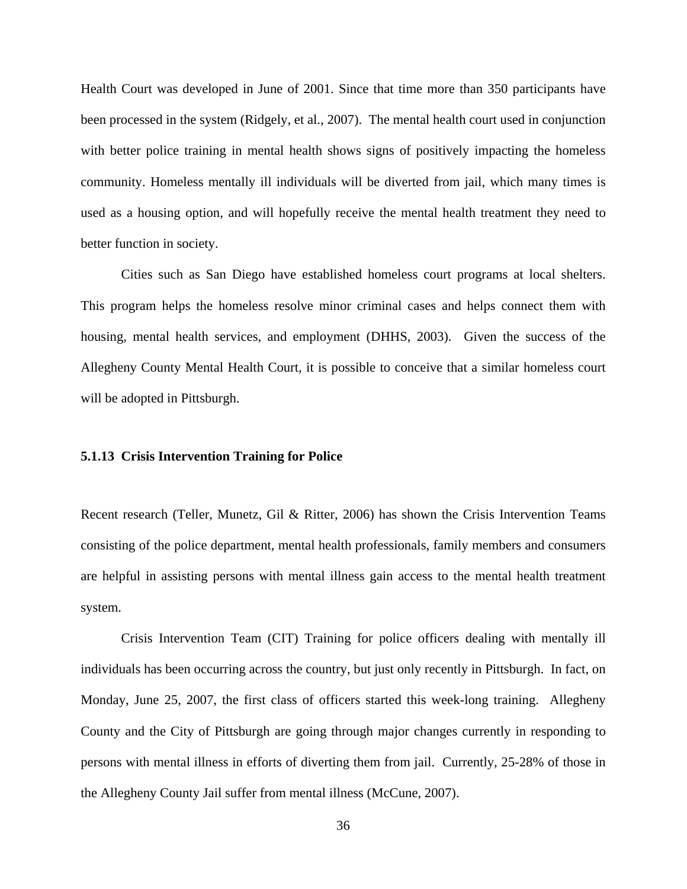Health Court was developed in June of 2001. Since that time more than 350 participants have been processed in the system (Ridgely, et al., 2007). The mental health court used in conjunction with better police training in mental health shows signs of positively impacting the homeless community. Homeless mentally ill individuals will be diverted from jail, which many times is used as a housing option, and will hopefully receive the mental health treatment they need to better function in society.

Cities such as San Diego have established homeless court programs at local shelters. This program helps the homeless resolve minor criminal cases and helps connect them with housing, mental health services, and employment (DHHS, 2003). Given the success of the Allegheny County Mental Health Court, it is possible to conceive that a similar homeless court will be adopted in Pittsburgh.

### 5.1.13 Crisis Intervention Training for Police

Recent research (Teller, Munetz, Gil & Ritter, 2006) has shown the Crisis Intervention Teams consisting of the police department, mental health professionals, family members and consumers are helpful in assisting persons with mental illness gain access to the mental health treatment system.

Crisis Intervention Team (CIT) Training for police officers dealing with mentally ill individuals has been occurring across the country, but just only recently in Pittsburgh. In fact, on Monday, June 25, 2007, the first class of officers started this week-long training. Allegheny County and the City of Pittsburgh are going through major changes currently in responding to persons with mental illness in efforts of diverting them from jail. Currently, 25-28% of those in the Allegheny County Jail suffer from mental illness (McCune, 2007).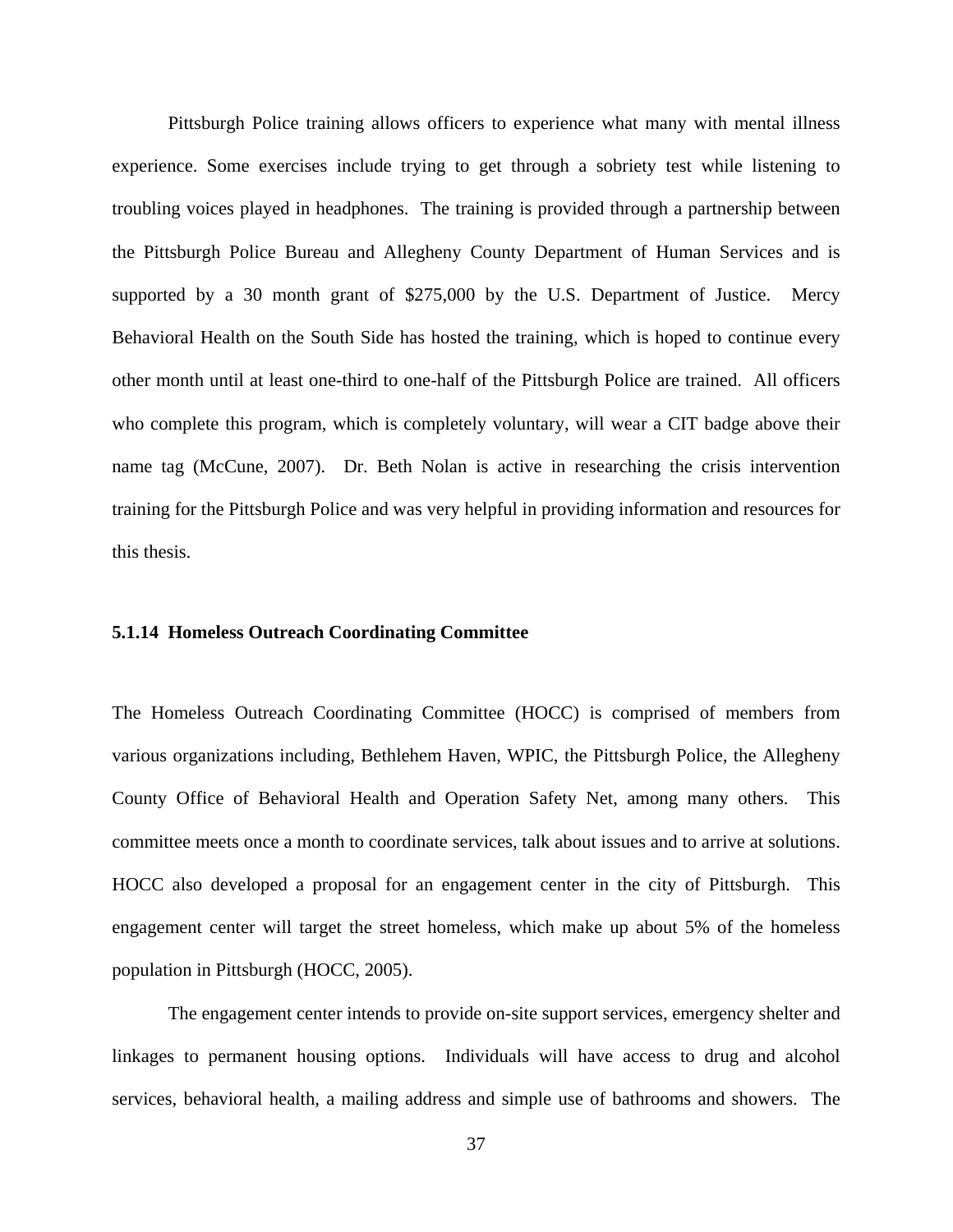Pittsburgh Police training allows officers to experience what many with mental illness experience. Some exercises include trying to get through a sobriety test while listening to troubling voices played in headphones. The training is provided through a partnership between the Pittsburgh Police Bureau and Allegheny County Department of Human Services and is supported by a 30 month grant of $275,000 by the U.S. Department of Justice. Mercy Behavioral Health on the South Side has hosted the training, which is hoped to continue every other month until at least one-third to one-half of the Pittsburgh Police are trained. All officers who complete this program, which is completely voluntary, will wear a CIT badge above their name tag (McCune, 2007). Dr. Beth Nolan is active in researching the crisis intervention training for the Pittsburgh Police and was very helpful in providing information and resources for this thesis.

### 5.1.14 Homeless Outreach Coordinating Committee

The Homeless Outreach Coordinating Committee (HOCC) is comprised of members from various organizations including, Bethlehem Haven, WPIC, the Pittsburgh Police, the Allegheny County Office of Behavioral Health and Operation Safety Net, among many others. This committee meets once a month to coordinate services, talk about issues and to arrive at solutions. HOCC also developed a proposal for an engagement center in the city of Pittsburgh. This engagement center will target the street homeless, which make up about 5% of the homeless population in Pittsburgh (HOCC, 2005).

The engagement center intends to provide on-site support services, emergency shelter and linkages to permanent housing options. Individuals will have access to drug and alcohol services, behavioral health, a mailing address and simple use of bathrooms and showers. The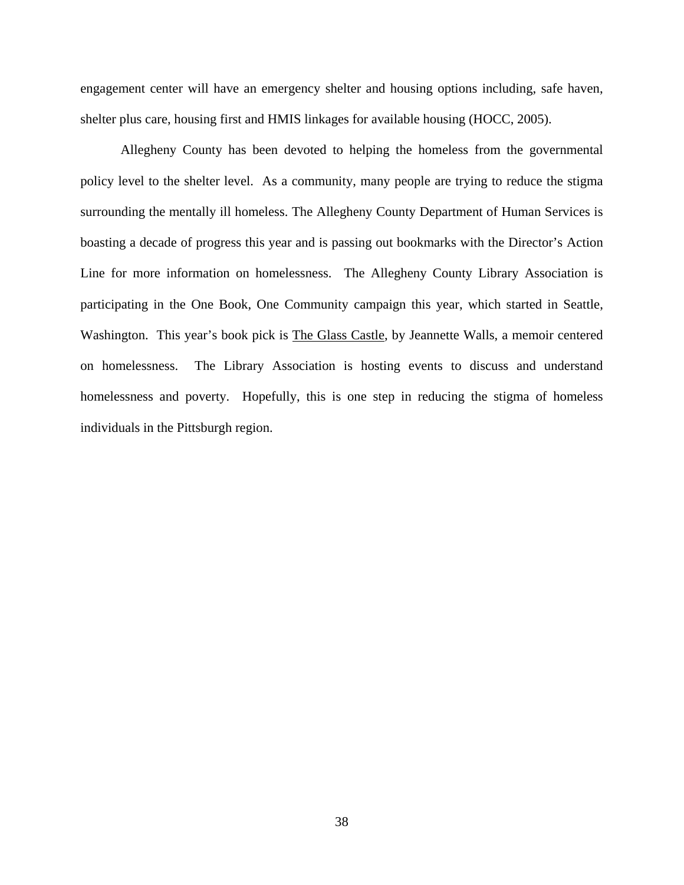engagement center will have an emergency shelter and housing options including, safe haven, shelter plus care, housing first and HMIS linkages for available housing (HOCC, 2005).

Allegheny County has been devoted to helping the homeless from the governmental policy level to the shelter level. As a community, many people are trying to reduce the stigma surrounding the mentally ill homeless. The Allegheny County Department of Human Services is boasting a decade of progress this year and is passing out bookmarks with the Director's Action Line for more information on homelessness. The Allegheny County Library Association is participating in the One Book, One Community campaign this year, which started in Seattle, Washington. This year's book pick is <u>The Glass Castle</u>, by Jeannette Walls, a memoir centered on homelessness. The Library Association is hosting events to discuss and understand homelessness and poverty. Hopefully, this is one step in reducing the stigma of homeless individuals in the Pittsburgh region.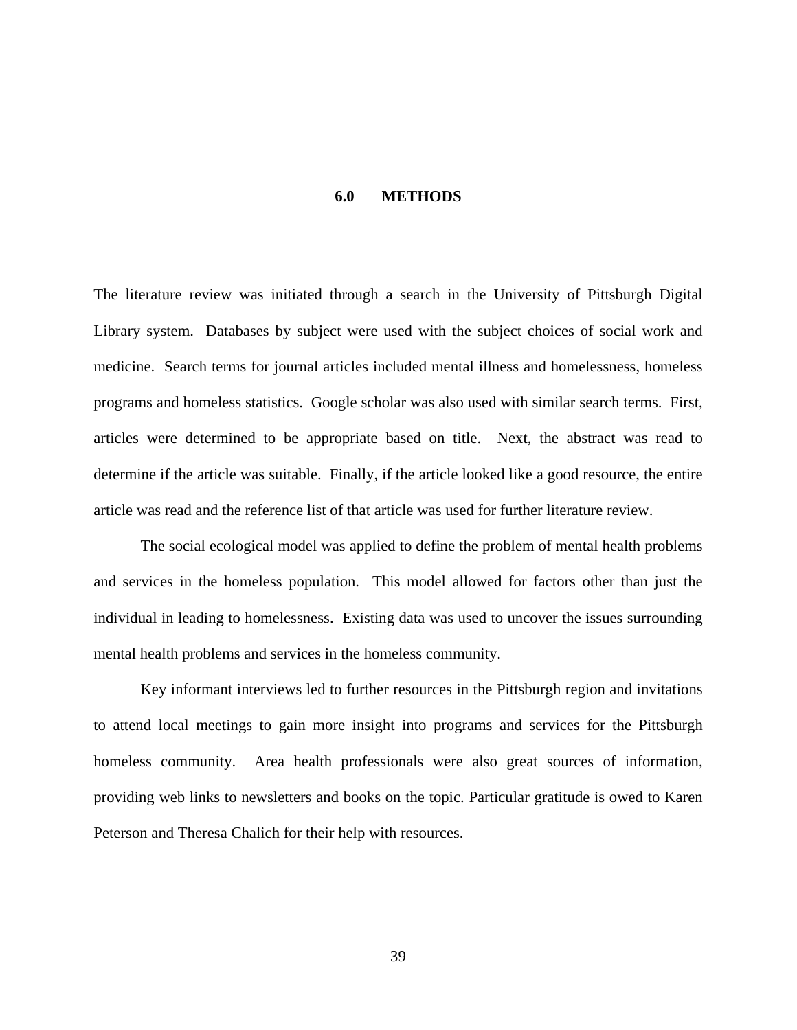# 6.0 METHODS

The literature review was initiated through a search in the University of Pittsburgh Digital Library system. Databases by subject were used with the subject choices of social work and medicine. Search terms for journal articles included mental illness and homelessness, homeless programs and homeless statistics. Google scholar was also used with similar search terms. First, articles were determined to be appropriate based on title. Next, the abstract was read to determine if the article was suitable. Finally, if the article looked like a good resource, the entire article was read and the reference list of that article was used for further literature review.

The social ecological model was applied to define the problem of mental health problems and services in the homeless population. This model allowed for factors other than just the individual in leading to homelessness. Existing data was used to uncover the issues surrounding mental health problems and services in the homeless community.

Key informant interviews led to further resources in the Pittsburgh region and invitations to attend local meetings to gain more insight into programs and services for the Pittsburgh homeless community. Area health professionals were also great sources of information, providing web links to newsletters and books on the topic. Particular gratitude is owed to Karen Peterson and Theresa Chalich for their help with resources.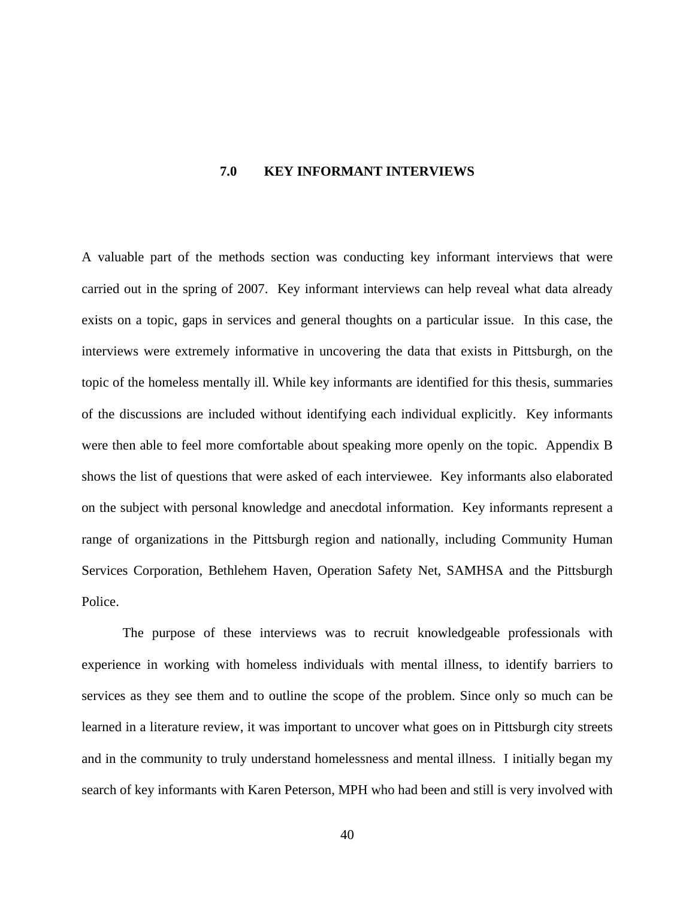# 7.0 KEY INFORMANT INTERVIEWS

A valuable part of the methods section was conducting key informant interviews that were carried out in the spring of 2007. Key informant interviews can help reveal what data already exists on a topic, gaps in services and general thoughts on a particular issue. In this case, the interviews were extremely informative in uncovering the data that exists in Pittsburgh, on the topic of the homeless mentally ill. While key informants are identified for this thesis, summaries of the discussions are included without identifying each individual explicitly. Key informants were then able to feel more comfortable about speaking more openly on the topic. Appendix B shows the list of questions that were asked of each interviewee. Key informants also elaborated on the subject with personal knowledge and anecdotal information. Key informants represent a range of organizations in the Pittsburgh region and nationally, including Community Human Services Corporation, Bethlehem Haven, Operation Safety Net, SAMHSA and the Pittsburgh Police.

The purpose of these interviews was to recruit knowledgeable professionals with experience in working with homeless individuals with mental illness, to identify barriers to services as they see them and to outline the scope of the problem. Since only so much can be learned in a literature review, it was important to uncover what goes on in Pittsburgh city streets and in the community to truly understand homelessness and mental illness. I initially began my search of key informants with Karen Peterson, MPH who had been and still is very involved with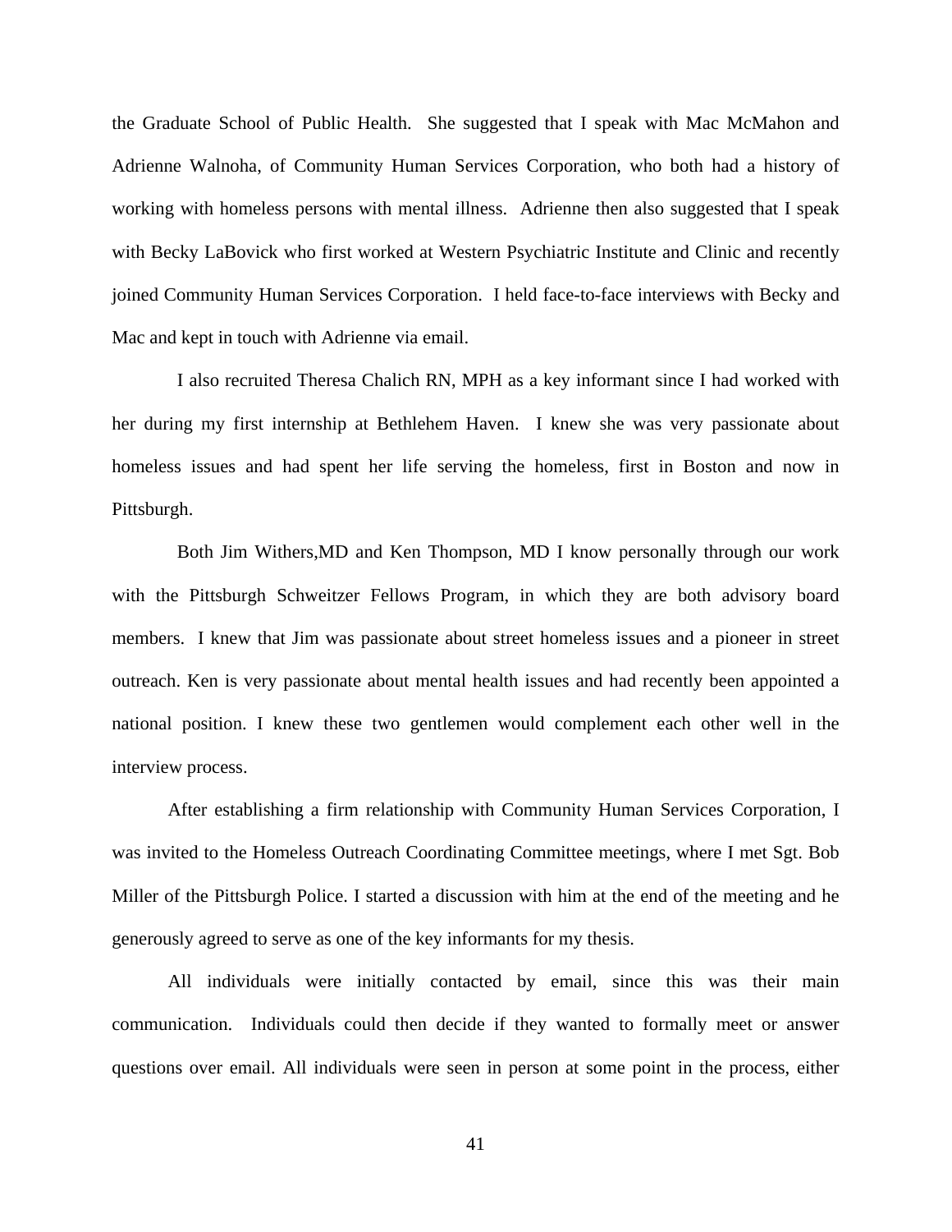the Graduate School of Public Health. She suggested that I speak with Mac McMahon and Adrienne Walnoha, of Community Human Services Corporation, who both had a history of working with homeless persons with mental illness. Adrienne then also suggested that I speak with Becky LaBovick who first worked at Western Psychiatric Institute and Clinic and recently joined Community Human Services Corporation. I held face-to-face interviews with Becky and Mac and kept in touch with Adrienne via email.

I also recruited Theresa Chalich RN, MPH as a key informant since I had worked with her during my first internship at Bethlehem Haven. I knew she was very passionate about homeless issues and had spent her life serving the homeless, first in Boston and now in Pittsburgh.

Both Jim Withers,MD and Ken Thompson, MD I know personally through our work with the Pittsburgh Schweitzer Fellows Program, in which they are both advisory board members. I knew that Jim was passionate about street homeless issues and a pioneer in street outreach. Ken is very passionate about mental health issues and had recently been appointed a national position. I knew these two gentlemen would complement each other well in the interview process.

After establishing a firm relationship with Community Human Services Corporation, I was invited to the Homeless Outreach Coordinating Committee meetings, where I met Sgt. Bob Miller of the Pittsburgh Police. I started a discussion with him at the end of the meeting and he generously agreed to serve as one of the key informants for my thesis.

All individuals were initially contacted by email, since this was their main communication. Individuals could then decide if they wanted to formally meet or answer questions over email. All individuals were seen in person at some point in the process, either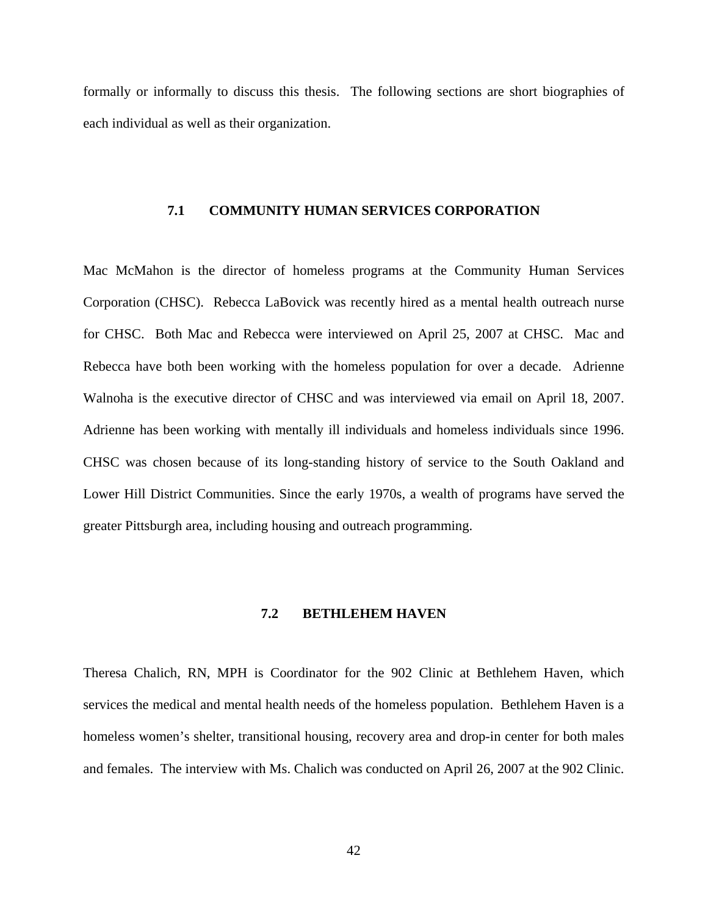formally or informally to discuss this thesis. The following sections are short biographies of each individual as well as their organization.

## 7.1 COMMUNITY HUMAN SERVICES CORPORATION

Mac McMahon is the director of homeless programs at the Community Human Services Corporation (CHSC). Rebecca LaBovick was recently hired as a mental health outreach nurse for CHSC. Both Mac and Rebecca were interviewed on April 25, 2007 at CHSC. Mac and Rebecca have both been working with the homeless population for over a decade. Adrienne Walnoha is the executive director of CHSC and was interviewed via email on April 18, 2007. Adrienne has been working with mentally ill individuals and homeless individuals since 1996. CHSC was chosen because of its long-standing history of service to the South Oakland and Lower Hill District Communities. Since the early 1970s, a wealth of programs have served the greater Pittsburgh area, including housing and outreach programming.

## 7.2 BETHLEHEM HAVEN

Theresa Chalich, RN, MPH is Coordinator for the 902 Clinic at Bethlehem Haven, which services the medical and mental health needs of the homeless population. Bethlehem Haven is a homeless women's shelter, transitional housing, recovery area and drop-in center for both males and females. The interview with Ms. Chalich was conducted on April 26, 2007 at the 902 Clinic.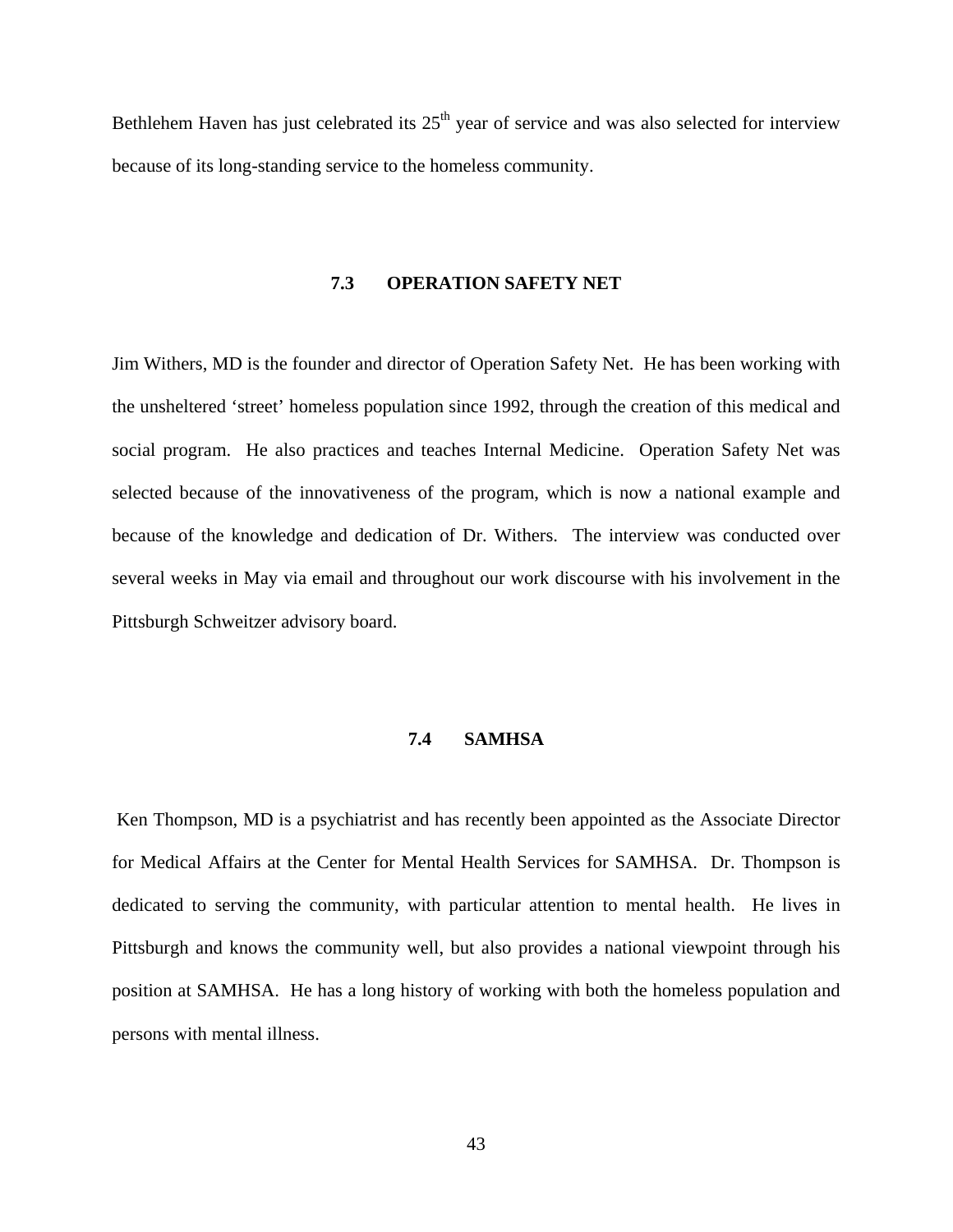Bethlehem Haven has just celebrated its 25th year of service and was also selected for interview because of its long-standing service to the homeless community.

### 7.3 OPERATION SAFETY NET

Jim Withers, MD is the founder and director of Operation Safety Net. He has been working with the unsheltered 'street' homeless population since 1992, through the creation of this medical and social program. He also practices and teaches Internal Medicine. Operation Safety Net was selected because of the innovativeness of the program, which is now a national example and because of the knowledge and dedication of Dr. Withers. The interview was conducted over several weeks in May via email and throughout our work discourse with his involvement in the Pittsburgh Schweitzer advisory board.

### 7.4 SAMHSA

Ken Thompson, MD is a psychiatrist and has recently been appointed as the Associate Director for Medical Affairs at the Center for Mental Health Services for SAMHSA. Dr. Thompson is dedicated to serving the community, with particular attention to mental health. He lives in Pittsburgh and knows the community well, but also provides a national viewpoint through his position at SAMHSA. He has a long history of working with both the homeless population and persons with mental illness.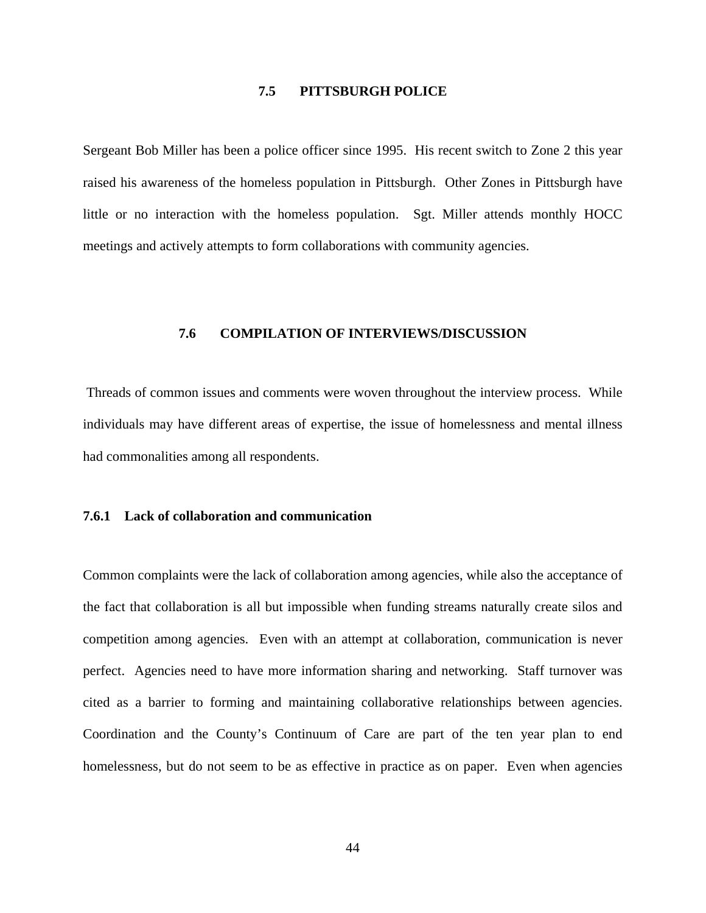## 7.5 PITTSBURGH POLICE

Sergeant Bob Miller has been a police officer since 1995. His recent switch to Zone 2 this year raised his awareness of the homeless population in Pittsburgh. Other Zones in Pittsburgh have little or no interaction with the homeless population. Sgt. Miller attends monthly HOCC meetings and actively attempts to form collaborations with community agencies.

## 7.6 COMPILATION OF INTERVIEWS/DISCUSSION

Threads of common issues and comments were woven throughout the interview process. While individuals may have different areas of expertise, the issue of homelessness and mental illness had commonalities among all respondents.

### 7.6.1 Lack of collaboration and communication

Common complaints were the lack of collaboration among agencies, while also the acceptance of the fact that collaboration is all but impossible when funding streams naturally create silos and competition among agencies. Even with an attempt at collaboration, communication is never perfect. Agencies need to have more information sharing and networking. Staff turnover was cited as a barrier to forming and maintaining collaborative relationships between agencies. Coordination and the County's Continuum of Care are part of the ten year plan to end homelessness, but do not seem to be as effective in practice as on paper. Even when agencies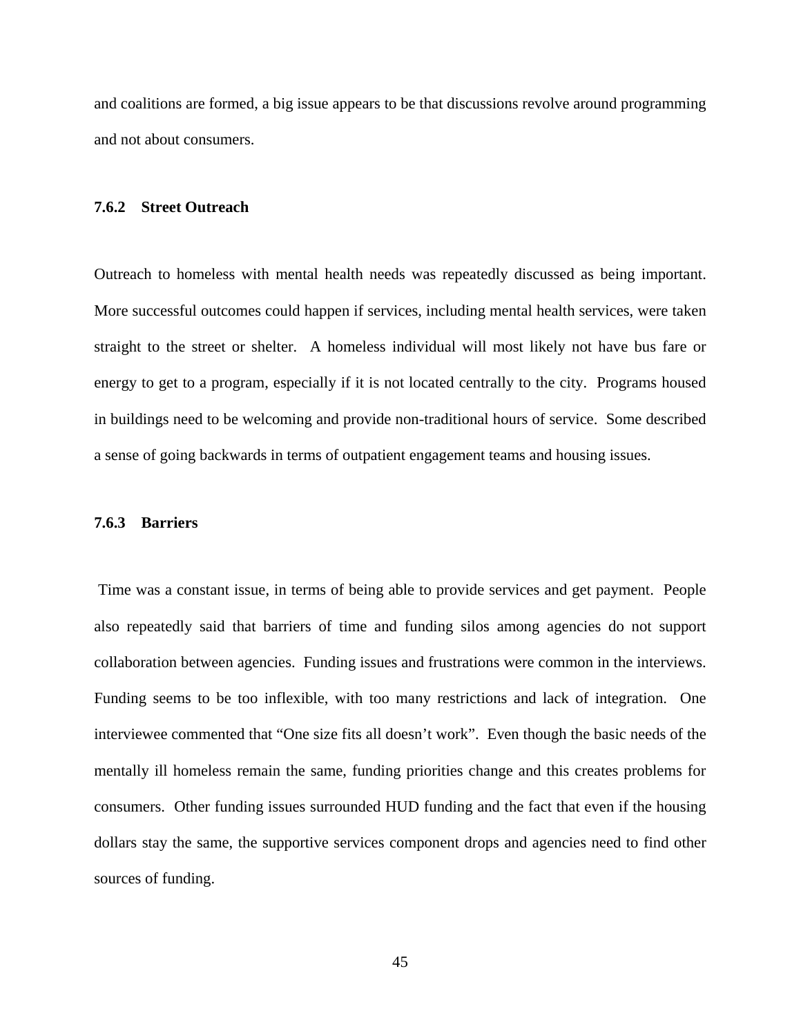and coalitions are formed, a big issue appears to be that discussions revolve around programming and not about consumers.

### 7.6.2 Street Outreach

Outreach to homeless with mental health needs was repeatedly discussed as being important. More successful outcomes could happen if services, including mental health services, were taken straight to the street or shelter. A homeless individual will most likely not have bus fare or energy to get to a program, especially if it is not located centrally to the city. Programs housed in buildings need to be welcoming and provide non-traditional hours of service. Some described a sense of going backwards in terms of outpatient engagement teams and housing issues.

### 7.6.3 Barriers

Time was a constant issue, in terms of being able to provide services and get payment. People also repeatedly said that barriers of time and funding silos among agencies do not support collaboration between agencies. Funding issues and frustrations were common in the interviews. Funding seems to be too inflexible, with too many restrictions and lack of integration. One interviewee commented that "One size fits all doesn't work". Even though the basic needs of the mentally ill homeless remain the same, funding priorities change and this creates problems for consumers. Other funding issues surrounded HUD funding and the fact that even if the housing dollars stay the same, the supportive services component drops and agencies need to find other sources of funding.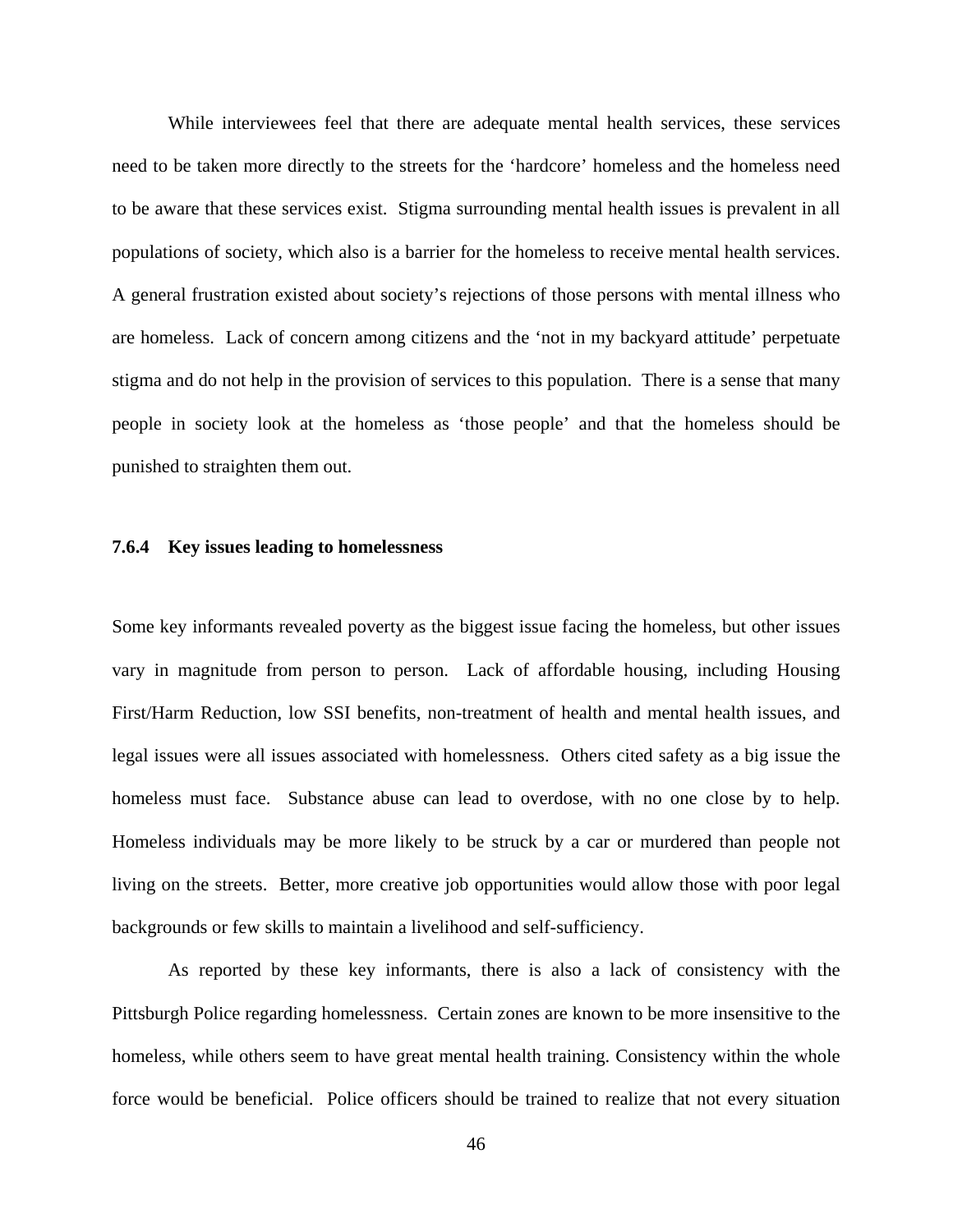While interviewees feel that there are adequate mental health services, these services need to be taken more directly to the streets for the 'hardcore' homeless and the homeless need to be aware that these services exist. Stigma surrounding mental health issues is prevalent in all populations of society, which also is a barrier for the homeless to receive mental health services. A general frustration existed about society's rejections of those persons with mental illness who are homeless. Lack of concern among citizens and the 'not in my backyard attitude' perpetuate stigma and do not help in the provision of services to this population. There is a sense that many people in society look at the homeless as 'those people' and that the homeless should be punished to straighten them out.

#### 7.6.4 Key issues leading to homelessness

Some key informants revealed poverty as the biggest issue facing the homeless, but other issues vary in magnitude from person to person. Lack of affordable housing, including Housing First/Harm Reduction, low SSI benefits, non-treatment of health and mental health issues, and legal issues were all issues associated with homelessness. Others cited safety as a big issue the homeless must face. Substance abuse can lead to overdose, with no one close by to help. Homeless individuals may be more likely to be struck by a car or murdered than people not living on the streets. Better, more creative job opportunities would allow those with poor legal backgrounds or few skills to maintain a livelihood and self-sufficiency.

As reported by these key informants, there is also a lack of consistency with the Pittsburgh Police regarding homelessness. Certain zones are known to be more insensitive to the homeless, while others seem to have great mental health training. Consistency within the whole force would be beneficial. Police officers should be trained to realize that not every situation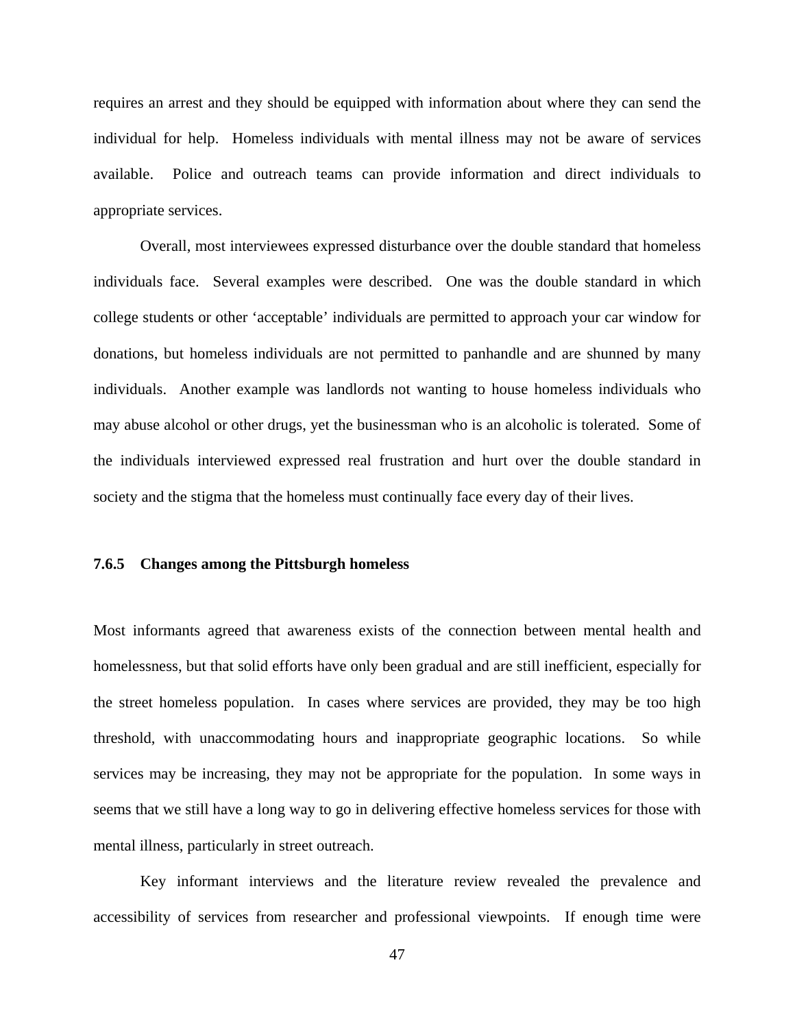requires an arrest and they should be equipped with information about where they can send the individual for help. Homeless individuals with mental illness may not be aware of services available. Police and outreach teams can provide information and direct individuals to appropriate services.

Overall, most interviewees expressed disturbance over the double standard that homeless individuals face. Several examples were described. One was the double standard in which college students or other 'acceptable' individuals are permitted to approach your car window for donations, but homeless individuals are not permitted to panhandle and are shunned by many individuals. Another example was landlords not wanting to house homeless individuals who may abuse alcohol or other drugs, yet the businessman who is an alcoholic is tolerated. Some of the individuals interviewed expressed real frustration and hurt over the double standard in society and the stigma that the homeless must continually face every day of their lives.

### 7.6.5 Changes among the Pittsburgh homeless

Most informants agreed that awareness exists of the connection between mental health and homelessness, but that solid efforts have only been gradual and are still inefficient, especially for the street homeless population. In cases where services are provided, they may be too high threshold, with unaccommodating hours and inappropriate geographic locations. So while services may be increasing, they may not be appropriate for the population. In some ways in seems that we still have a long way to go in delivering effective homeless services for those with mental illness, particularly in street outreach.

Key informant interviews and the literature review revealed the prevalence and accessibility of services from researcher and professional viewpoints. If enough time were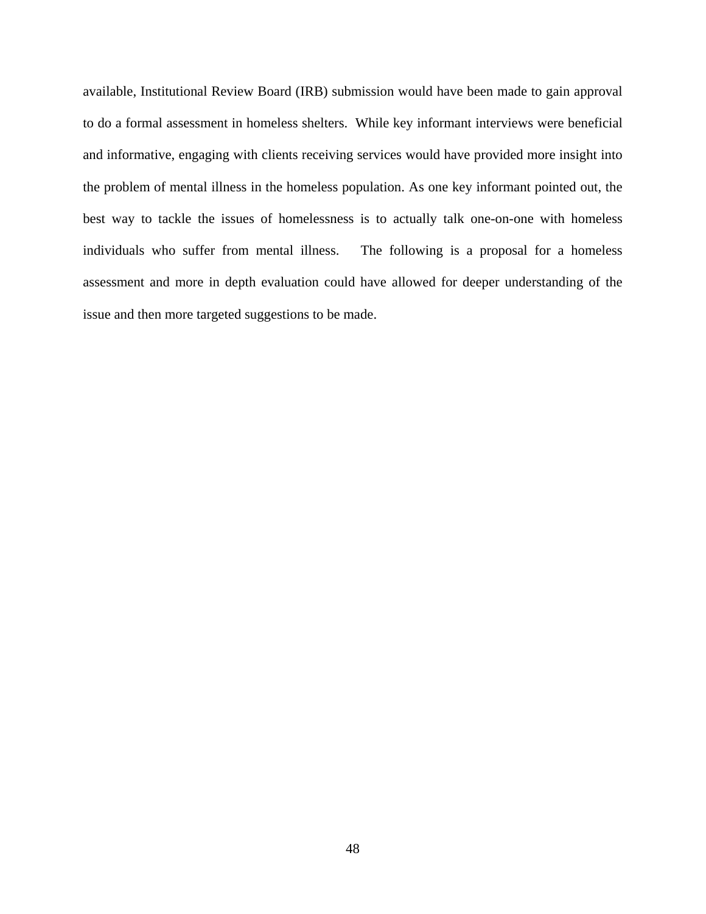available, Institutional Review Board (IRB) submission would have been made to gain approval to do a formal assessment in homeless shelters. While key informant interviews were beneficial and informative, engaging with clients receiving services would have provided more insight into the problem of mental illness in the homeless population. As one key informant pointed out, the best way to tackle the issues of homelessness is to actually talk one-on-one with homeless individuals who suffer from mental illness. The following is a proposal for a homeless assessment and more in depth evaluation could have allowed for deeper understanding of the issue and then more targeted suggestions to be made.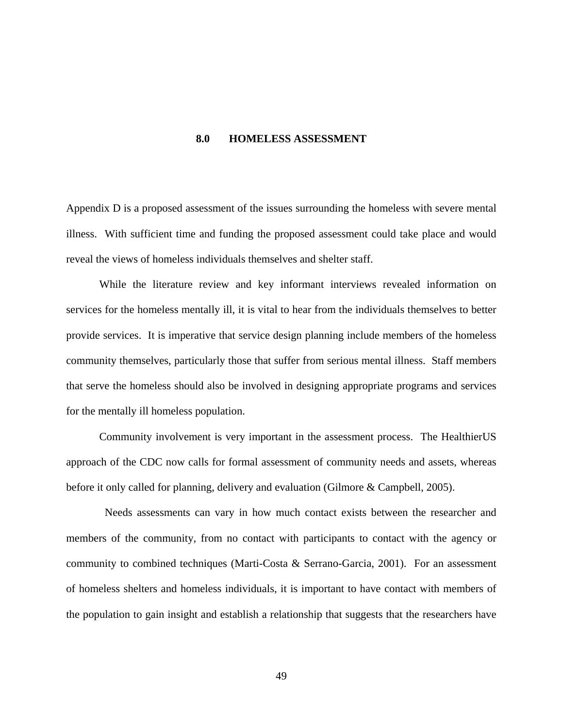# 8.0 HOMELESS ASSESSMENT

Appendix D is a proposed assessment of the issues surrounding the homeless with severe mental illness. With sufficient time and funding the proposed assessment could take place and would reveal the views of homeless individuals themselves and shelter staff.

While the literature review and key informant interviews revealed information on services for the homeless mentally ill, it is vital to hear from the individuals themselves to better provide services. It is imperative that service design planning include members of the homeless community themselves, particularly those that suffer from serious mental illness. Staff members that serve the homeless should also be involved in designing appropriate programs and services for the mentally ill homeless population.

Community involvement is very important in the assessment process. The HealthierUS approach of the CDC now calls for formal assessment of community needs and assets, whereas before it only called for planning, delivery and evaluation (Gilmore & Campbell, 2005).

Needs assessments can vary in how much contact exists between the researcher and members of the community, from no contact with participants to contact with the agency or community to combined techniques (Marti-Costa & Serrano-Garcia, 2001). For an assessment of homeless shelters and homeless individuals, it is important to have contact with members of the population to gain insight and establish a relationship that suggests that the researchers have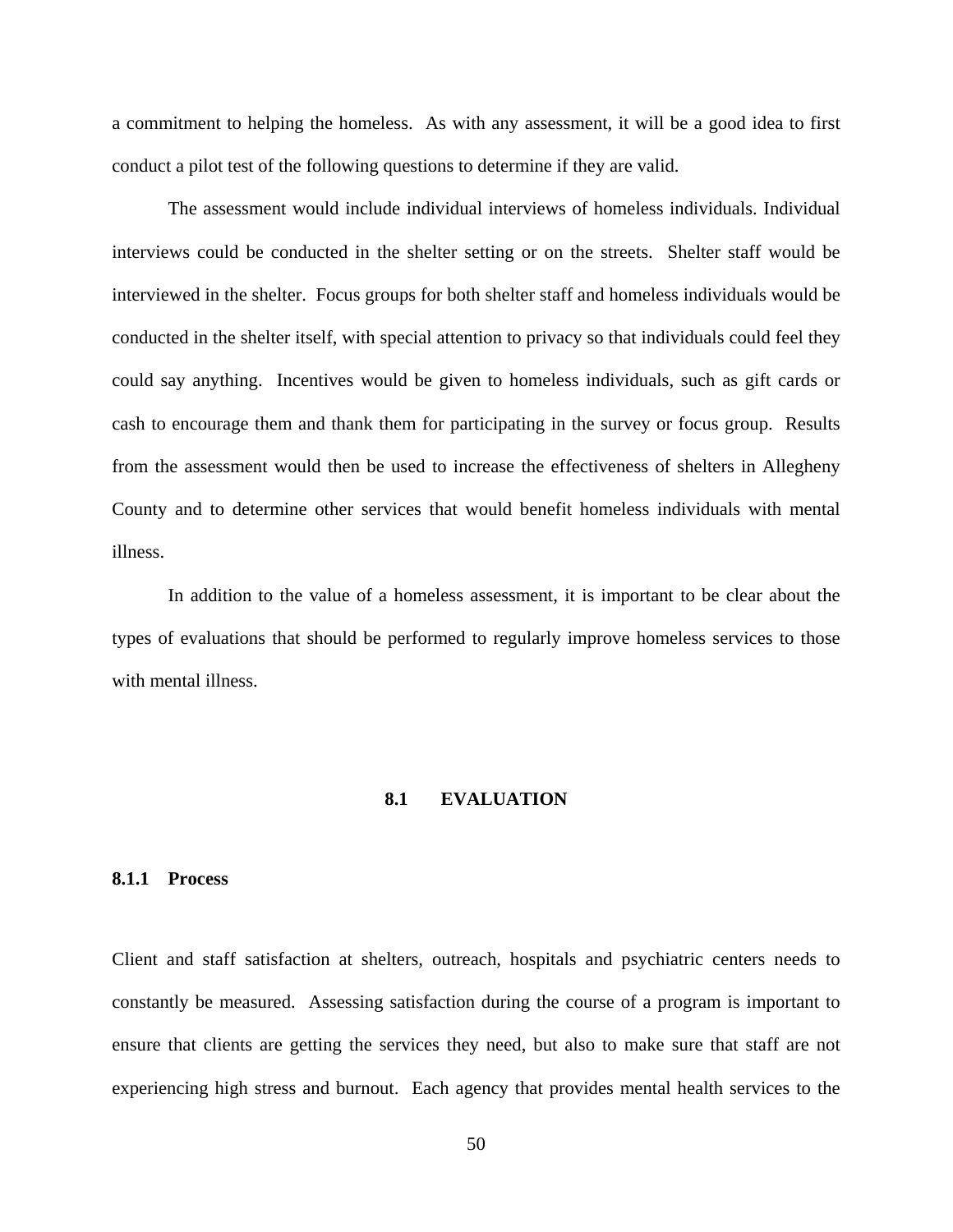a commitment to helping the homeless. As with any assessment, it will be a good idea to first conduct a pilot test of the following questions to determine if they are valid.

The assessment would include individual interviews of homeless individuals. Individual interviews could be conducted in the shelter setting or on the streets. Shelter staff would be interviewed in the shelter. Focus groups for both shelter staff and homeless individuals would be conducted in the shelter itself, with special attention to privacy so that individuals could feel they could say anything. Incentives would be given to homeless individuals, such as gift cards or cash to encourage them and thank them for participating in the survey or focus group. Results from the assessment would then be used to increase the effectiveness of shelters in Allegheny County and to determine other services that would benefit homeless individuals with mental illness.

In addition to the value of a homeless assessment, it is important to be clear about the types of evaluations that should be performed to regularly improve homeless services to those with mental illness.

## 8.1 EVALUATION

### 8.1.1 Process

Client and staff satisfaction at shelters, outreach, hospitals and psychiatric centers needs to constantly be measured. Assessing satisfaction during the course of a program is important to ensure that clients are getting the services they need, but also to make sure that staff are not experiencing high stress and burnout. Each agency that provides mental health services to the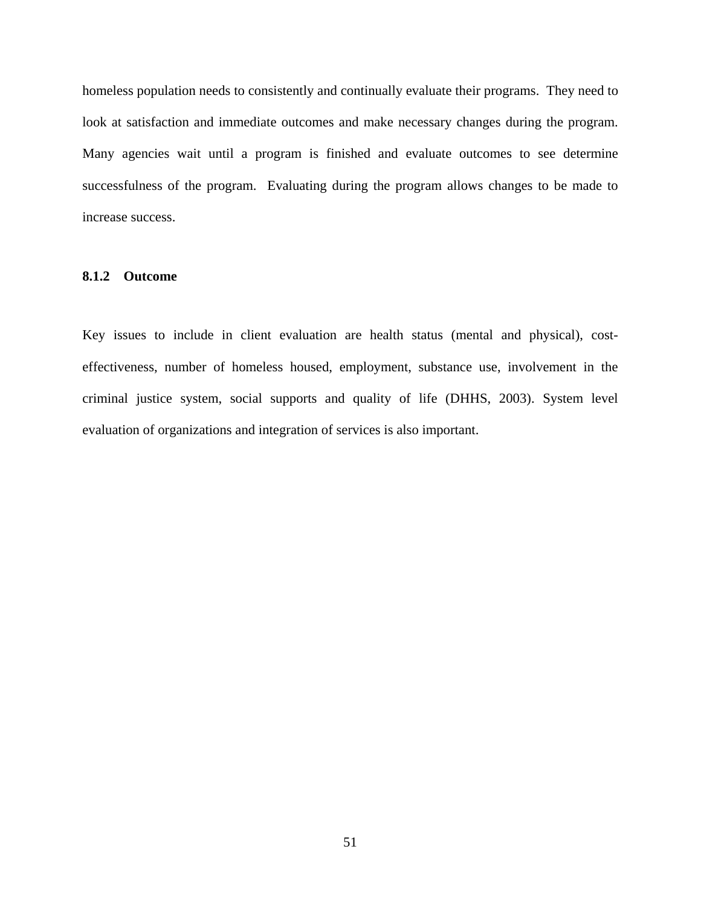homeless population needs to consistently and continually evaluate their programs. They need to look at satisfaction and immediate outcomes and make necessary changes during the program. Many agencies wait until a program is finished and evaluate outcomes to see determine successfulness of the program. Evaluating during the program allows changes to be made to increase success.

### 8.1.2 Outcome

Key issues to include in client evaluation are health status (mental and physical), cost-effectiveness, number of homeless housed, employment, substance use, involvement in the criminal justice system, social supports and quality of life (DHHS, 2003). System level evaluation of organizations and integration of services is also important.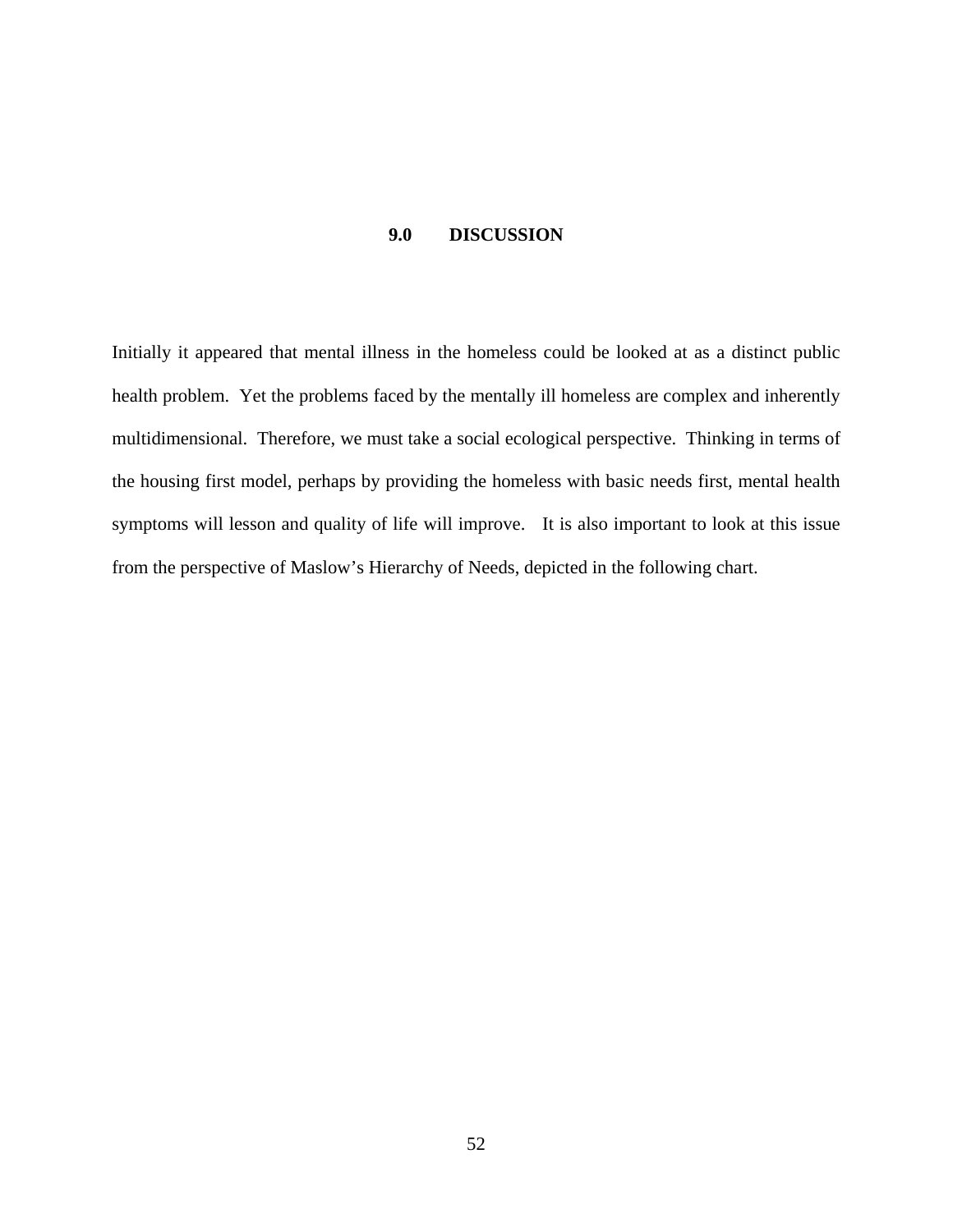# 9.0 DISCUSSION

Initially it appeared that mental illness in the homeless could be looked at as a distinct public health problem. Yet the problems faced by the mentally ill homeless are complex and inherently multidimensional. Therefore, we must take a social ecological perspective. Thinking in terms of the housing first model, perhaps by providing the homeless with basic needs first, mental health symptoms will lesson and quality of life will improve. It is also important to look at this issue from the perspective of Maslow's Hierarchy of Needs, depicted in the following chart.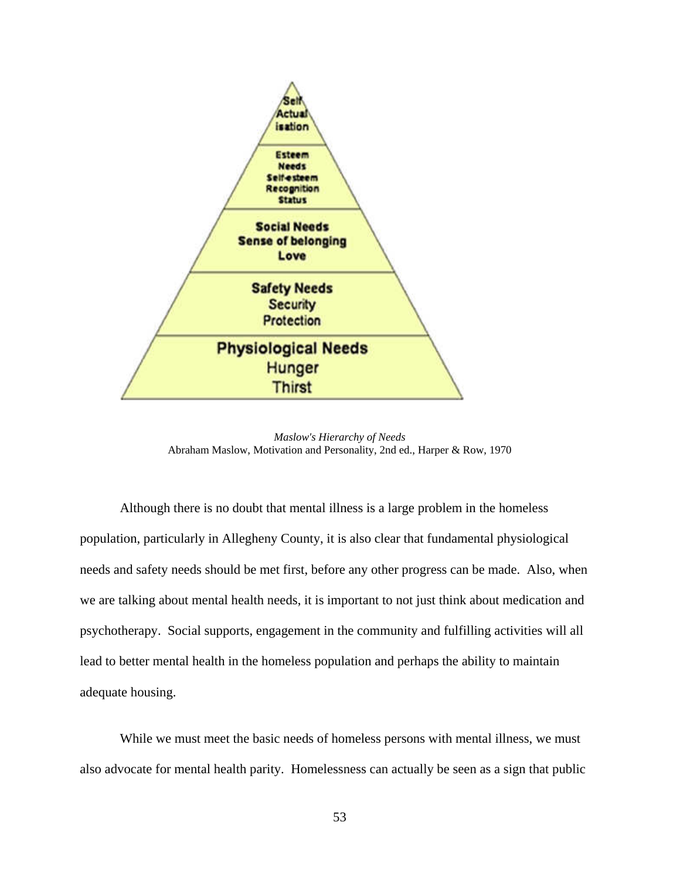*Maslow's Hierarchy of Needs*
Abraham Maslow, Motivation and Personality, 2nd ed., Harper & Row, 1970

Although there is no doubt that mental illness is a large problem in the homeless population, particularly in Allegheny County, it is also clear that fundamental physiological needs and safety needs should be met first, before any other progress can be made. Also, when we are talking about mental health needs, it is important to not just think about medication and psychotherapy. Social supports, engagement in the community and fulfilling activities will all lead to better mental health in the homeless population and perhaps the ability to maintain adequate housing.

While we must meet the basic needs of homeless persons with mental illness, we must also advocate for mental health parity. Homelessness can actually be seen as a sign that public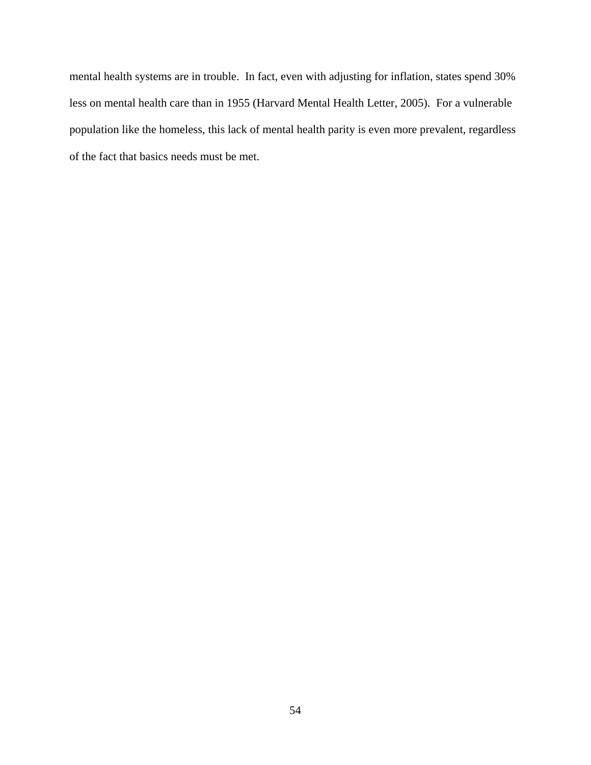mental health systems are in trouble. In fact, even with adjusting for inflation, states spend 30% less on mental health care than in 1955 (Harvard Mental Health Letter, 2005). For a vulnerable population like the homeless, this lack of mental health parity is even more prevalent, regardless of the fact that basics needs must be met.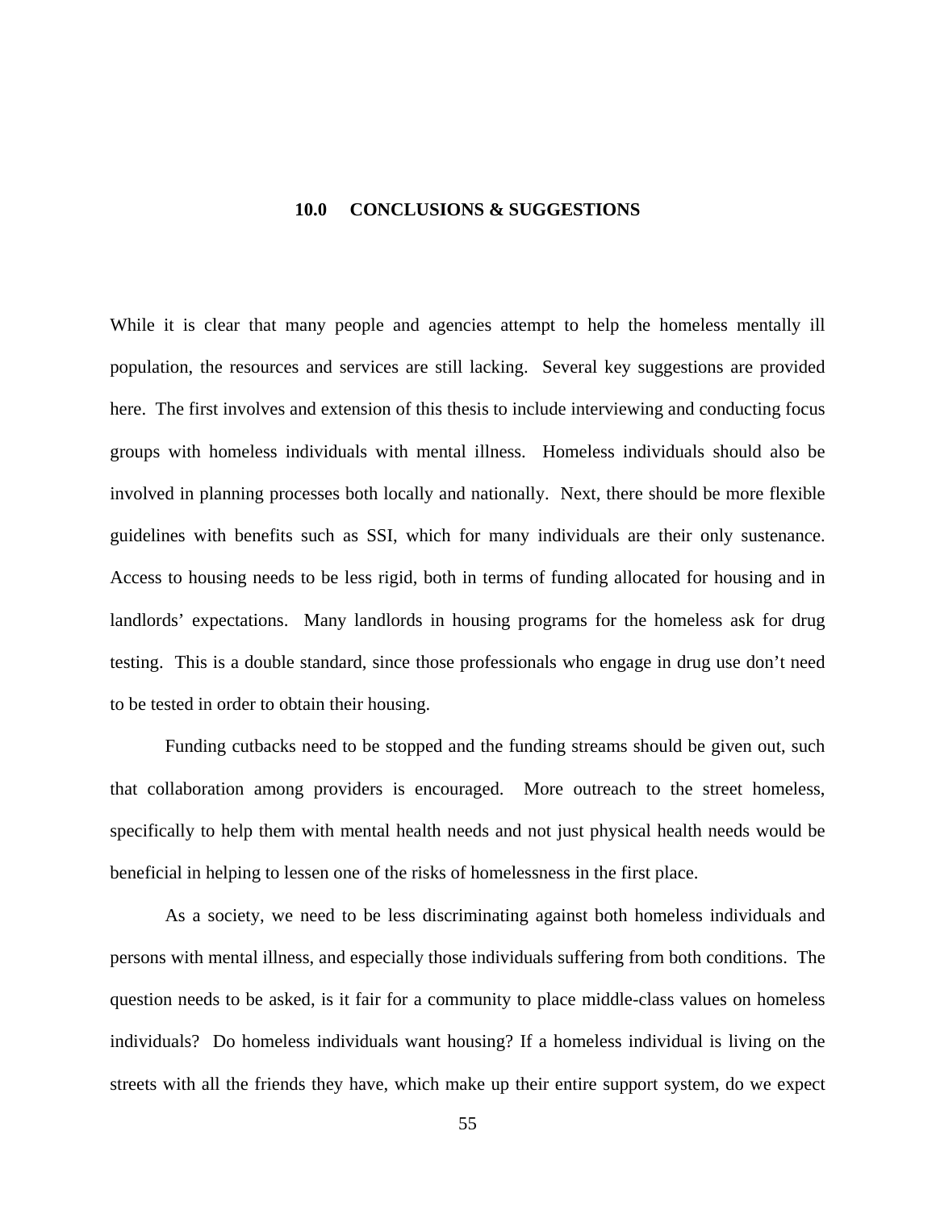# 10.0 CONCLUSIONS & SUGGESTIONS

While it is clear that many people and agencies attempt to help the homeless mentally ill population, the resources and services are still lacking. Several key suggestions are provided here. The first involves and extension of this thesis to include interviewing and conducting focus groups with homeless individuals with mental illness. Homeless individuals should also be involved in planning processes both locally and nationally. Next, there should be more flexible guidelines with benefits such as SSI, which for many individuals are their only sustenance. Access to housing needs to be less rigid, both in terms of funding allocated for housing and in landlords' expectations. Many landlords in housing programs for the homeless ask for drug testing. This is a double standard, since those professionals who engage in drug use don't need to be tested in order to obtain their housing.

Funding cutbacks need to be stopped and the funding streams should be given out, such that collaboration among providers is encouraged. More outreach to the street homeless, specifically to help them with mental health needs and not just physical health needs would be beneficial in helping to lessen one of the risks of homelessness in the first place.

As a society, we need to be less discriminating against both homeless individuals and persons with mental illness, and especially those individuals suffering from both conditions. The question needs to be asked, is it fair for a community to place middle-class values on homeless individuals? Do homeless individuals want housing? If a homeless individual is living on the streets with all the friends they have, which make up their entire support system, do we expect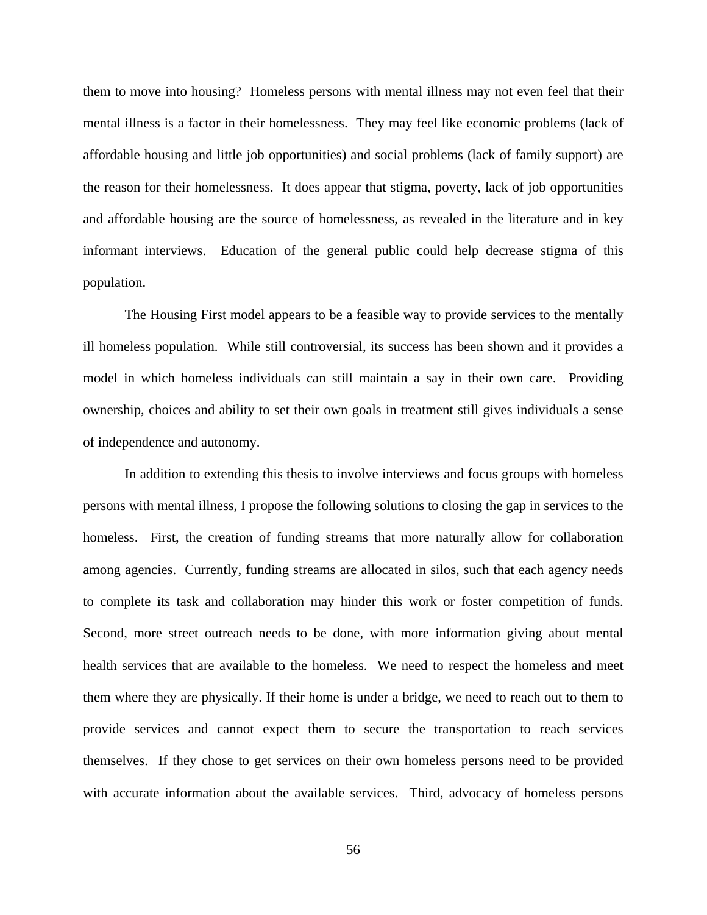them to move into housing? Homeless persons with mental illness may not even feel that their mental illness is a factor in their homelessness. They may feel like economic problems (lack of affordable housing and little job opportunities) and social problems (lack of family support) are the reason for their homelessness. It does appear that stigma, poverty, lack of job opportunities and affordable housing are the source of homelessness, as revealed in the literature and in key informant interviews. Education of the general public could help decrease stigma of this population.

The Housing First model appears to be a feasible way to provide services to the mentally ill homeless population. While still controversial, its success has been shown and it provides a model in which homeless individuals can still maintain a say in their own care. Providing ownership, choices and ability to set their own goals in treatment still gives individuals a sense of independence and autonomy.

In addition to extending this thesis to involve interviews and focus groups with homeless persons with mental illness, I propose the following solutions to closing the gap in services to the homeless. First, the creation of funding streams that more naturally allow for collaboration among agencies. Currently, funding streams are allocated in silos, such that each agency needs to complete its task and collaboration may hinder this work or foster competition of funds. Second, more street outreach needs to be done, with more information giving about mental health services that are available to the homeless. We need to respect the homeless and meet them where they are physically. If their home is under a bridge, we need to reach out to them to provide services and cannot expect them to secure the transportation to reach services themselves. If they chose to get services on their own homeless persons need to be provided with accurate information about the available services. Third, advocacy of homeless persons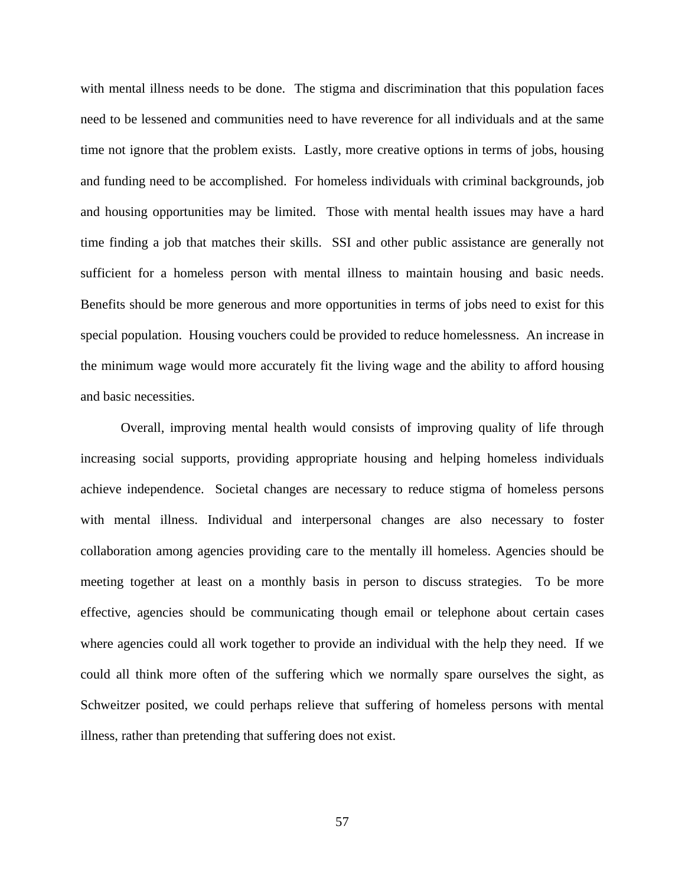with mental illness needs to be done. The stigma and discrimination that this population faces need to be lessened and communities need to have reverence for all individuals and at the same time not ignore that the problem exists. Lastly, more creative options in terms of jobs, housing and funding need to be accomplished. For homeless individuals with criminal backgrounds, job and housing opportunities may be limited. Those with mental health issues may have a hard time finding a job that matches their skills. SSI and other public assistance are generally not sufficient for a homeless person with mental illness to maintain housing and basic needs. Benefits should be more generous and more opportunities in terms of jobs need to exist for this special population. Housing vouchers could be provided to reduce homelessness. An increase in the minimum wage would more accurately fit the living wage and the ability to afford housing and basic necessities.

Overall, improving mental health would consists of improving quality of life through increasing social supports, providing appropriate housing and helping homeless individuals achieve independence. Societal changes are necessary to reduce stigma of homeless persons with mental illness. Individual and interpersonal changes are also necessary to foster collaboration among agencies providing care to the mentally ill homeless. Agencies should be meeting together at least on a monthly basis in person to discuss strategies. To be more effective, agencies should be communicating though email or telephone about certain cases where agencies could all work together to provide an individual with the help they need. If we could all think more often of the suffering which we normally spare ourselves the sight, as Schweitzer posited, we could perhaps relieve that suffering of homeless persons with mental illness, rather than pretending that suffering does not exist.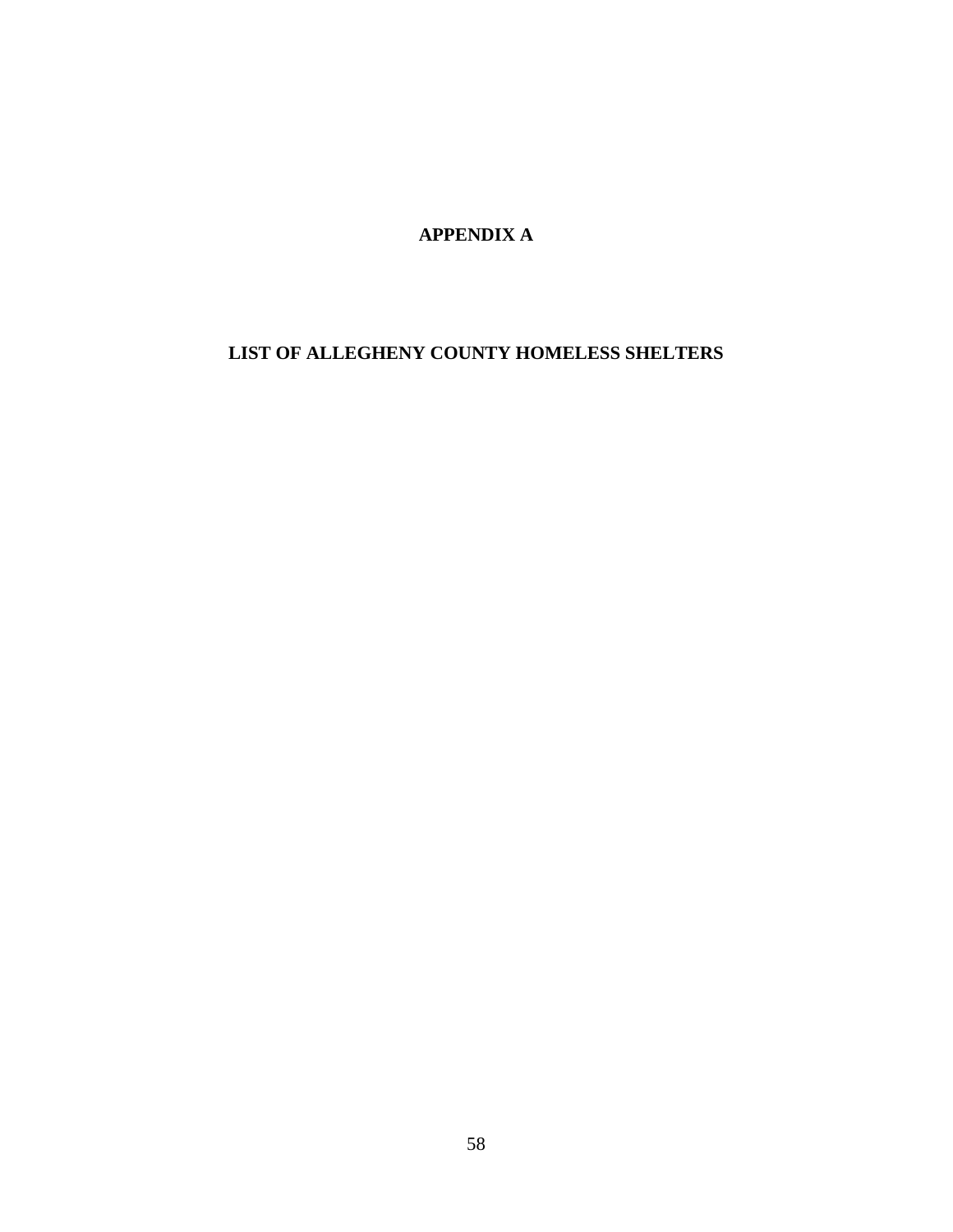# APPENDIX A

## LIST OF ALLEGHENY COUNTY HOMELESS SHELTERS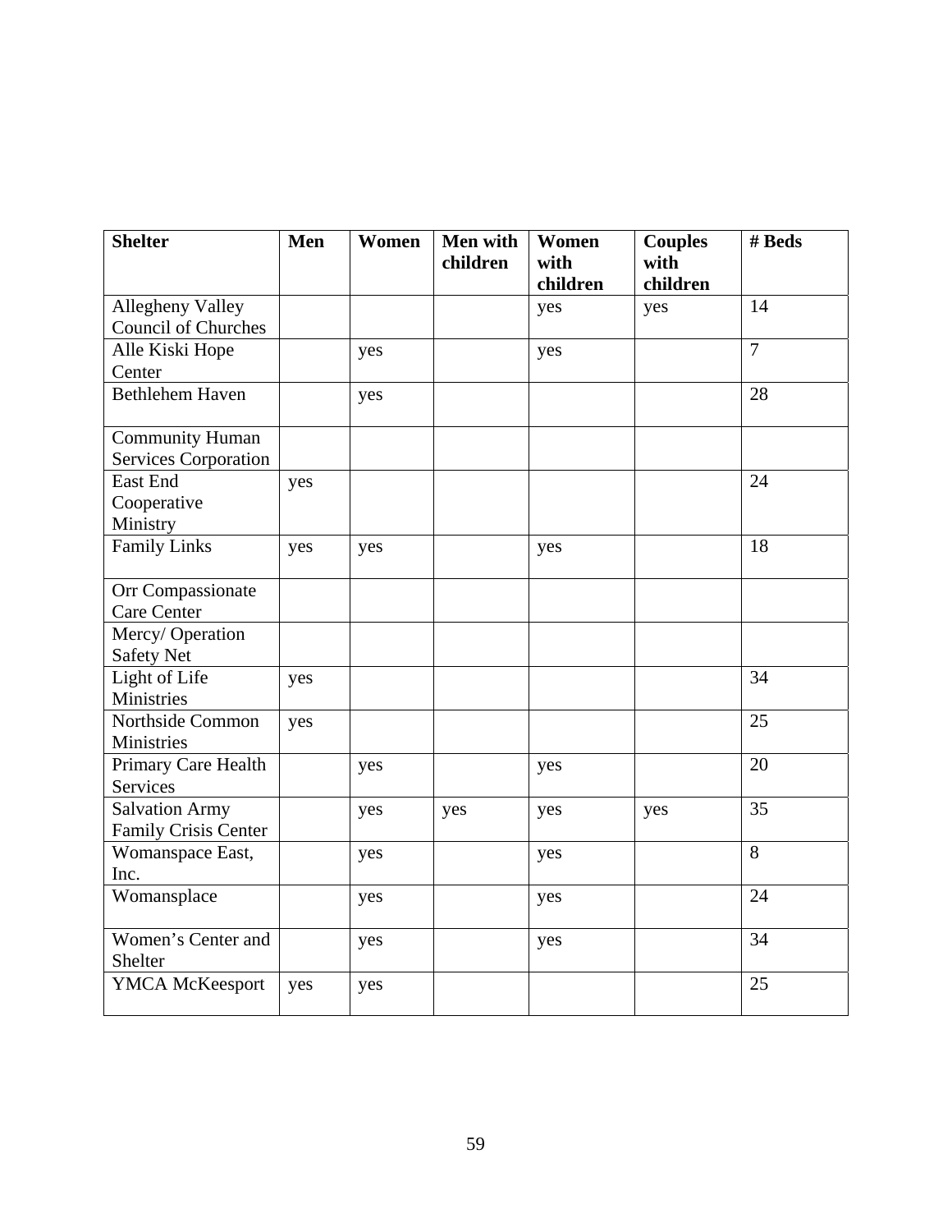| Shelter | Men | Women | Men with children | Women with children | Couples with children | # Beds |
|---|---|---|---|---|---|---|
| Allegheny Valley Council of Churches | | | | yes | yes | 14 |
| Alle Kiski Hope Center | | yes | | yes | | 7 |
| Bethlehem Haven | | yes | | | | 28 |
| Community Human Services Corporation | | | | | | |
| East End Cooperative Ministry | yes | | | | | 24 |
| Family Links | yes | yes | | yes | | 18 |
| Orr Compassionate Care Center | | | | | | |
| Mercy/ Operation Safety Net | | | | | | |
| Light of Life Ministries | yes | | | | | 34 |
| Northside Common Ministries | yes | | | | | 25 |
| Primary Care Health Services | | yes | | yes | | 20 |
| Salvation Army Family Crisis Center | | yes | yes | yes | yes | 35 |
| Womanspace East, Inc. | | yes | | yes | | 8 |
| Womansplace | | yes | | yes | | 24 |
| Women's Center and Shelter | | yes | | yes | | 34 |
| YMCA McKeesport | yes | yes | | | | 25 |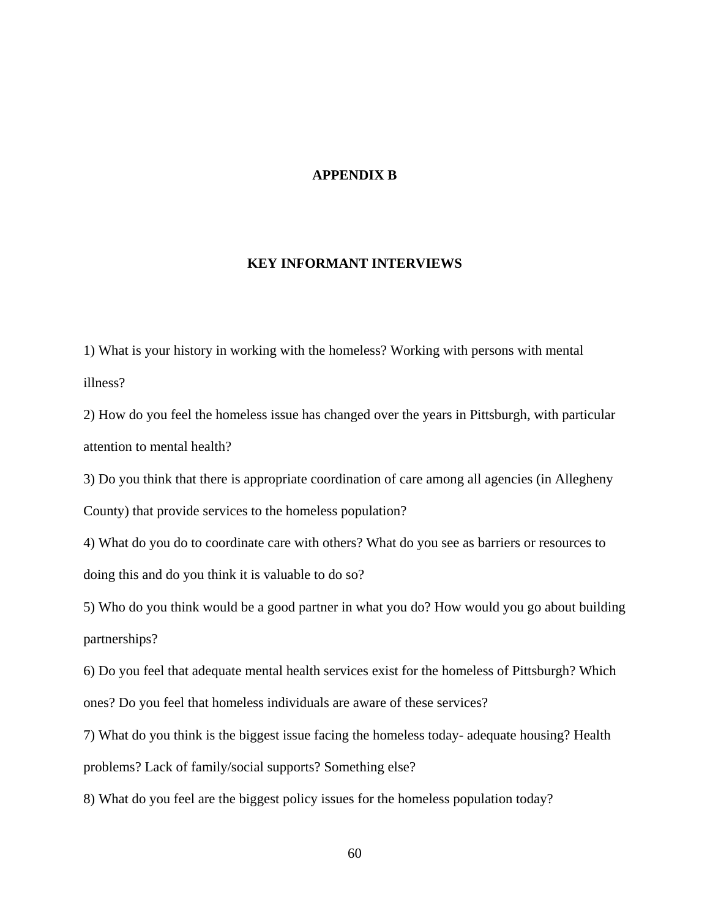# APPENDIX B

## KEY INFORMANT INTERVIEWS

1) What is your history in working with the homeless? Working with persons with mental illness?

2) How do you feel the homeless issue has changed over the years in Pittsburgh, with particular attention to mental health?

3) Do you think that there is appropriate coordination of care among all agencies (in Allegheny County) that provide services to the homeless population?

4) What do you do to coordinate care with others? What do you see as barriers or resources to doing this and do you think it is valuable to do so?

5) Who do you think would be a good partner in what you do? How would you go about building partnerships?

6) Do you feel that adequate mental health services exist for the homeless of Pittsburgh? Which ones? Do you feel that homeless individuals are aware of these services?

7) What do you think is the biggest issue facing the homeless today- adequate housing? Health problems? Lack of family/social supports? Something else?

8) What do you feel are the biggest policy issues for the homeless population today?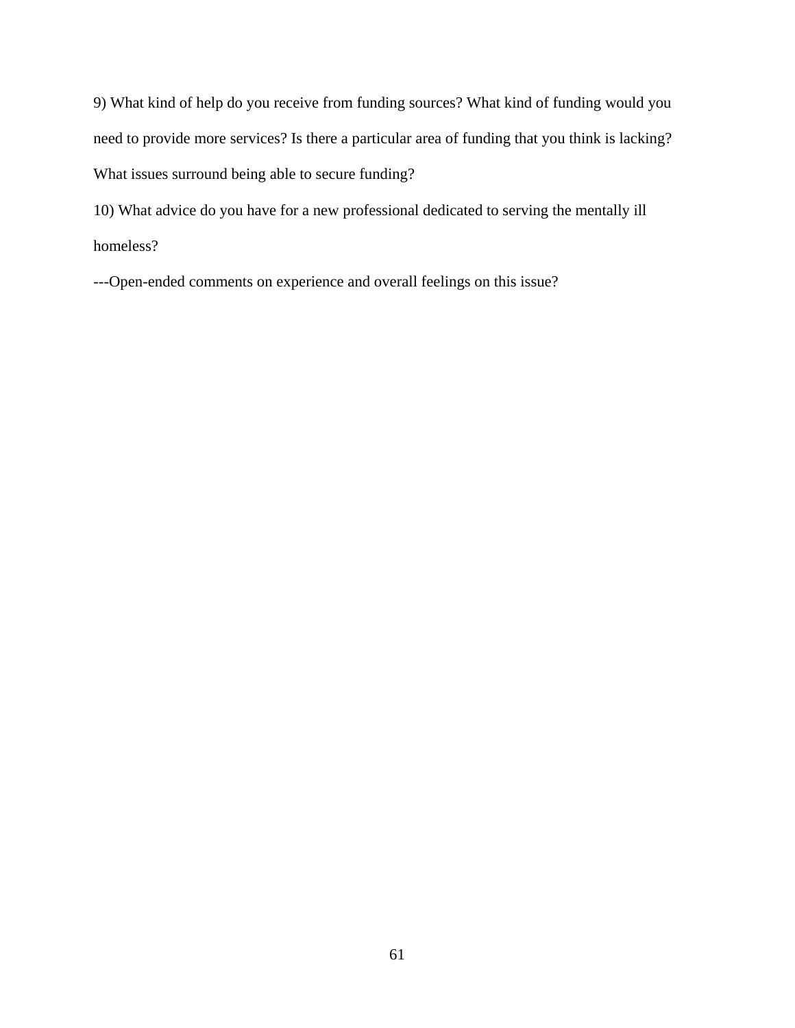9) What kind of help do you receive from funding sources? What kind of funding would you need to provide more services? Is there a particular area of funding that you think is lacking? What issues surround being able to secure funding?

10) What advice do you have for a new professional dedicated to serving the mentally ill homeless?

---Open-ended comments on experience and overall feelings on this issue?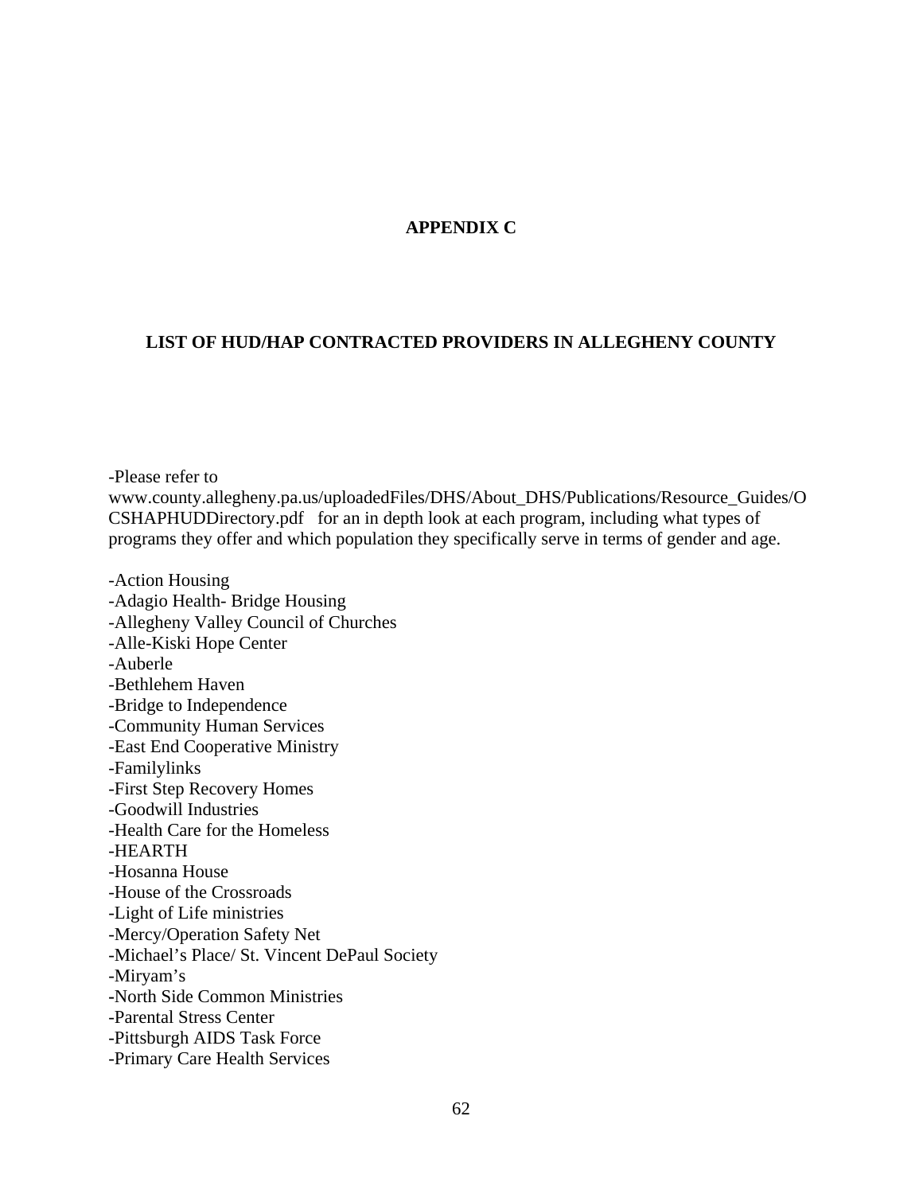# APPENDIX C

## LIST OF HUD/HAP CONTRACTED PROVIDERS IN ALLEGHENY COUNTY

-Please refer to www.county.allegheny.pa.us/uploadedFiles/DHS/About_DHS/Publications/Resource_Guides/OCSHAPHUDDirectory.pdf for an in depth look at each program, including what types of programs they offer and which population they specifically serve in terms of gender and age.

-Action Housing
-Adagio Health- Bridge Housing
-Allegheny Valley Council of Churches
-Alle-Kiski Hope Center
-Auberle
-Bethlehem Haven
-Bridge to Independence
-Community Human Services
-East End Cooperative Ministry
-Familylinks
-First Step Recovery Homes
-Goodwill Industries
-Health Care for the Homeless
-HEARTH
-Hosanna House
-House of the Crossroads
-Light of Life ministries
-Mercy/Operation Safety Net
-Michael's Place/ St. Vincent DePaul Society
-Miryam's
-North Side Common Ministries
-Parental Stress Center
-Pittsburgh AIDS Task Force
-Primary Care Health Services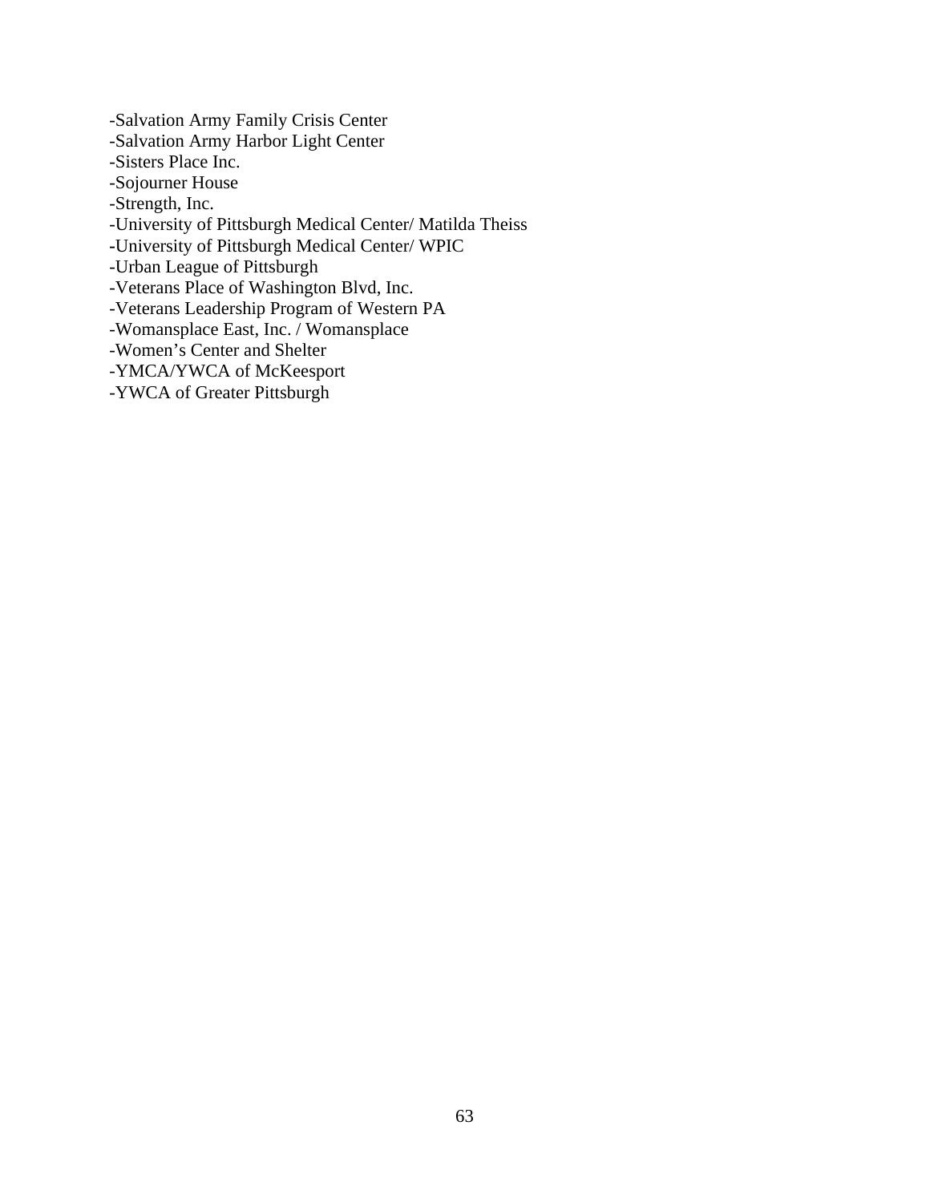-Salvation Army Family Crisis Center
-Salvation Army Harbor Light Center
-Sisters Place Inc.
-Sojourner House
-Strength, Inc.
-University of Pittsburgh Medical Center/ Matilda Theiss
-University of Pittsburgh Medical Center/ WPIC
-Urban League of Pittsburgh
-Veterans Place of Washington Blvd, Inc.
-Veterans Leadership Program of Western PA
-Womansplace East, Inc. / Womansplace
-Women's Center and Shelter
-YMCA/YWCA of McKeesport
-YWCA of Greater Pittsburgh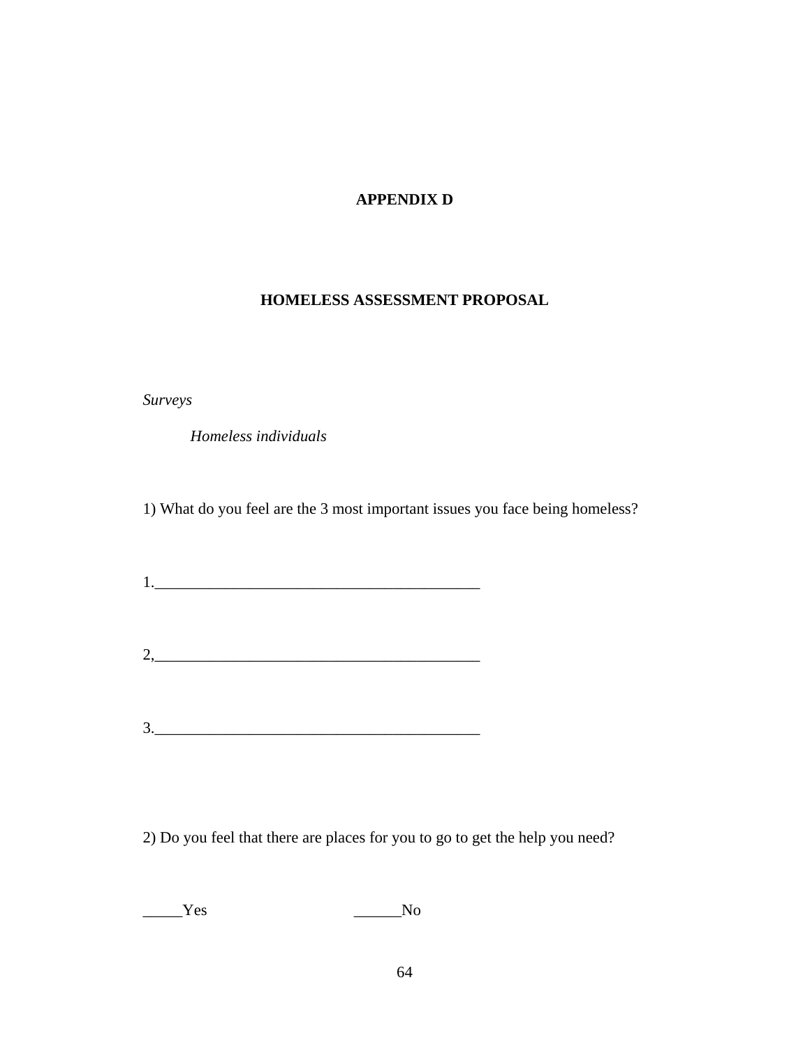# APPENDIX D

## HOMELESS ASSESSMENT PROPOSAL

*Surveys*

*Homeless individuals*

1) What do you feel are the 3 most important issues you face being homeless?

1.__________________________________________

2,__________________________________________

3.__________________________________________

2) Do you feel that there are places for you to go to get the help you need?

_____Yes ______No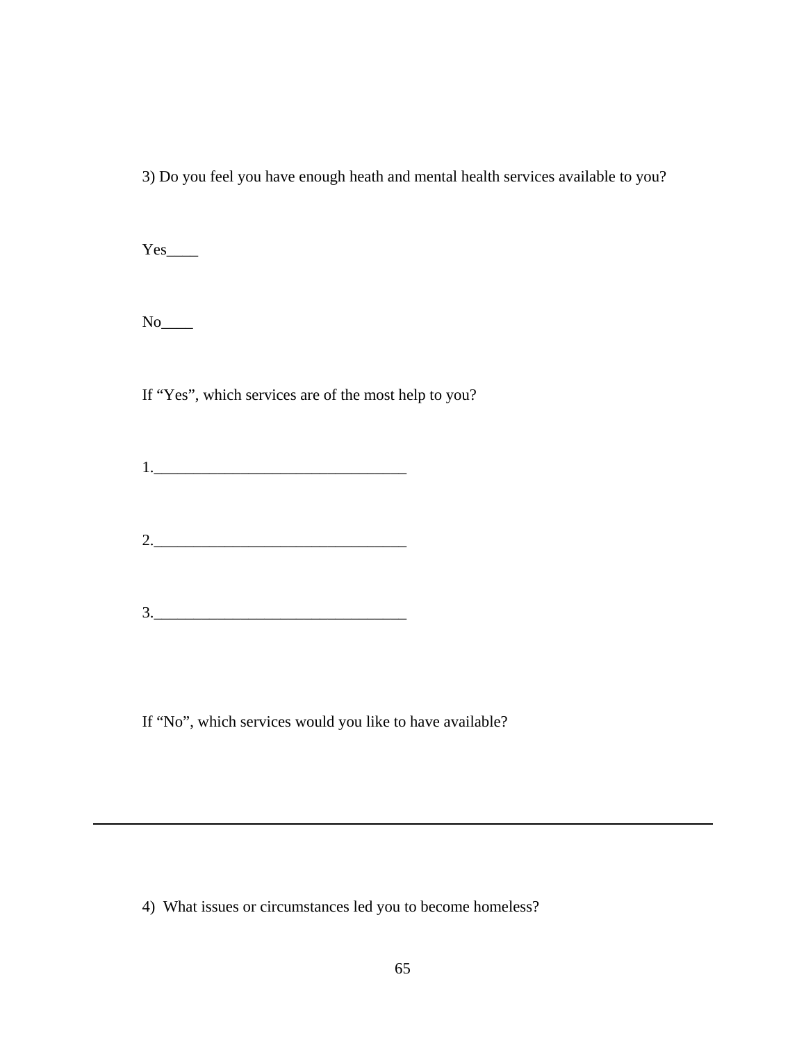3) Do you feel you have enough heath and mental health services available to you?

Yes____

No____

If “Yes”, which services are of the most help to you?

1.________________________________

2.________________________________

3.________________________________

If “No”, which services would you like to have available?

---

4) What issues or circumstances led you to become homeless?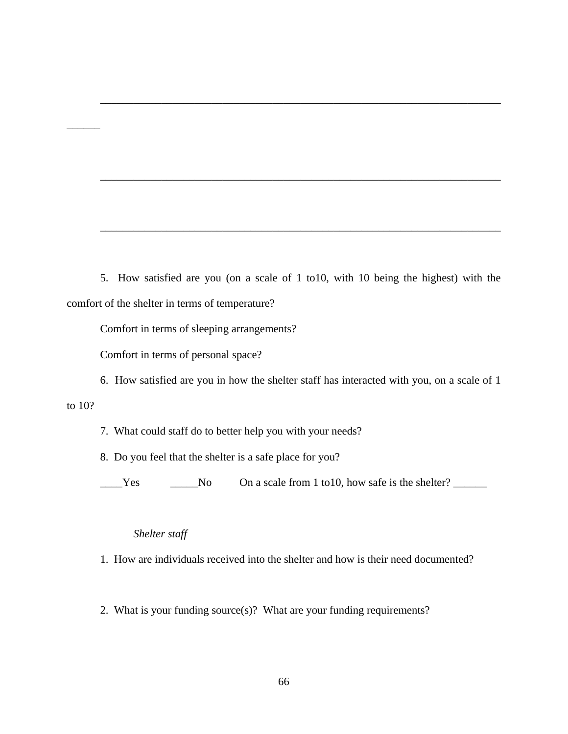________________________________________________________________________
______

________________________________________________________________________

________________________________________________________________________

5.  How satisfied are you (on a scale of 1 to10, with 10 being the highest) with the comfort of the shelter in terms of temperature?

Comfort in terms of sleeping arrangements?

Comfort in terms of personal space?

6.  How satisfied are you in how the shelter staff has interacted with you, on a scale of 1 to 10?

7.  What could staff do to better help you with your needs?

8.  Do you feel that the shelter is a safe place for you?

____Yes      _____No      On a scale from 1 to10, how safe is the shelter? ______

*Shelter staff*

1.  How are individuals received into the shelter and how is their need documented?

2.  What is your funding source(s)?  What are your funding requirements?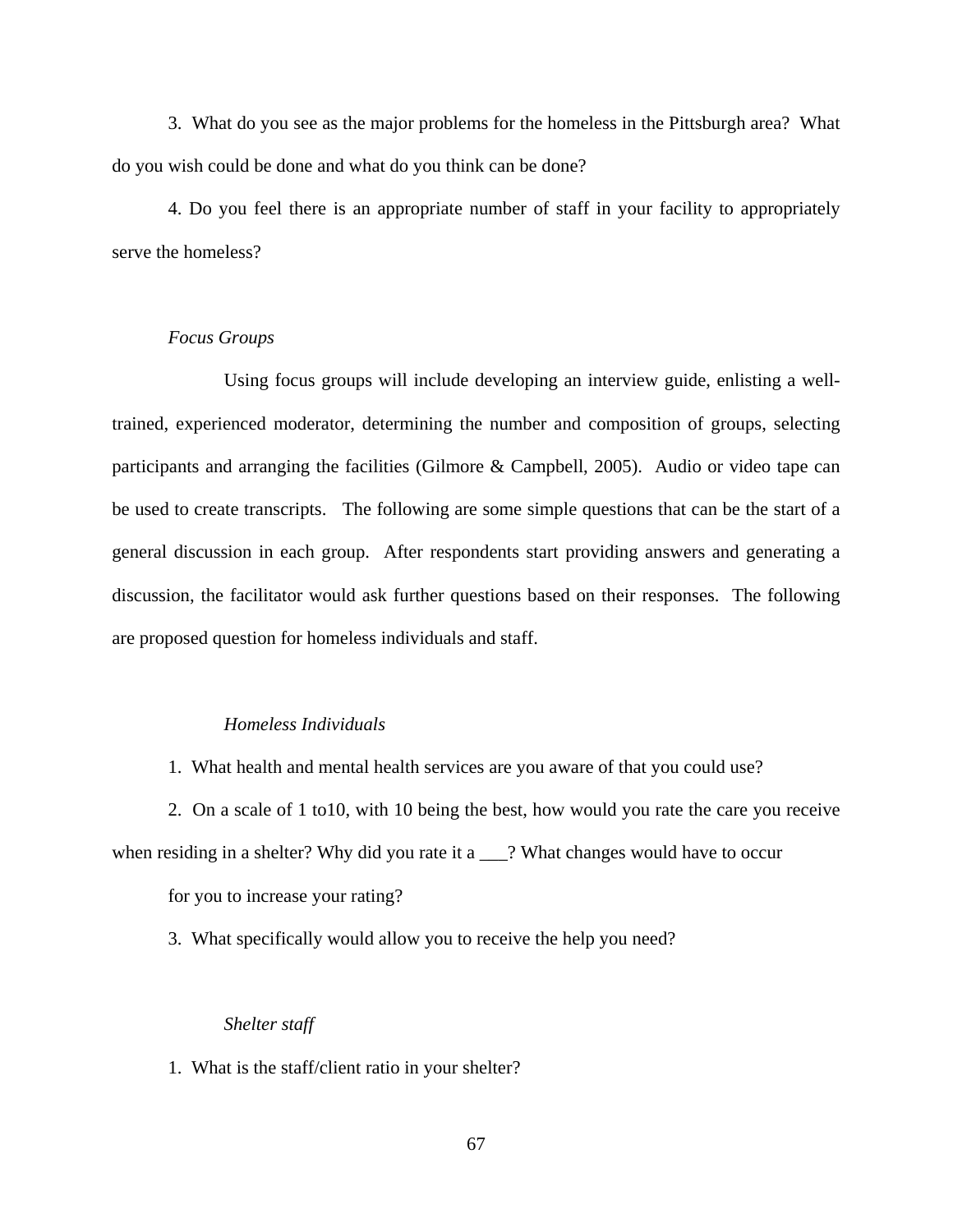3. What do you see as the major problems for the homeless in the Pittsburgh area? What do you wish could be done and what do you think can be done?

4. Do you feel there is an appropriate number of staff in your facility to appropriately serve the homeless?

*Focus Groups*

Using focus groups will include developing an interview guide, enlisting a well-trained, experienced moderator, determining the number and composition of groups, selecting participants and arranging the facilities (Gilmore & Campbell, 2005). Audio or video tape can be used to create transcripts. The following are some simple questions that can be the start of a general discussion in each group. After respondents start providing answers and generating a discussion, the facilitator would ask further questions based on their responses. The following are proposed question for homeless individuals and staff.

*Homeless Individuals*

1. What health and mental health services are you aware of that you could use?

2. On a scale of 1 to10, with 10 being the best, how would you rate the care you receive when residing in a shelter? Why did you rate it a ___? What changes would have to occur for you to increase your rating?

3. What specifically would allow you to receive the help you need?

*Shelter staff*

1. What is the staff/client ratio in your shelter?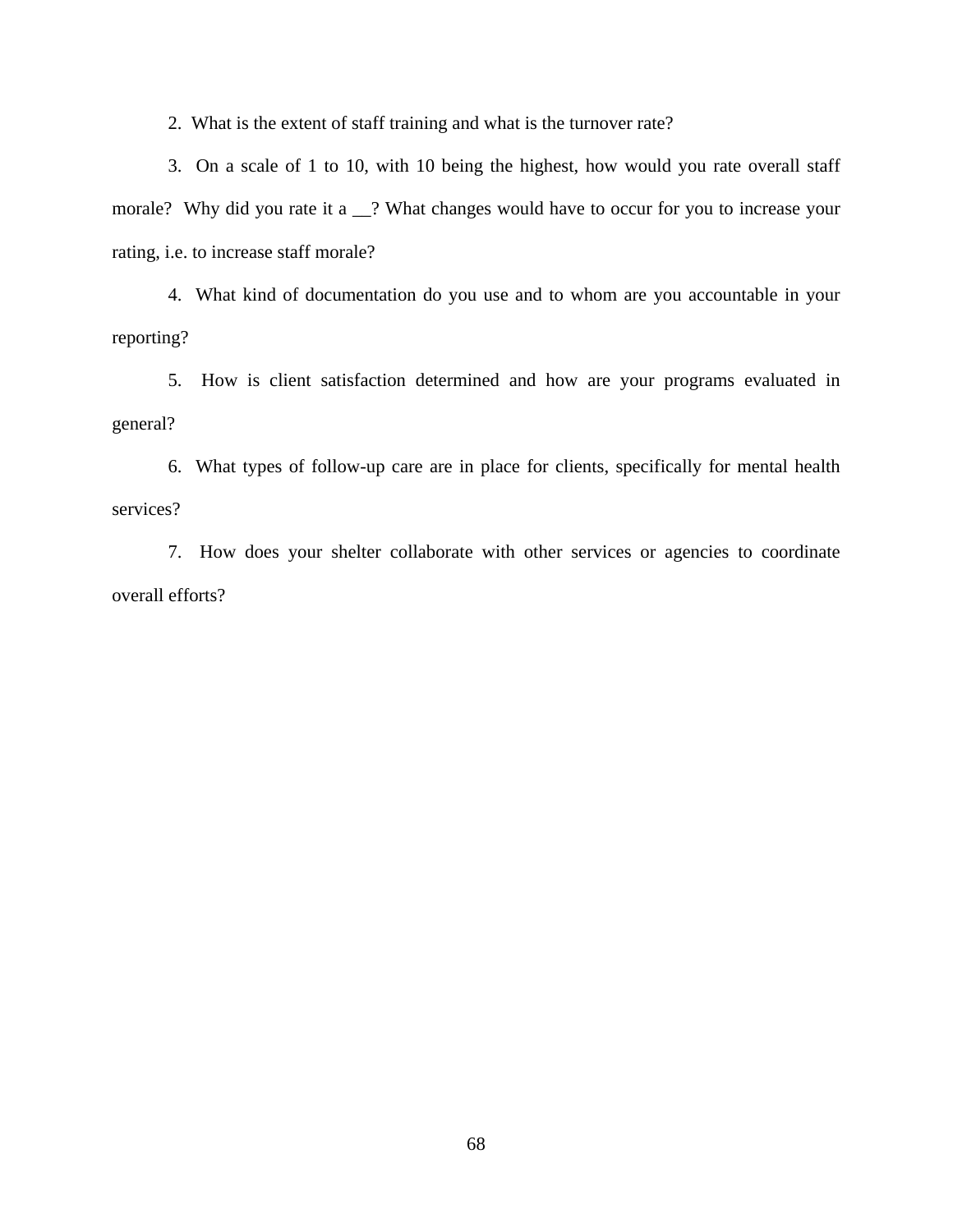2. What is the extent of staff training and what is the turnover rate?

3. On a scale of 1 to 10, with 10 being the highest, how would you rate overall staff morale? Why did you rate it a __? What changes would have to occur for you to increase your rating, i.e. to increase staff morale?

4. What kind of documentation do you use and to whom are you accountable in your reporting?

5. How is client satisfaction determined and how are your programs evaluated in general?

6. What types of follow-up care are in place for clients, specifically for mental health services?

7. How does your shelter collaborate with other services or agencies to coordinate overall efforts?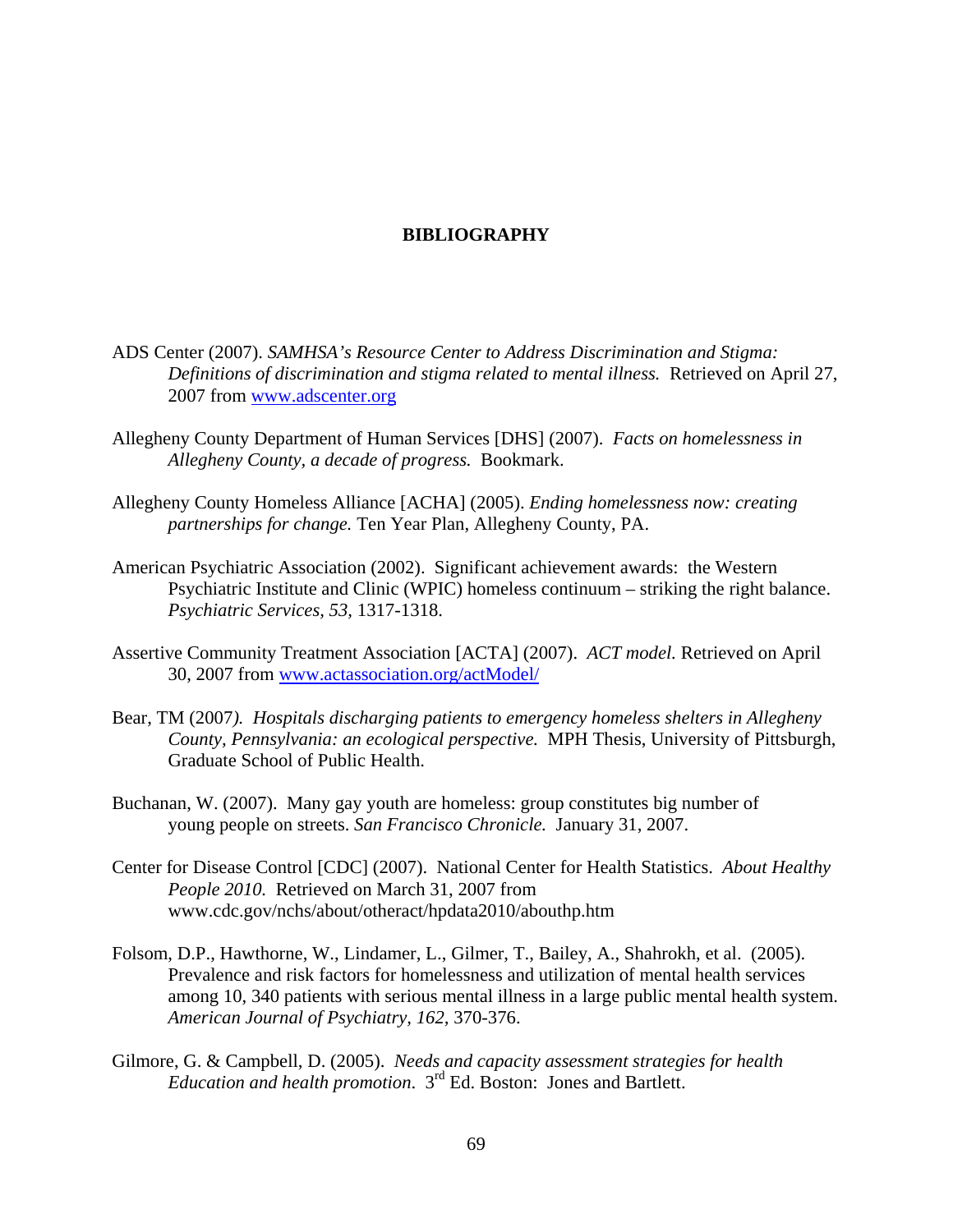# BIBLIOGRAPHY

ADS Center (2007). *SAMHSA's Resource Center to Address Discrimination and Stigma: Definitions of discrimination and stigma related to mental illness.* Retrieved on April 27, 2007 from www.adscenter.org

Allegheny County Department of Human Services [DHS] (2007). *Facts on homelessness in Allegheny County, a decade of progress.* Bookmark.

Allegheny County Homeless Alliance [ACHA] (2005). *Ending homelessness now: creating partnerships for change.* Ten Year Plan, Allegheny County, PA.

American Psychiatric Association (2002). Significant achievement awards: the Western Psychiatric Institute and Clinic (WPIC) homeless continuum – striking the right balance. *Psychiatric Services, 53,* 1317-1318.

Assertive Community Treatment Association [ACTA] (2007). *ACT model.* Retrieved on April 30, 2007 from www.actassociation.org/actModel/

Bear, TM (2007*). Hospitals discharging patients to emergency homeless shelters in Allegheny County, Pennsylvania: an ecological perspective.* MPH Thesis, University of Pittsburgh, Graduate School of Public Health.

Buchanan, W. (2007). Many gay youth are homeless: group constitutes big number of young people on streets. *San Francisco Chronicle.* January 31, 2007.

Center for Disease Control [CDC] (2007). National Center for Health Statistics. *About Healthy People 2010.* Retrieved on March 31, 2007 from www.cdc.gov/nchs/about/otheract/hpdata2010/abouthp.htm

Folsom, D.P., Hawthorne, W., Lindamer, L., Gilmer, T., Bailey, A., Shahrokh, et al. (2005). Prevalence and risk factors for homelessness and utilization of mental health services among 10, 340 patients with serious mental illness in a large public mental health system. *American Journal of Psychiatry, 162,* 370-376.

Gilmore, G. & Campbell, D. (2005). *Needs and capacity assessment strategies for health Education and health promotion*. 3rd Ed. Boston: Jones and Bartlett.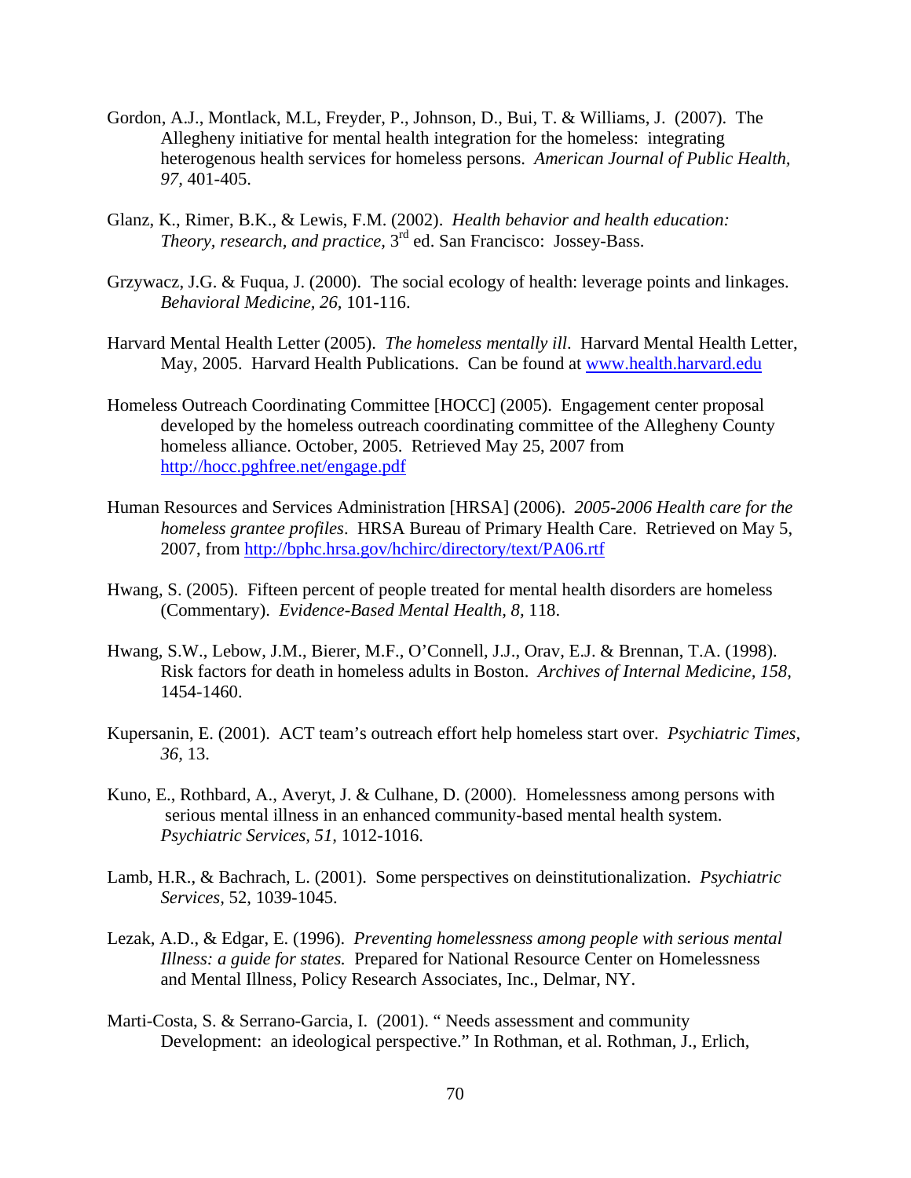Gordon, A.J., Montlack, M.L, Freyder, P., Johnson, D., Bui, T. & Williams, J. (2007). The Allegheny initiative for mental health integration for the homeless: integrating heterogenous health services for homeless persons. *American Journal of Public Health, 97,* 401-405.

Glanz, K., Rimer, B.K., & Lewis, F.M. (2002). *Health behavior and health education: Theory, research, and practice,* 3rd ed. San Francisco: Jossey-Bass.

Grzywacz, J.G. & Fuqua, J. (2000). The social ecology of health: leverage points and linkages. *Behavioral Medicine, 26,* 101-116.

Harvard Mental Health Letter (2005). *The homeless mentally ill*. Harvard Mental Health Letter, May, 2005. Harvard Health Publications. Can be found at www.health.harvard.edu

Homeless Outreach Coordinating Committee [HOCC] (2005). Engagement center proposal developed by the homeless outreach coordinating committee of the Allegheny County homeless alliance. October, 2005. Retrieved May 25, 2007 from http://hocc.pghfree.net/engage.pdf

Human Resources and Services Administration [HRSA] (2006). *2005-2006 Health care for the homeless grantee profiles*. HRSA Bureau of Primary Health Care. Retrieved on May 5, 2007, from http://bphc.hrsa.gov/hchirc/directory/text/PA06.rtf

Hwang, S. (2005). Fifteen percent of people treated for mental health disorders are homeless (Commentary). *Evidence-Based Mental Health, 8,* 118.

Hwang, S.W., Lebow, J.M., Bierer, M.F., O'Connell, J.J., Orav, E.J. & Brennan, T.A. (1998). Risk factors for death in homeless adults in Boston. *Archives of Internal Medicine, 158,* 1454-1460.

Kupersanin, E. (2001). ACT team's outreach effort help homeless start over. *Psychiatric Times, 36,* 13.

Kuno, E., Rothbard, A., Averyt, J. & Culhane, D. (2000). Homelessness among persons with serious mental illness in an enhanced community-based mental health system. *Psychiatric Services, 51,* 1012-1016.

Lamb, H.R., & Bachrach, L. (2001). Some perspectives on deinstitutionalization. *Psychiatric Services,* 52, 1039-1045.

Lezak, A.D., & Edgar, E. (1996). *Preventing homelessness among people with serious mental Illness: a guide for states.* Prepared for National Resource Center on Homelessness and Mental Illness, Policy Research Associates, Inc., Delmar, NY.

Marti-Costa, S. & Serrano-Garcia, I. (2001). " Needs assessment and community Development: an ideological perspective." In Rothman, et al. Rothman, J., Erlich,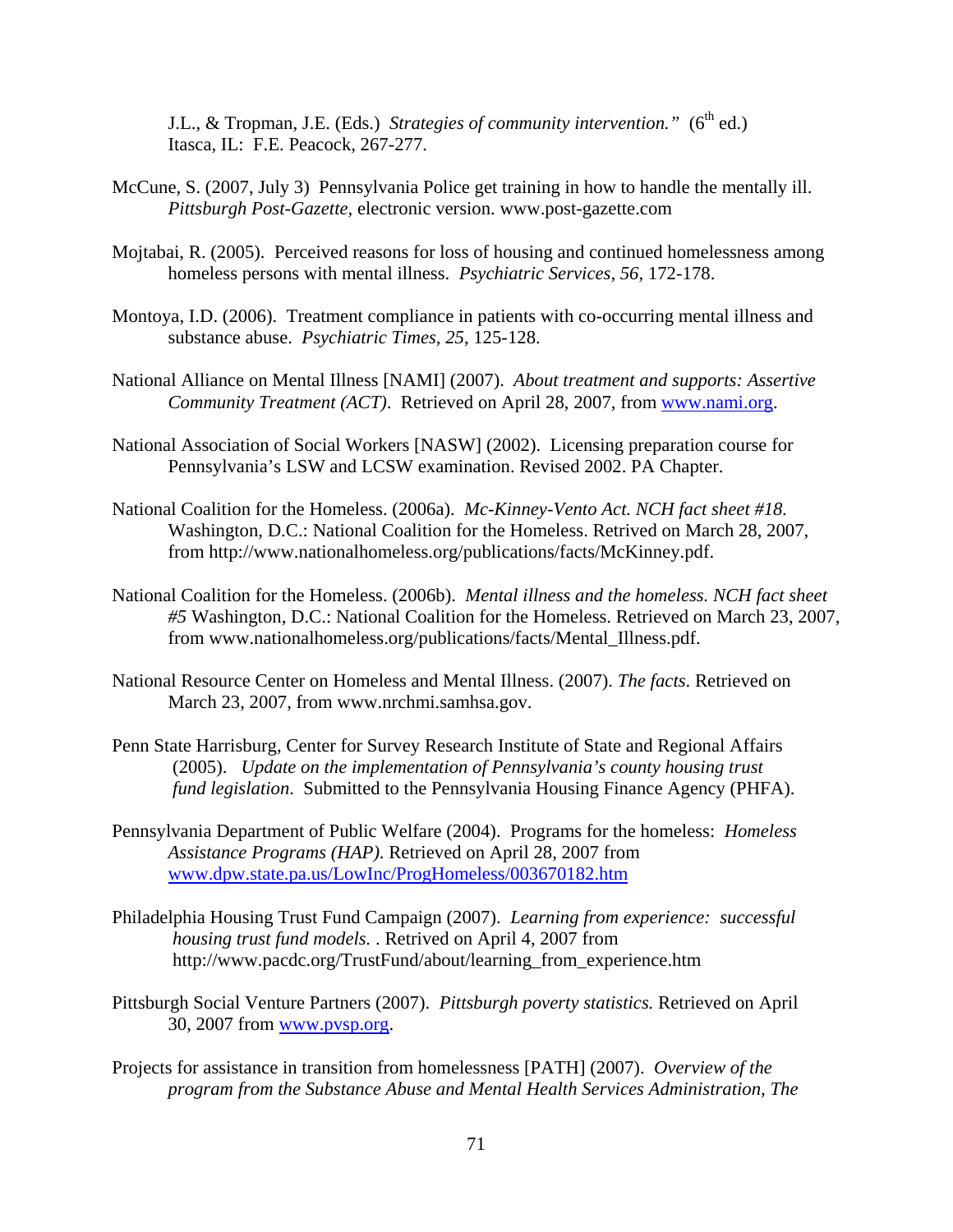J.L., & Tropman, J.E. (Eds.) *Strategies of community intervention."* (6th ed.) Itasca, IL: F.E. Peacock, 267-277.

McCune, S. (2007, July 3) Pennsylvania Police get training in how to handle the mentally ill. *Pittsburgh Post-Gazette,* electronic version. www.post-gazette.com

Mojtabai, R. (2005). Perceived reasons for loss of housing and continued homelessness among homeless persons with mental illness. *Psychiatric Services, 56,* 172-178.

Montoya, I.D. (2006). Treatment compliance in patients with co-occurring mental illness and substance abuse. *Psychiatric Times, 25*, 125-128.

National Alliance on Mental Illness [NAMI] (2007). *About treatment and supports: Assertive Community Treatment (ACT)*. Retrieved on April 28, 2007, from www.nami.org.

National Association of Social Workers [NASW] (2002). Licensing preparation course for Pennsylvania's LSW and LCSW examination. Revised 2002. PA Chapter.

National Coalition for the Homeless. (2006a). *Mc-Kinney-Vento Act. NCH fact sheet #18.* Washington, D.C.: National Coalition for the Homeless. Retrived on March 28, 2007, from http://www.nationalhomeless.org/publications/facts/McKinney.pdf.

National Coalition for the Homeless. (2006b). *Mental illness and the homeless. NCH fact sheet #5* Washington, D.C.: National Coalition for the Homeless. Retrieved on March 23, 2007, from www.nationalhomeless.org/publications/facts/Mental_Illness.pdf.

National Resource Center on Homeless and Mental Illness. (2007). *The facts*. Retrieved on March 23, 2007, from www.nrchmi.samhsa.gov.

Penn State Harrisburg, Center for Survey Research Institute of State and Regional Affairs (2005). *Update on the implementation of Pennsylvania's county housing trust fund legislation*. Submitted to the Pennsylvania Housing Finance Agency (PHFA).

Pennsylvania Department of Public Welfare (2004). Programs for the homeless: *Homeless Assistance Programs (HAP)*. Retrieved on April 28, 2007 from www.dpw.state.pa.us/LowInc/ProgHomeless/003670182.htm

Philadelphia Housing Trust Fund Campaign (2007). *Learning from experience: successful housing trust fund models.* . Retrived on April 4, 2007 from http://www.pacdc.org/TrustFund/about/learning_from_experience.htm

Pittsburgh Social Venture Partners (2007). *Pittsburgh poverty statistics.* Retrieved on April 30, 2007 from www.pvsp.org.

Projects for assistance in transition from homelessness [PATH] (2007). *Overview of the program from the Substance Abuse and Mental Health Services Administration, The*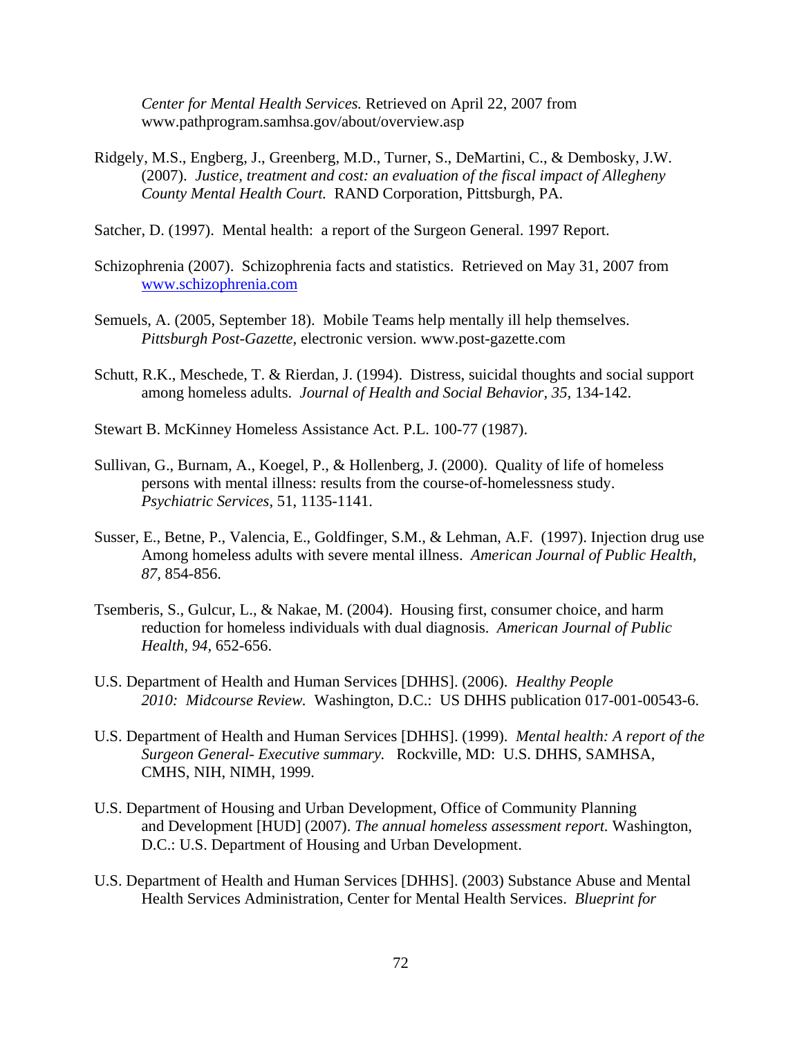*Center for Mental Health Services.* Retrieved on April 22, 2007 from www.pathprogram.samhsa.gov/about/overview.asp

Ridgely, M.S., Engberg, J., Greenberg, M.D., Turner, S., DeMartini, C., & Dembosky, J.W. (2007). *Justice, treatment and cost: an evaluation of the fiscal impact of Allegheny County Mental Health Court.* RAND Corporation, Pittsburgh, PA.

Satcher, D. (1997). Mental health: a report of the Surgeon General. 1997 Report.

Schizophrenia (2007). Schizophrenia facts and statistics. Retrieved on May 31, 2007 from www.schizophrenia.com

Semuels, A. (2005, September 18). Mobile Teams help mentally ill help themselves. *Pittsburgh Post-Gazette,* electronic version. www.post-gazette.com

Schutt, R.K., Meschede, T. & Rierdan, J. (1994). Distress, suicidal thoughts and social support among homeless adults. *Journal of Health and Social Behavior, 35,* 134-142.

Stewart B. McKinney Homeless Assistance Act. P.L. 100-77 (1987).

Sullivan, G., Burnam, A., Koegel, P., & Hollenberg, J. (2000). Quality of life of homeless persons with mental illness: results from the course-of-homelessness study. *Psychiatric Services,* 51, 1135-1141.

Susser, E., Betne, P., Valencia, E., Goldfinger, S.M., & Lehman, A.F. (1997). Injection drug use Among homeless adults with severe mental illness. *American Journal of Public Health, 87,* 854-856.

Tsemberis, S., Gulcur, L., & Nakae, M. (2004). Housing first, consumer choice, and harm reduction for homeless individuals with dual diagnosis. *American Journal of Public Health, 94,* 652-656.

U.S. Department of Health and Human Services [DHHS]. (2006). *Healthy People 2010: Midcourse Review.* Washington, D.C.: US DHHS publication 017-001-00543-6.

U.S. Department of Health and Human Services [DHHS]. (1999). *Mental health: A report of the Surgeon General- Executive summary.* Rockville, MD: U.S. DHHS, SAMHSA, CMHS, NIH, NIMH, 1999.

U.S. Department of Housing and Urban Development, Office of Community Planning and Development [HUD] (2007). *The annual homeless assessment report.* Washington, D.C.: U.S. Department of Housing and Urban Development.

U.S. Department of Health and Human Services [DHHS]. (2003) Substance Abuse and Mental Health Services Administration, Center for Mental Health Services. *Blueprint for*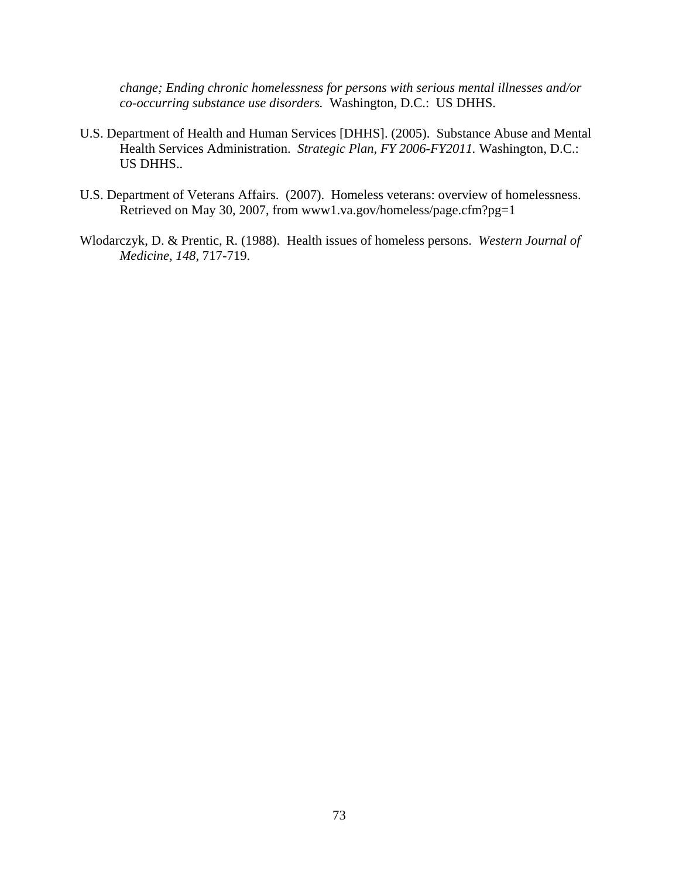*change; Ending chronic homelessness for persons with serious mental illnesses and/or co-occurring substance use disorders.* Washington, D.C.: US DHHS.

U.S. Department of Health and Human Services [DHHS]. (2005). Substance Abuse and Mental Health Services Administration. *Strategic Plan, FY 2006-FY2011.* Washington, D.C.: US DHHS..

U.S. Department of Veterans Affairs. (2007). Homeless veterans: overview of homelessness. Retrieved on May 30, 2007, from www1.va.gov/homeless/page.cfm?pg=1

Wlodarczyk, D. & Prentic, R. (1988). Health issues of homeless persons. *Western Journal of Medicine, 148*, 717-719.